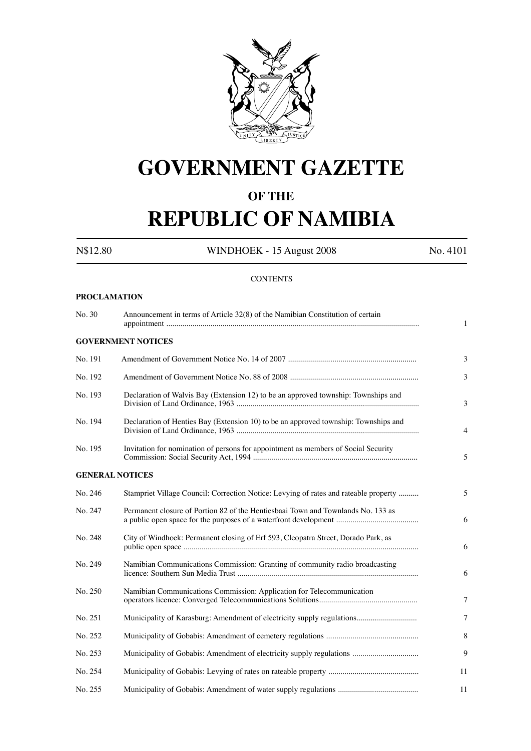# GOVERNMENT GAZETTE

## OF THE

# REPUBLIC OF NAMIBIA

N$12.80 WINDHOEK - 15 August 2008 No. 4101

CONTENTS

**PROCLAMATION**

| | | |
|---|---|---|
| No. 30 | Announcement in terms of Article 32(8) of the Namibian Constitution of certain appointment | 1 |

**GOVERNMENT NOTICES**

| | | |
|---|---|---|
| No. 191 | Amendment of Government Notice No. 14 of 2007 | 3 |
| No. 192 | Amendment of Government Notice No. 88 of 2008 | 3 |
| No. 193 | Declaration of Walvis Bay (Extension 12) to be an approved township: Townships and Division of Land Ordinance, 1963 | 3 |
| No. 194 | Declaration of Henties Bay (Extension 10) to be an approved township: Townships and Division of Land Ordinance, 1963 | 4 |
| No. 195 | Invitation for nomination of persons for appointment as members of Social Security Commission: Social Security Act, 1994 | 5 |

**GENERAL NOTICES**

| | | |
|---|---|---|
| No. 246 | Stampriet Village Council: Correction Notice: Levying of rates and rateable property | 5 |
| No. 247 | Permanent closure of Portion 82 of the Hentiesbaai Town and Townlands No. 133 as a public open space for the purposes of a waterfront development | 6 |
| No. 248 | City of Windhoek: Permanent closing of Erf 593, Cleopatra Street, Dorado Park, as public open space | 6 |
| No. 249 | Namibian Communications Commission: Granting of community radio broadcasting licence: Southern Sun Media Trust | 6 |
| No. 250 | Namibian Communications Commission: Application for Telecommunication operators licence: Converged Telecommunications Solutions | 7 |
| No. 251 | Municipality of Karasburg: Amendment of electricity supply regulations | 7 |
| No. 252 | Municipality of Gobabis: Amendment of cemetery regulations | 8 |
| No. 253 | Municipality of Gobabis: Amendment of electricity supply regulations | 9 |
| No. 254 | Municipality of Gobabis: Levying of rates on rateable property | 11 |
| No. 255 | Municipality of Gobabis: Amendment of water supply regulations | 11 |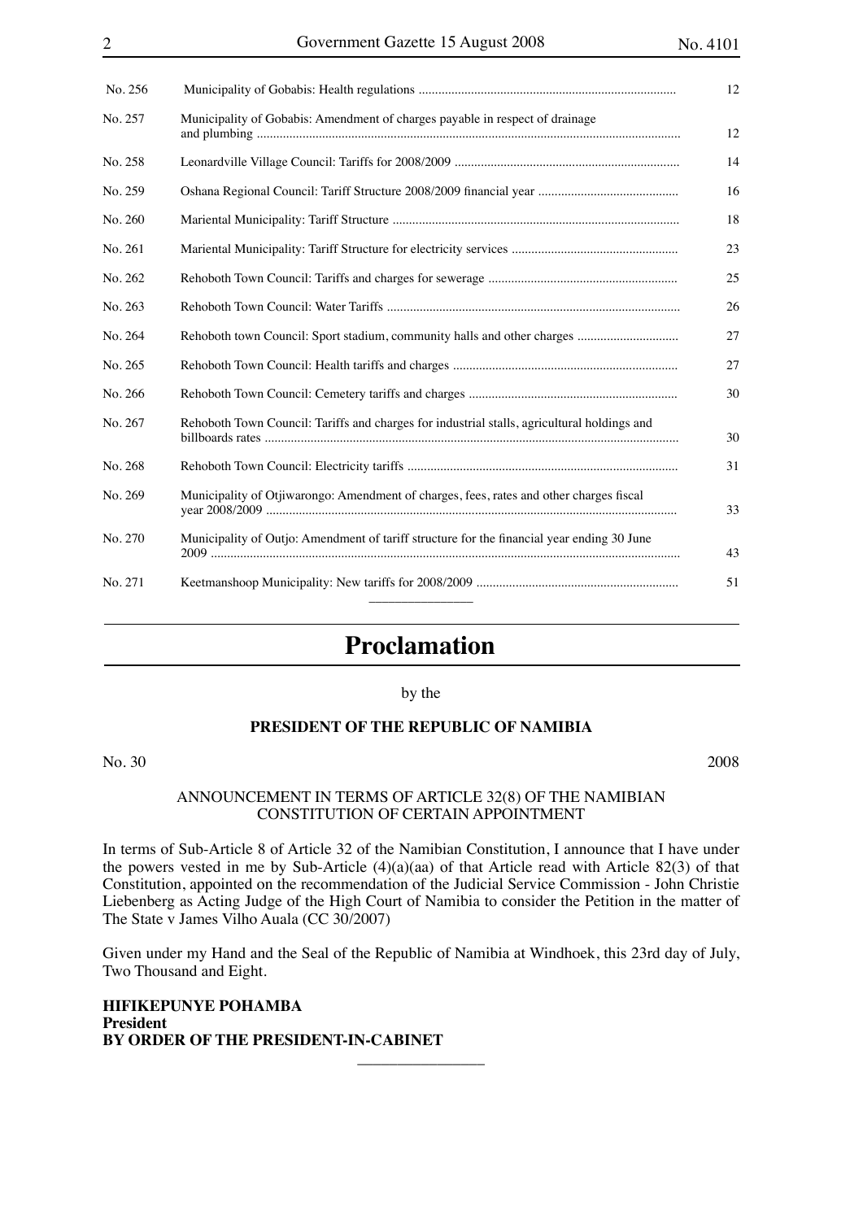| | | |
|---|---|---|
| No. 256 | Municipality of Gobabis: Health regulations | 12 |
| No. 257 | Municipality of Gobabis: Amendment of charges payable in respect of drainage and plumbing | 12 |
| No. 258 | Leonardville Village Council: Tariffs for 2008/2009 | 14 |
| No. 259 | Oshana Regional Council: Tariff Structure 2008/2009 financial year | 16 |
| No. 260 | Mariental Municipality: Tariff Structure | 18 |
| No. 261 | Mariental Municipality: Tariff Structure for electricity services | 23 |
| No. 262 | Rehoboth Town Council: Tariffs and charges for sewerage | 25 |
| No. 263 | Rehoboth Town Council: Water Tariffs | 26 |
| No. 264 | Rehoboth town Council: Sport stadium, community halls and other charges | 27 |
| No. 265 | Rehoboth Town Council: Health tariffs and charges | 27 |
| No. 266 | Rehoboth Town Council: Cemetery tariffs and charges | 30 |
| No. 267 | Rehoboth Town Council: Tariffs and charges for industrial stalls, agricultural holdings and billboards rates | 30 |
| No. 268 | Rehoboth Town Council: Electricity tariffs | 31 |
| No. 269 | Municipality of Otjiwarongo: Amendment of charges, fees, rates and other charges fiscal year 2008/2009 | 33 |
| No. 270 | Municipality of Outjo: Amendment of tariff structure for the financial year ending 30 June 2009 | 43 |
| No. 271 | Keetmanshoop Municipality: New tariffs for 2008/2009 | 51 |

---

# Proclamation

by the

**PRESIDENT OF THE REPUBLIC OF NAMIBIA**

No. 30 2008

ANNOUNCEMENT IN TERMS OF ARTICLE 32(8) OF THE NAMIBIAN CONSTITUTION OF CERTAIN APPOINTMENT

In terms of Sub-Article 8 of Article 32 of the Namibian Constitution, I announce that I have under the powers vested in me by Sub-Article (4)(a)(aa) of that Article read with Article 82(3) of that Constitution, appointed on the recommendation of the Judicial Service Commission - John Christie Liebenberg as Acting Judge of the High Court of Namibia to consider the Petition in the matter of The State v James Vilho Auala (CC 30/2007)

Given under my Hand and the Seal of the Republic of Namibia at Windhoek, this 23rd day of July, Two Thousand and Eight.

**HIFIKEPUNYE POHAMBA**
**President**
**BY ORDER OF THE PRESIDENT-IN-CABINET**

---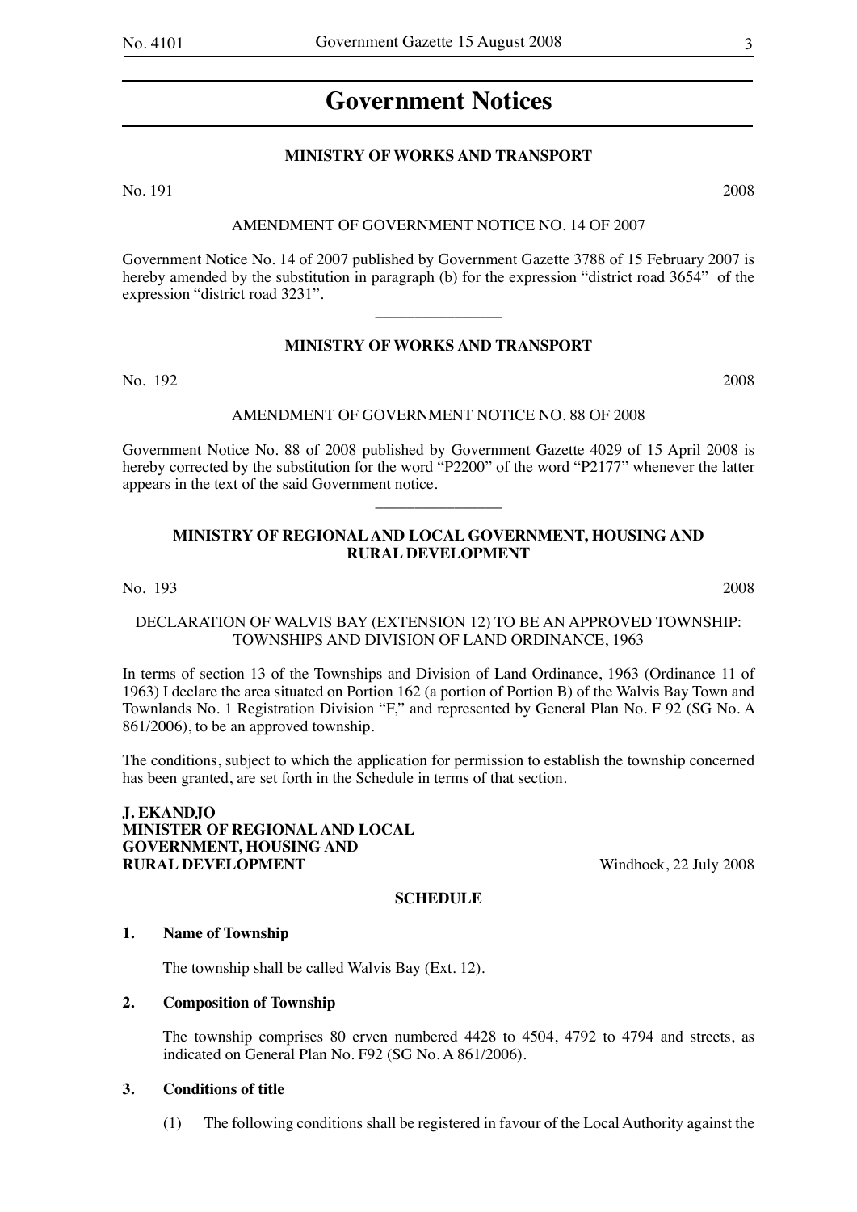# Government Notices

**MINISTRY OF WORKS AND TRANSPORT**

No. 191 2008

AMENDMENT OF GOVERNMENT NOTICE NO. 14 OF 2007

Government Notice No. 14 of 2007 published by Government Gazette 3788 of 15 February 2007 is hereby amended by the substitution in paragraph (b) for the expression “district road 3654” of the expression “district road 3231”.

---

**MINISTRY OF WORKS AND TRANSPORT**

No. 192 2008

AMENDMENT OF GOVERNMENT NOTICE NO. 88 OF 2008

Government Notice No. 88 of 2008 published by Government Gazette 4029 of 15 April 2008 is hereby corrected by the substitution for the word “P2200” of the word “P2177” whenever the latter appears in the text of the said Government notice.

---

**MINISTRY OF REGIONAL AND LOCAL GOVERNMENT, HOUSING AND RURAL DEVELOPMENT**

No. 193 2008

DECLARATION OF WALVIS BAY (EXTENSION 12) TO BE AN APPROVED TOWNSHIP: TOWNSHIPS AND DIVISION OF LAND ORDINANCE, 1963

In terms of section 13 of the Townships and Division of Land Ordinance, 1963 (Ordinance 11 of 1963) I declare the area situated on Portion 162 (a portion of Portion B) of the Walvis Bay Town and Townlands No. 1 Registration Division “F,” and represented by General Plan No. F 92 (SG No. A 861/2006), to be an approved township.

The conditions, subject to which the application for permission to establish the township concerned has been granted, are set forth in the Schedule in terms of that section.

**J. EKANDJO**
**MINISTER OF REGIONAL AND LOCAL GOVERNMENT, HOUSING AND RURAL DEVELOPMENT**

Windhoek, 22 July 2008

**SCHEDULE**

**1. Name of Township**

The township shall be called Walvis Bay (Ext. 12).

**2. Composition of Township**

The township comprises 80 erven numbered 4428 to 4504, 4792 to 4794 and streets, as indicated on General Plan No. F92 (SG No. A 861/2006).

**3. Conditions of title**

(1) The following conditions shall be registered in favour of the Local Authority against the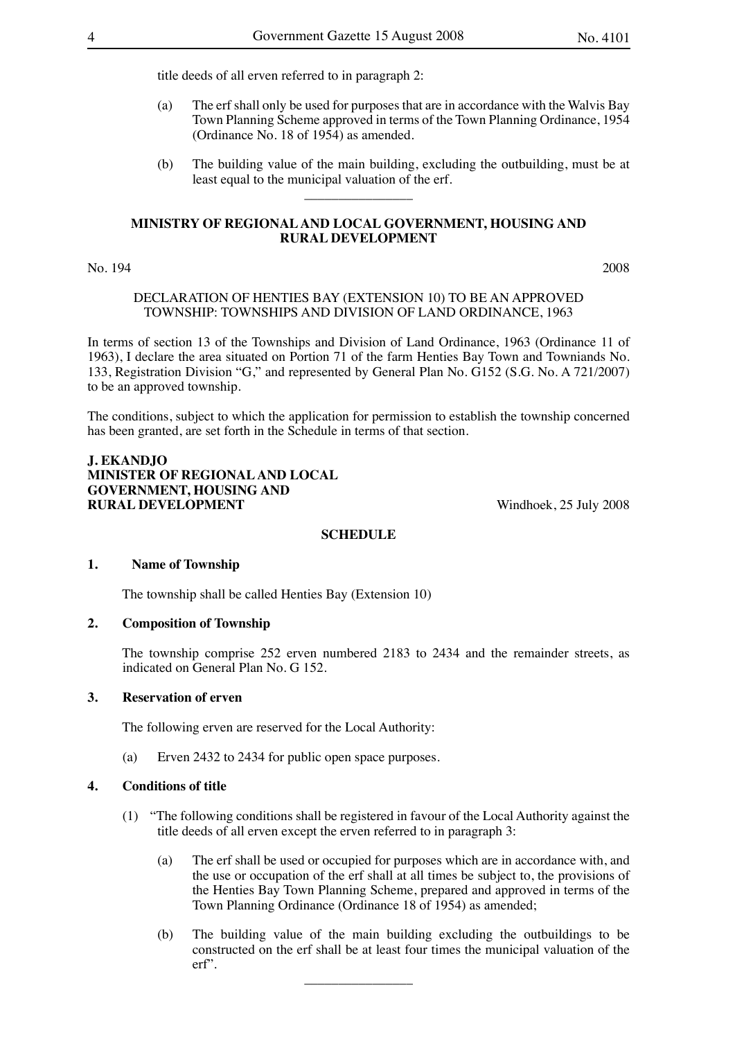title deeds of all erven referred to in paragraph 2:

(a) The erf shall only be used for purposes that are in accordance with the Walvis Bay Town Planning Scheme approved in terms of the Town Planning Ordinance, 1954 (Ordinance No. 18 of 1954) as amended.

(b) The building value of the main building, excluding the outbuilding, must be at least equal to the municipal valuation of the erf.

---

**MINISTRY OF REGIONAL AND LOCAL GOVERNMENT, HOUSING AND RURAL DEVELOPMENT**

No. 194 2008

DECLARATION OF HENTIES BAY (EXTENSION 10) TO BE AN APPROVED TOWNSHIP: TOWNSHIPS AND DIVISION OF LAND ORDINANCE, 1963

In terms of section 13 of the Townships and Division of Land Ordinance, 1963 (Ordinance 11 of 1963), I declare the area situated on Portion 71 of the farm Henties Bay Town and Towniands No. 133, Registration Division "G," and represented by General Plan No. G152 (S.G. No. A 721/2007) to be an approved township.

The conditions, subject to which the application for permission to establish the township concerned has been granted, are set forth in the Schedule in terms of that section.

**J. EKANDJO**
**MINISTER OF REGIONAL AND LOCAL GOVERNMENT, HOUSING AND RURAL DEVELOPMENT**

Windhoek, 25 July 2008

**SCHEDULE**

**1. Name of Township**

The township shall be called Henties Bay (Extension 10)

**2. Composition of Township**

The township comprise 252 erven numbered 2183 to 2434 and the remainder streets, as indicated on General Plan No. G 152.

**3. Reservation of erven**

The following erven are reserved for the Local Authority:

(a) Erven 2432 to 2434 for public open space purposes.

**4. Conditions of title**

(1) "The following conditions shall be registered in favour of the Local Authority against the title deeds of all erven except the erven referred to in paragraph 3:

(a) The erf shall be used or occupied for purposes which are in accordance with, and the use or occupation of the erf shall at all times be subject to, the provisions of the Henties Bay Town Planning Scheme, prepared and approved in terms of the Town Planning Ordinance (Ordinance 18 of 1954) as amended;

(b) The building value of the main building excluding the outbuildings to be constructed on the erf shall be at least four times the municipal valuation of the erf".

---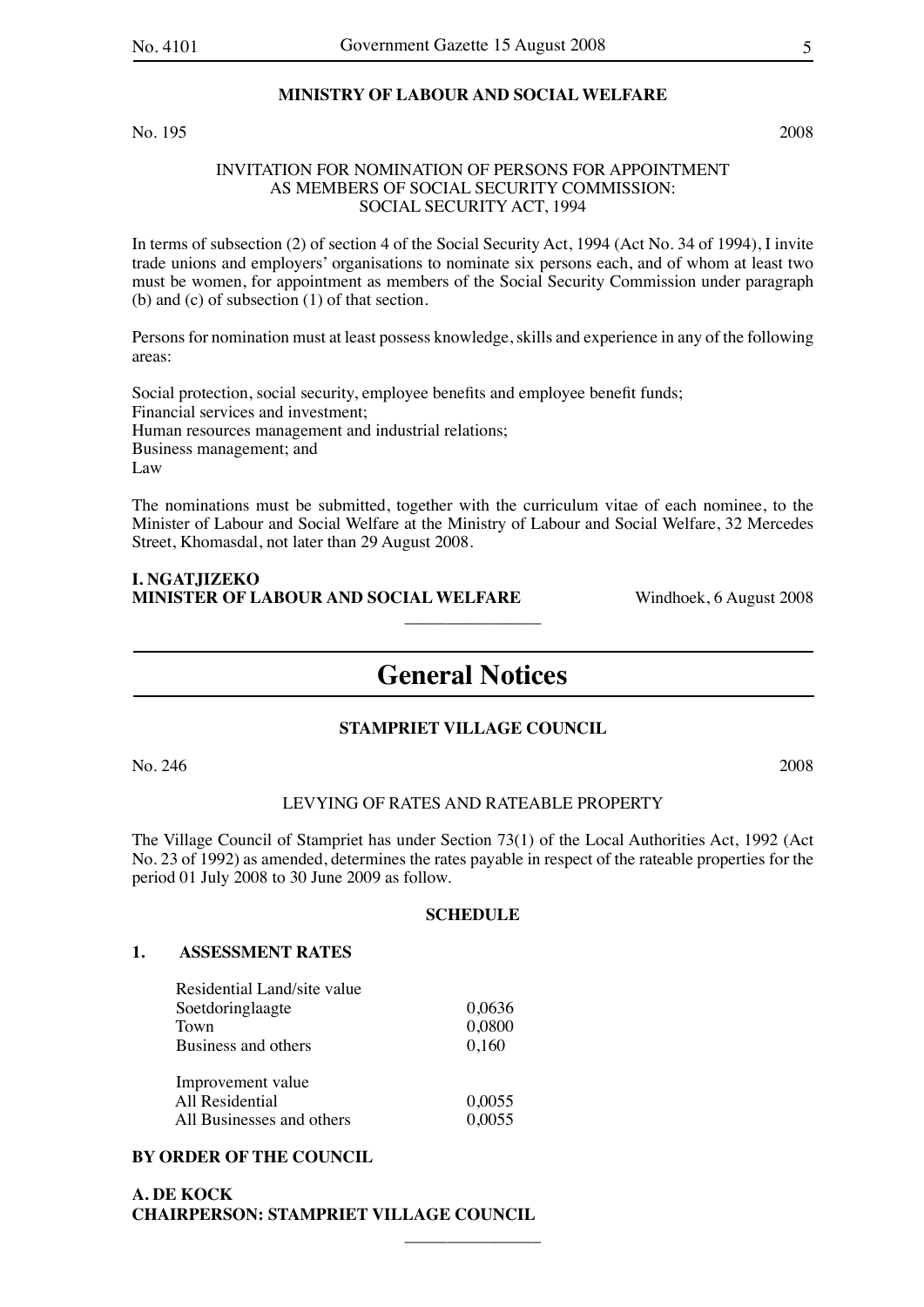**MINISTRY OF LABOUR AND SOCIAL WELFARE**

No. 195 2008

INVITATION FOR NOMINATION OF PERSONS FOR APPOINTMENT AS MEMBERS OF SOCIAL SECURITY COMMISSION: SOCIAL SECURITY ACT, 1994

In terms of subsection (2) of section 4 of the Social Security Act, 1994 (Act No. 34 of 1994), I invite trade unions and employers' organisations to nominate six persons each, and of whom at least two must be women, for appointment as members of the Social Security Commission under paragraph (b) and (c) of subsection (1) of that section.

Persons for nomination must at least possess knowledge, skills and experience in any of the following areas:

Social protection, social security, employee benefits and employee benefit funds;
Financial services and investment;
Human resources management and industrial relations;
Business management; and
Law

The nominations must be submitted, together with the curriculum vitae of each nominee, to the Minister of Labour and Social Welfare at the Ministry of Labour and Social Welfare, 32 Mercedes Street, Khomasdal, not later than 29 August 2008.

**I. NGATJIZEKO**
**MINISTER OF LABOUR AND SOCIAL WELFARE** Windhoek, 6 August 2008

---

# General Notices

**STAMPRIET VILLAGE COUNCIL**

No. 246 2008

LEVYING OF RATES AND RATEABLE PROPERTY

The Village Council of Stampriet has under Section 73(1) of the Local Authorities Act, 1992 (Act No. 23 of 1992) as amended, determines the rates payable in respect of the rateable properties for the period 01 July 2008 to 30 June 2009 as follow.

**SCHEDULE**

**1. ASSESSMENT RATES**

| | |
|---|---|
| Residential Land/site value | |
| Soetdoringlaagte | 0,0636 |
| Town | 0,0800 |
| Business and others | 0,160 |
| | |
| Improvement value | |
| All Residential | 0,0055 |
| All Businesses and others | 0,0055 |

**BY ORDER OF THE COUNCIL**

**A. DE KOCK**
**CHAIRPERSON: STAMPRIET VILLAGE COUNCIL**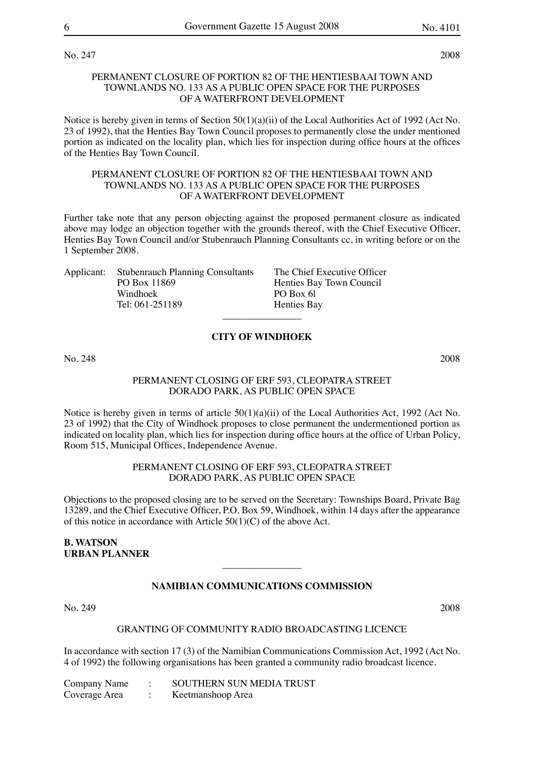No. 247 2008

PERMANENT CLOSURE OF PORTION 82 OF THE HENTIESBAAI TOWN AND TOWNLANDS NO. 133 AS A PUBLIC OPEN SPACE FOR THE PURPOSES OF A WATERFRONT DEVELOPMENT

Notice is hereby given in terms of Section 50(1)(a)(ii) of the Local Authorities Act of 1992 (Act No. 23 of 1992), that the Henties Bay Town Council proposes to permanently close the under mentioned portion as indicated on the locality plan, which lies for inspection during office hours at the offices of the Henties Bay Town Council.

PERMANENT CLOSURE OF PORTION 82 OF THE HENTIESBAAI TOWN AND TOWNLANDS NO. 133 AS A PUBLIC OPEN SPACE FOR THE PURPOSES OF A WATERFRONT DEVELOPMENT

Further take note that any person objecting against the proposed permanent closure as indicated above may lodge an objection together with the grounds thereof, with the Chief Executive Officer, Henties Bay Town Council and/or Stubenrauch Planning Consultants cc, in writing before or on the 1 September 2008.

Applicant: Stubenrauch Planning Consultants
PO Box 11869
Windhoek
Tel: 061-251189

The Chief Executive Officer
Henties Bay Town Council
PO Box 6l
Henties Bay

---

**CITY OF WINDHOEK**

No. 248 2008

PERMANENT CLOSING OF ERF 593, CLEOPATRA STREET DORADO PARK, AS PUBLIC OPEN SPACE

Notice is hereby given in terms of article 50(1)(a)(ii) of the Local Authorities Act, 1992 (Act No. 23 of 1992) that the City of Windhoek proposes to close permanent the undermentioned portion as indicated on locality plan, which lies for inspection during office hours at the office of Urban Policy, Room 515, Municipal Offices, Independence Avenue.

PERMANENT CLOSING OF ERF 593, CLEOPATRA STREET DORADO PARK, AS PUBLIC OPEN SPACE

Objections to the proposed closing are to be served on the Secretary: Townships Board, Private Bag 13289, and the Chief Executive Officer, P.O. Box 59, Windhoek, within 14 days after the appearance of this notice in accordance with Article 50(1)(C) of the above Act.

**B. WATSON**
**URBAN PLANNER**

---

**NAMIBIAN COMMUNICATIONS COMMISSION**

No. 249 2008

GRANTING OF COMMUNITY RADIO BROADCASTING LICENCE

In accordance with section 17 (3) of the Namibian Communications Commission Act, 1992 (Act No. 4 of 1992) the following organisations has been granted a community radio broadcast licence.

Company Name : SOUTHERN SUN MEDIA TRUST
Coverage Area : Keetmanshoop Area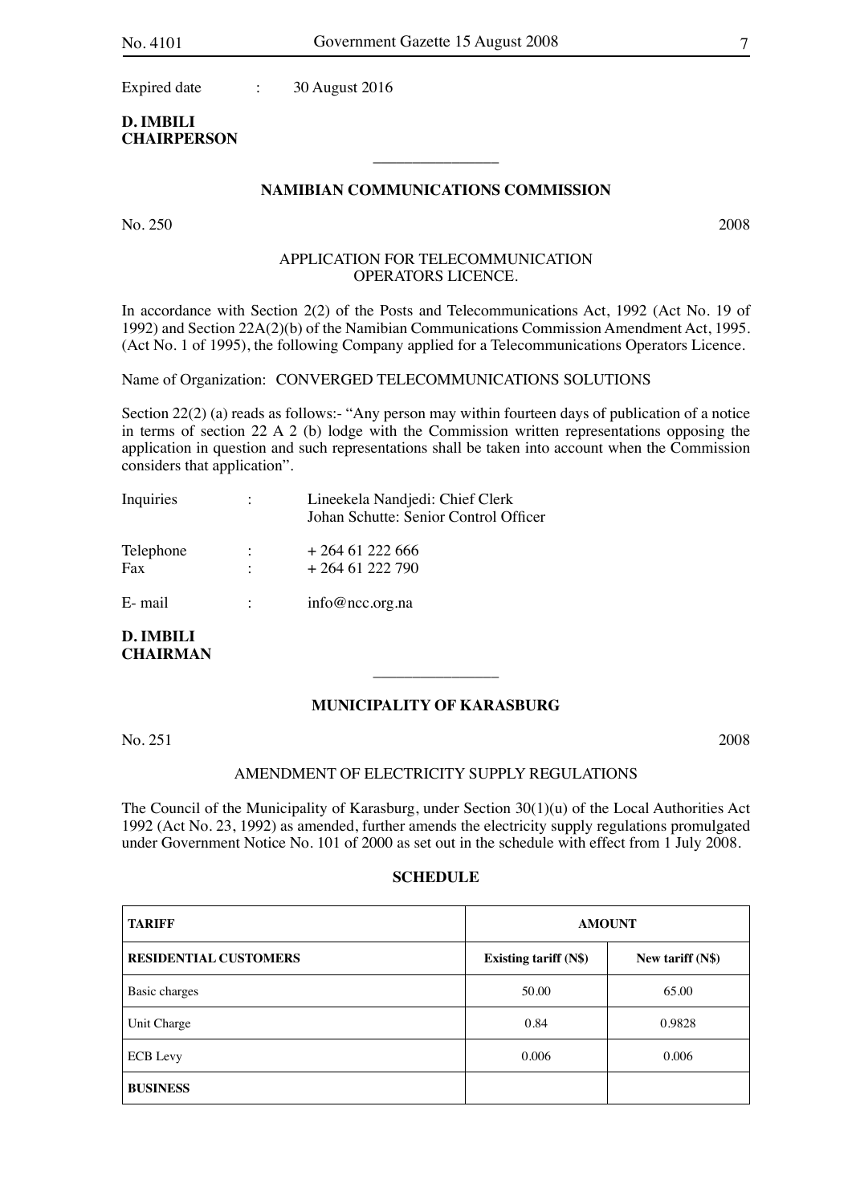Expired date : 30 August 2016

**D. IMBILI**
**CHAIRPERSON**

---

## NAMIBIAN COMMUNICATIONS COMMISSION

No. 250 2008

### APPLICATION FOR TELECOMMUNICATION OPERATORS LICENCE.

In accordance with Section 2(2) of the Posts and Telecommunications Act, 1992 (Act No. 19 of 1992) and Section 22A(2)(b) of the Namibian Communications Commission Amendment Act, 1995. (Act No. 1 of 1995), the following Company applied for a Telecommunications Operators Licence.

Name of Organization: CONVERGED TELECOMMUNICATIONS SOLUTIONS

Section 22(2) (a) reads as follows:- "Any person may within fourteen days of publication of a notice in terms of section 22 A 2 (b) lodge with the Commission written representations opposing the application in question and such representations shall be taken into account when the Commission considers that application".

Inquiries : Lineekela Nandjedi: Chief Clerk
Johan Schutte: Senior Control Officer

Telephone : + 264 61 222 666
Fax : + 264 61 222 790

E- mail : info@ncc.org.na

**D. IMBILI**
**CHAIRMAN**

---

## MUNICIPALITY OF KARASBURG

No. 251 2008

### AMENDMENT OF ELECTRICITY SUPPLY REGULATIONS

The Council of the Municipality of Karasburg, under Section 30(1)(u) of the Local Authorities Act 1992 (Act No. 23, 1992) as amended, further amends the electricity supply regulations promulgated under Government Notice No. 101 of 2000 as set out in the schedule with effect from 1 July 2008.

**SCHEDULE**

| **TARIFF** | **AMOUNT** | |
|---|---|---|
| **RESIDENTIAL CUSTOMERS** | **Existing tariff (N$)** | **New tariff (N$)** |
| Basic charges | 50.00 | 65.00 |
| Unit Charge | 0.84 | 0.9828 |
| ECB Levy | 0.006 | 0.006 |
| **BUSINESS** | | |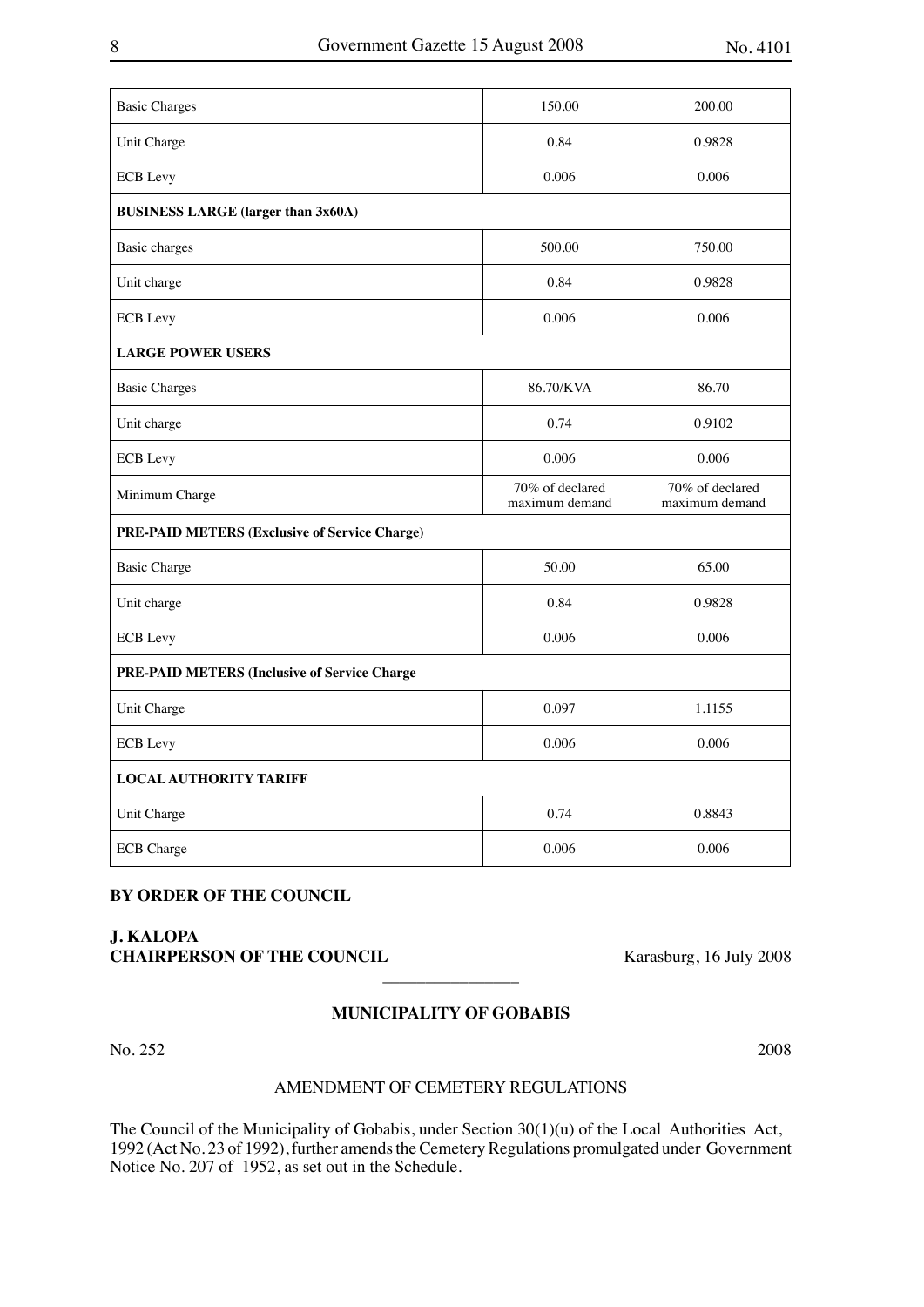| | | |
|---|---|---|
| Basic Charges | 150.00 | 200.00 |
| Unit Charge | 0.84 | 0.9828 |
| ECB Levy | 0.006 | 0.006 |
| **BUSINESS LARGE (larger than 3x60A)** | | |
| Basic charges | 500.00 | 750.00 |
| Unit charge | 0.84 | 0.9828 |
| ECB Levy | 0.006 | 0.006 |
| **LARGE POWER USERS** | | |
| Basic Charges | 86.70/KVA | 86.70 |
| Unit charge | 0.74 | 0.9102 |
| ECB Levy | 0.006 | 0.006 |
| Minimum Charge | 70% of declared maximum demand | 70% of declared maximum demand |
| **PRE-PAID METERS (Exclusive of Service Charge)** | | |
| Basic Charge | 50.00 | 65.00 |
| Unit charge | 0.84 | 0.9828 |
| ECB Levy | 0.006 | 0.006 |
| **PRE-PAID METERS (Inclusive of Service Charge** | | |
| Unit Charge | 0.097 | 1.1155 |
| ECB Levy | 0.006 | 0.006 |
| **LOCAL AUTHORITY TARIFF** | | |
| Unit Charge | 0.74 | 0.8843 |
| ECB Charge | 0.006 | 0.006 |

**BY ORDER OF THE COUNCIL**

**J. KALOPA**
**CHAIRPERSON OF THE COUNCIL** Karasburg, 16 July 2008

---

**MUNICIPALITY OF GOBABIS**

No. 252 2008

AMENDMENT OF CEMETERY REGULATIONS

The Council of the Municipality of Gobabis, under Section 30(1)(u) of the Local Authorities Act, 1992 (Act No. 23 of 1992), further amends the Cemetery Regulations promulgated under Government Notice No. 207 of 1952, as set out in the Schedule.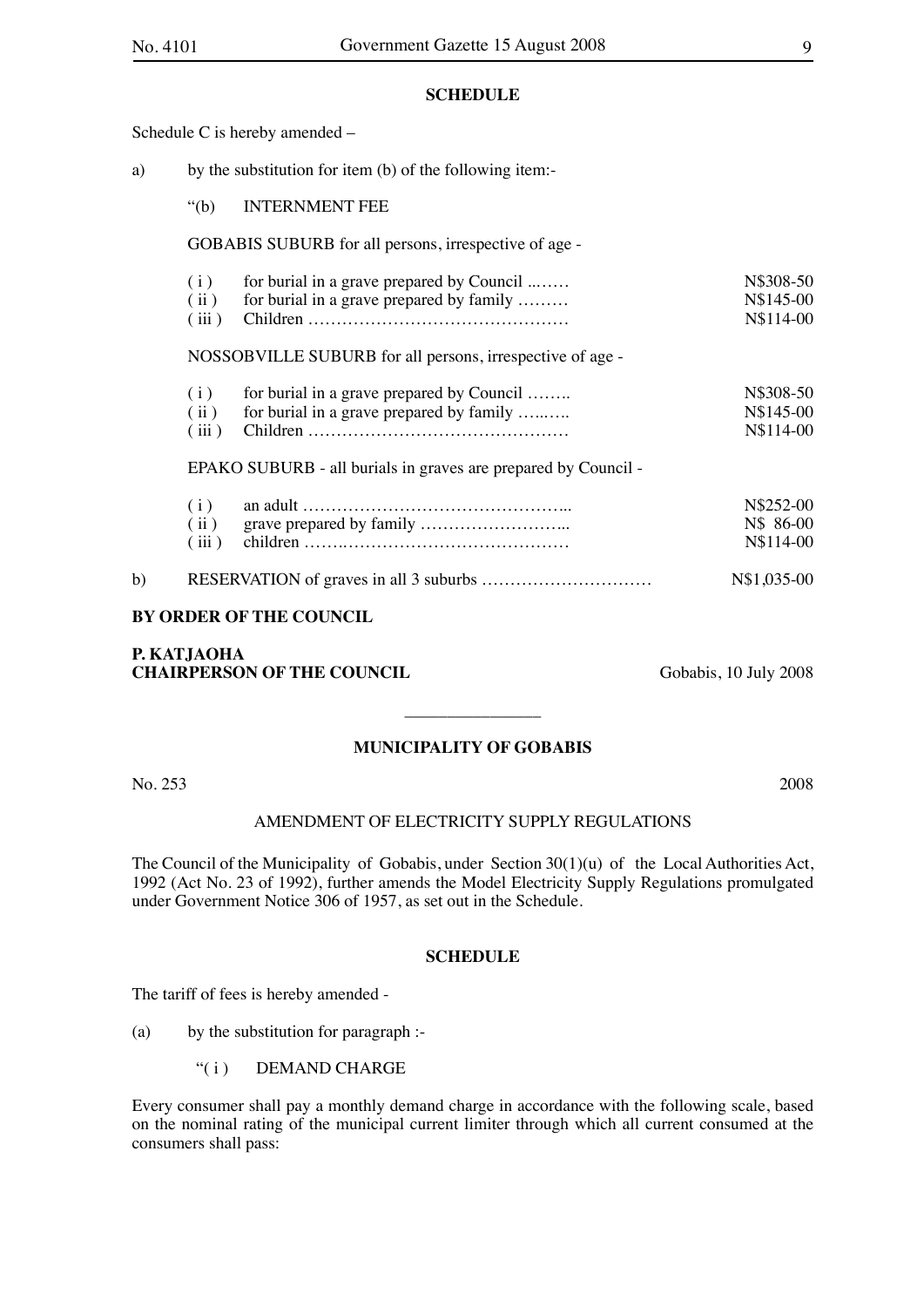**SCHEDULE**

Schedule C is hereby amended –

a) by the substitution for item (b) of the following item:-

"(b) INTERNMENT FEE

GOBABIS SUBURB for all persons, irrespective of age -

| | | |
|---|---|---|
| ( i ) | for burial in a grave prepared by Council ...…… | N$308-50 |
| ( ii ) | for burial in a grave prepared by family ……… | N$145-00 |
| ( iii ) | Children ……………………………………… | N$114-00 |

NOSSOBVILLE SUBURB for all persons, irrespective of age -

| | | |
|---|---|---|
| ( i ) | for burial in a grave prepared by Council …….. | N$308-50 |
| ( ii ) | for burial in a grave prepared by family …..….. | N$145-00 |
| ( iii ) | Children ……………………………………… | N$114-00 |

EPAKO SUBURB - all burials in graves are prepared by Council -

| | | |
|---|---|---|
| ( i ) | an adult ……………………………………... | N$252-00 |
| ( ii ) | grave prepared by family ……………………... | N$ 86-00 |
| ( iii ) | children ……..………………………………… | N$114-00 |

b) RESERVATION of graves in all 3 suburbs ………………………… N$1,035-00

**BY ORDER OF THE COUNCIL**

**P. KATJAOHA**
**CHAIRPERSON OF THE COUNCIL** Gobabis, 10 July 2008

---

**MUNICIPALITY OF GOBABIS**

No. 253 2008

AMENDMENT OF ELECTRICITY SUPPLY REGULATIONS

The Council of the Municipality of Gobabis, under Section 30(1)(u) of the Local Authorities Act, 1992 (Act No. 23 of 1992), further amends the Model Electricity Supply Regulations promulgated under Government Notice 306 of 1957, as set out in the Schedule.

**SCHEDULE**

The tariff of fees is hereby amended -

(a) by the substitution for paragraph :-

"( i ) DEMAND CHARGE

Every consumer shall pay a monthly demand charge in accordance with the following scale, based on the nominal rating of the municipal current limiter through which all current consumed at the consumers shall pass: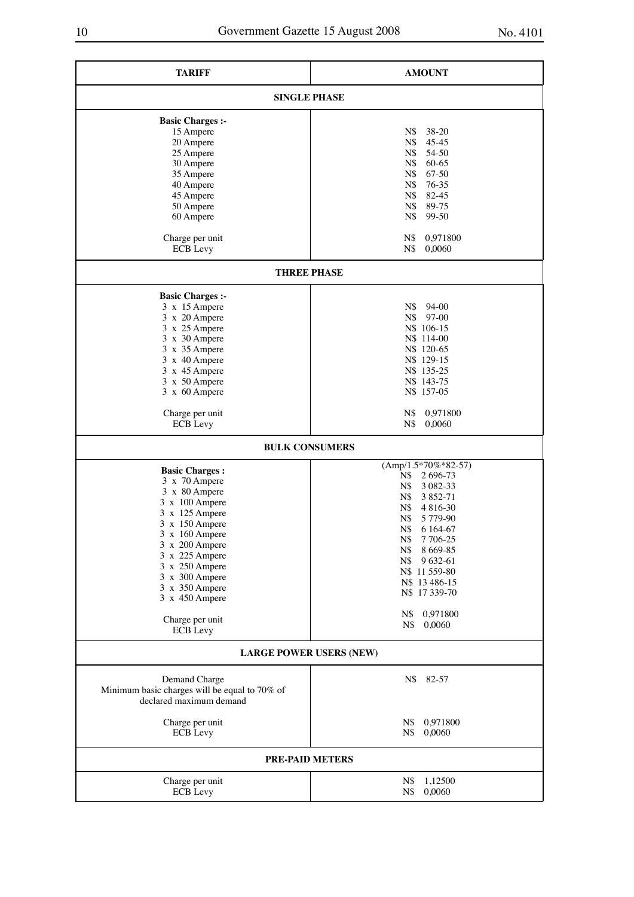| TARIFF | AMOUNT |
|---|---|
| **SINGLE PHASE** | |
| **Basic Charges :-** | |
| 15 Ampere | N$ 38-20 |
| 20 Ampere | N$ 45-45 |
| 25 Ampere | N$ 54-50 |
| 30 Ampere | N$ 60-65 |
| 35 Ampere | N$ 67-50 |
| 40 Ampere | N$ 76-35 |
| 45 Ampere | N$ 82-45 |
| 50 Ampere | N$ 89-75 |
| 60 Ampere | N$ 99-50 |
| Charge per unit | N$ 0,971800 |
| ECB Levy | N$ 0,0060 |
| **THREE PHASE** | |
| **Basic Charges :-** | |
| 3 x 15 Ampere | N$ 94-00 |
| 3 x 20 Ampere | N$ 97-00 |
| 3 x 25 Ampere | N$ 106-15 |
| 3 x 30 Ampere | N$ 114-00 |
| 3 x 35 Ampere | N$ 120-65 |
| 3 x 40 Ampere | N$ 129-15 |
| 3 x 45 Ampere | N$ 135-25 |
| 3 x 50 Ampere | N$ 143-75 |
| 3 x 60 Ampere | N$ 157-05 |
| Charge per unit | N$ 0,971800 |
| ECB Levy | N$ 0,0060 |
| **BULK CONSUMERS** | |
| **Basic Charges :** | (Amp/1.5*70%*82-57) |
| 3 x 70 Ampere | N$ 2 696-73 |
| 3 x 80 Ampere | N$ 3 082-33 |
| 3 x 100 Ampere | N$ 3 852-71 |
| 3 x 125 Ampere | N$ 4 816-30 |
| 3 x 150 Ampere | N$ 5 779-90 |
| 3 x 160 Ampere | N$ 6 164-67 |
| 3 x 200 Ampere | N$ 7 706-25 |
| 3 x 225 Ampere | N$ 8 669-85 |
| 3 x 250 Ampere | N$ 9 632-61 |
| 3 x 300 Ampere | N$ 11 559-80 |
| 3 x 350 Ampere | N$ 13 486-15 |
| 3 x 450 Ampere | N$ 17 339-70 |
| Charge per unit | N$ 0,971800 |
| ECB Levy | N$ 0,0060 |
| **LARGE POWER USERS (NEW)** | |
| Demand Charge<br>Minimum basic charges will be equal to 70% of declared maximum demand | N$ 82-57 |
| Charge per unit | N$ 0,971800 |
| ECB Levy | N$ 0,0060 |
| **PRE-PAID METERS** | |
| Charge per unit | N$ 1,12500 |
| ECB Levy | N$ 0,0060 |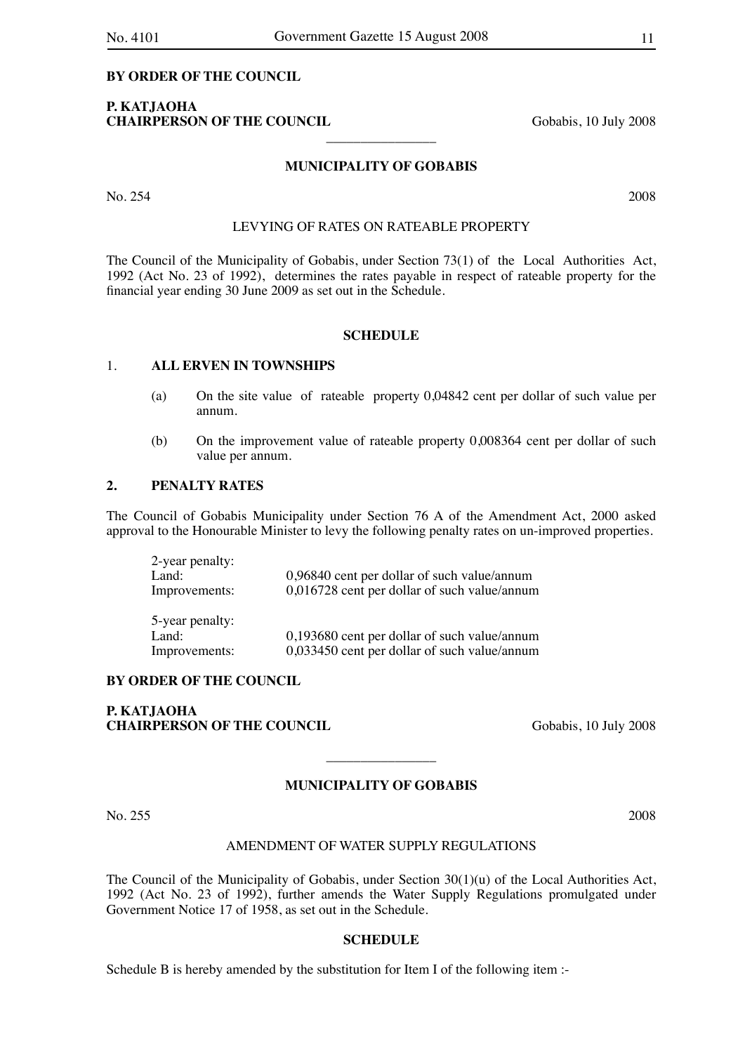**BY ORDER OF THE COUNCIL**

**P. KATJAOHA**
**CHAIRPERSON OF THE COUNCIL** Gobabis, 10 July 2008

________________

**MUNICIPALITY OF GOBABIS**

No. 254 2008

LEVYING OF RATES ON RATEABLE PROPERTY

The Council of the Municipality of Gobabis, under Section 73(1) of the Local Authorities Act, 1992 (Act No. 23 of 1992), determines the rates payable in respect of rateable property for the financial year ending 30 June 2009 as set out in the Schedule.

**SCHEDULE**

1. **ALL ERVEN IN TOWNSHIPS**

   (a) On the site value of rateable property 0,04842 cent per dollar of such value per annum.

   (b) On the improvement value of rateable property 0,008364 cent per dollar of such value per annum.

**2. PENALTY RATES**

The Council of Gobabis Municipality under Section 76 A of the Amendment Act, 2000 asked approval to the Honourable Minister to levy the following penalty rates on un-improved properties.

| | |
|---|---|
| 2-year penalty: | |
| Land: | 0,96840 cent per dollar of such value/annum |
| Improvements: | 0,016728 cent per dollar of such value/annum |
| 5-year penalty: | |
| Land: | 0,193680 cent per dollar of such value/annum |
| Improvements: | 0,033450 cent per dollar of such value/annum |

**BY ORDER OF THE COUNCIL**

**P. KATJAOHA**
**CHAIRPERSON OF THE COUNCIL** Gobabis, 10 July 2008

________________

**MUNICIPALITY OF GOBABIS**

No. 255 2008

AMENDMENT OF WATER SUPPLY REGULATIONS

The Council of the Municipality of Gobabis, under Section 30(1)(u) of the Local Authorities Act, 1992 (Act No. 23 of 1992), further amends the Water Supply Regulations promulgated under Government Notice 17 of 1958, as set out in the Schedule.

**SCHEDULE**

Schedule B is hereby amended by the substitution for Item I of the following item :-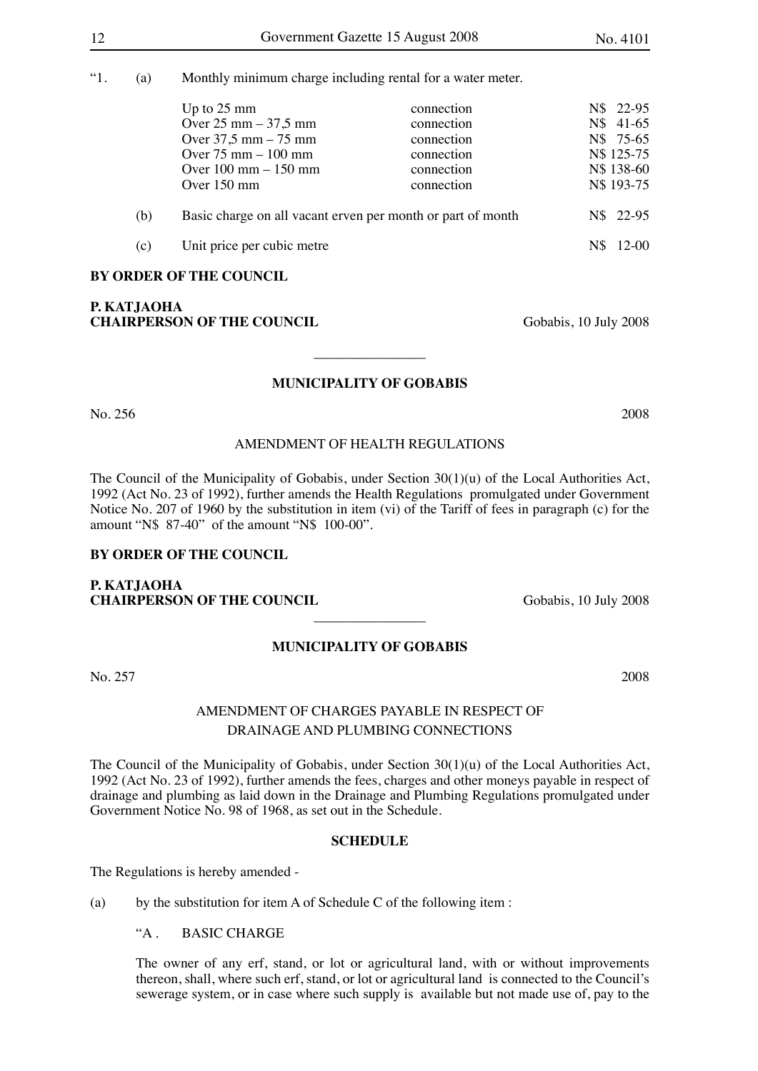"1. (a) Monthly minimum charge including rental for a water meter.

| | | |
|---|---|---|
| Up to 25 mm | connection | N$ 22-95 |
| Over 25 mm – 37,5 mm | connection | N$ 41-65 |
| Over 37,5 mm – 75 mm | connection | N$ 75-65 |
| Over 75 mm – 100 mm | connection | N$ 125-75 |
| Over 100 mm – 150 mm | connection | N$ 138-60 |
| Over 150 mm | connection | N$ 193-75 |

(b) Basic charge on all vacant erven per month or part of month N$ 22-95

(c) Unit price per cubic metre N$ 12-00

**BY ORDER OF THE COUNCIL**

**P. KATJAOHA**
**CHAIRPERSON OF THE COUNCIL** Gobabis, 10 July 2008

---

**MUNICIPALITY OF GOBABIS**

No. 256 2008

AMENDMENT OF HEALTH REGULATIONS

The Council of the Municipality of Gobabis, under Section 30(1)(u) of the Local Authorities Act, 1992 (Act No. 23 of 1992), further amends the Health Regulations promulgated under Government Notice No. 207 of 1960 by the substitution in item (vi) of the Tariff of fees in paragraph (c) for the amount "N$ 87-40" of the amount "N$ 100-00".

**BY ORDER OF THE COUNCIL**

**P. KATJAOHA**
**CHAIRPERSON OF THE COUNCIL** Gobabis, 10 July 2008

---

**MUNICIPALITY OF GOBABIS**

No. 257 2008

AMENDMENT OF CHARGES PAYABLE IN RESPECT OF DRAINAGE AND PLUMBING CONNECTIONS

The Council of the Municipality of Gobabis, under Section 30(1)(u) of the Local Authorities Act, 1992 (Act No. 23 of 1992), further amends the fees, charges and other moneys payable in respect of drainage and plumbing as laid down in the Drainage and Plumbing Regulations promulgated under Government Notice No. 98 of 1968, as set out in the Schedule.

**SCHEDULE**

The Regulations is hereby amended -

(a) by the substitution for item A of Schedule C of the following item :

"A . BASIC CHARGE

The owner of any erf, stand, or lot or agricultural land, with or without improvements thereon, shall, where such erf, stand, or lot or agricultural land is connected to the Council's sewerage system, or in case where such supply is available but not made use of, pay to the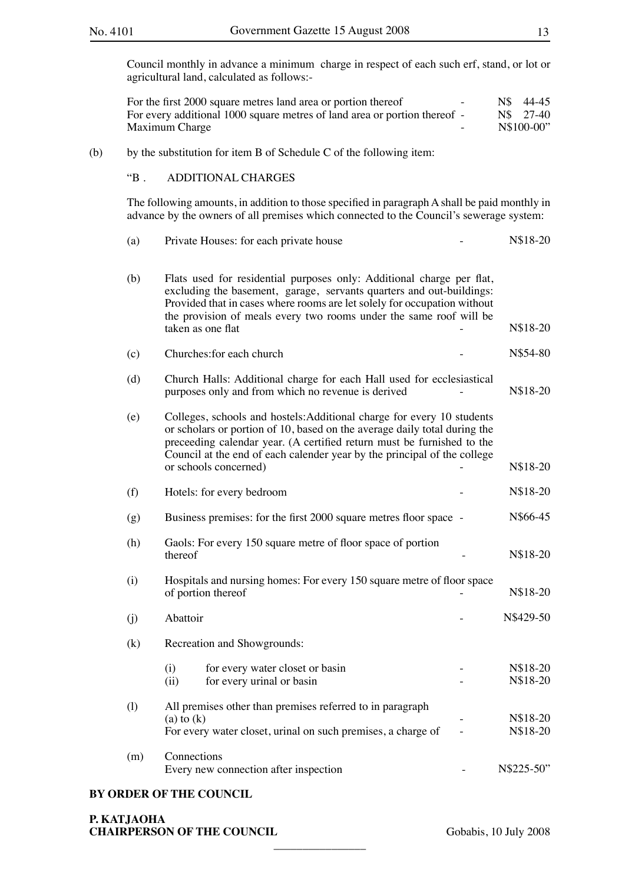Council monthly in advance a minimum charge in respect of each such erf, stand, or lot or agricultural land, calculated as follows:-

| | | |
|---|---|---|
| For the first 2000 square metres land area or portion thereof | - | N$ 44-45 |
| For every additional 1000 square metres of land area or portion thereof | - | N$ 27-40 |
| Maximum Charge | - | N$100-00" |

(b) by the substitution for item B of Schedule C of the following item:

"B . ADDITIONAL CHARGES

The following amounts, in addition to those specified in paragraph A shall be paid monthly in advance by the owners of all premises which connected to the Council's sewerage system:

| | | | |
|---|---|---|---|
| (a) | Private Houses: for each private house | - | N$18-20 |
| (b) | Flats used for residential purposes only: Additional charge per flat, excluding the basement, garage, servants quarters and out-buildings: Provided that in cases where rooms are let solely for occupation without the provision of meals every two rooms under the same roof will be taken as one flat | - | N$18-20 |
| (c) | Churches:for each church | - | N$54-80 |
| (d) | Church Halls: Additional charge for each Hall used for ecclesiastical purposes only and from which no revenue is derived | - | N$18-20 |
| (e) | Colleges, schools and hostels:Additional charge for every 10 students or scholars or portion of 10, based on the average daily total during the preceeding calendar year. (A certified return must be furnished to the Council at the end of each calender year by the principal of the college or schools concerned) | - | N$18-20 |
| (f) | Hotels: for every bedroom | - | N$18-20 |
| (g) | Business premises: for the first 2000 square metres floor space | - | N$66-45 |
| (h) | Gaols: For every 150 square metre of floor space of portion thereof | - | N$18-20 |
| (i) | Hospitals and nursing homes: For every 150 square metre of floor space of portion thereof | - | N$18-20 |
| (j) | Abattoir | - | N$429-50 |
| (k) | Recreation and Showgrounds: | | |
| | (i) for every water closet or basin | - | N$18-20 |
| | (ii) for every urinal or basin | - | N$18-20 |
| (l) | All premises other than premises referred to in paragraph (a) to (k) | - | N$18-20 |
| | For every water closet, urinal on such premises, a charge of | - | N$18-20 |
| (m) | Connections<br>Every new connection after inspection | - | N$225-50" |

**BY ORDER OF THE COUNCIL**

**P. KATJAOHA**
**CHAIRPERSON OF THE COUNCIL**

Gobabis, 10 July 2008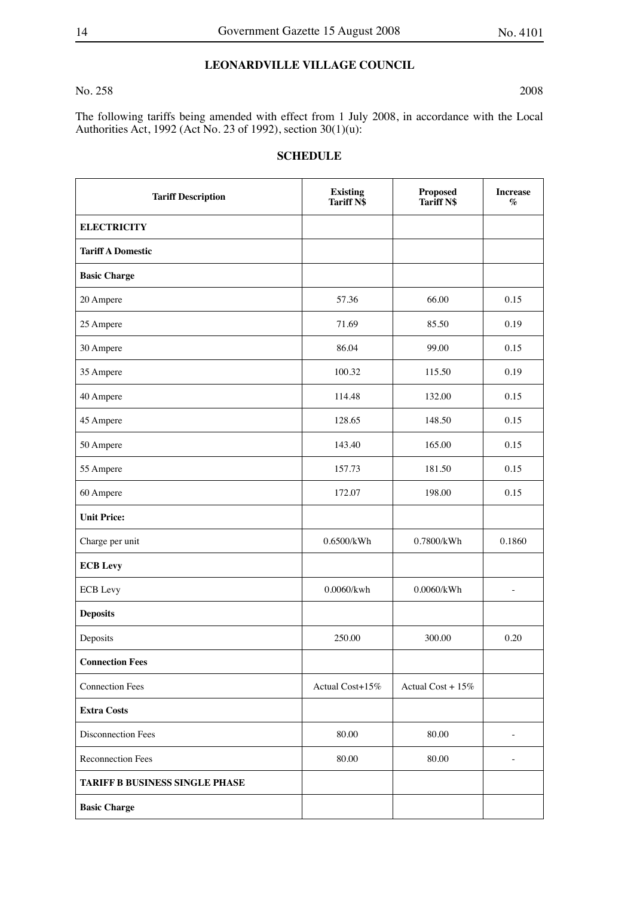## LEONARDVILLE VILLAGE COUNCIL

No. 258 2008

The following tariffs being amended with effect from 1 July 2008, in accordance with the Local Authorities Act, 1992 (Act No. 23 of 1992), section 30(1)(u):

### SCHEDULE

| Tariff Description | Existing Tariff N$ | Proposed Tariff N$ | Increase % |
|---|---|---|---|
| **ELECTRICITY** | | | |
| **Tariff A Domestic** | | | |
| **Basic Charge** | | | |
| 20 Ampere | 57.36 | 66.00 | 0.15 |
| 25 Ampere | 71.69 | 85.50 | 0.19 |
| 30 Ampere | 86.04 | 99.00 | 0.15 |
| 35 Ampere | 100.32 | 115.50 | 0.19 |
| 40 Ampere | 114.48 | 132.00 | 0.15 |
| 45 Ampere | 128.65 | 148.50 | 0.15 |
| 50 Ampere | 143.40 | 165.00 | 0.15 |
| 55 Ampere | 157.73 | 181.50 | 0.15 |
| 60 Ampere | 172.07 | 198.00 | 0.15 |
| **Unit Price:** | | | |
| Charge per unit | 0.6500/kWh | 0.7800/kWh | 0.1860 |
| **ECB Levy** | | | |
| ECB Levy | 0.0060/kwh | 0.0060/kWh | - |
| **Deposits** | | | |
| Deposits | 250.00 | 300.00 | 0.20 |
| **Connection Fees** | | | |
| Connection Fees | Actual Cost+15% | Actual Cost + 15% | |
| **Extra Costs** | | | |
| Disconnection Fees | 80.00 | 80.00 | - |
| Reconnection Fees | 80.00 | 80.00 | - |
| **TARIFF B BUSINESS SINGLE PHASE** | | | |
| **Basic Charge** | | | |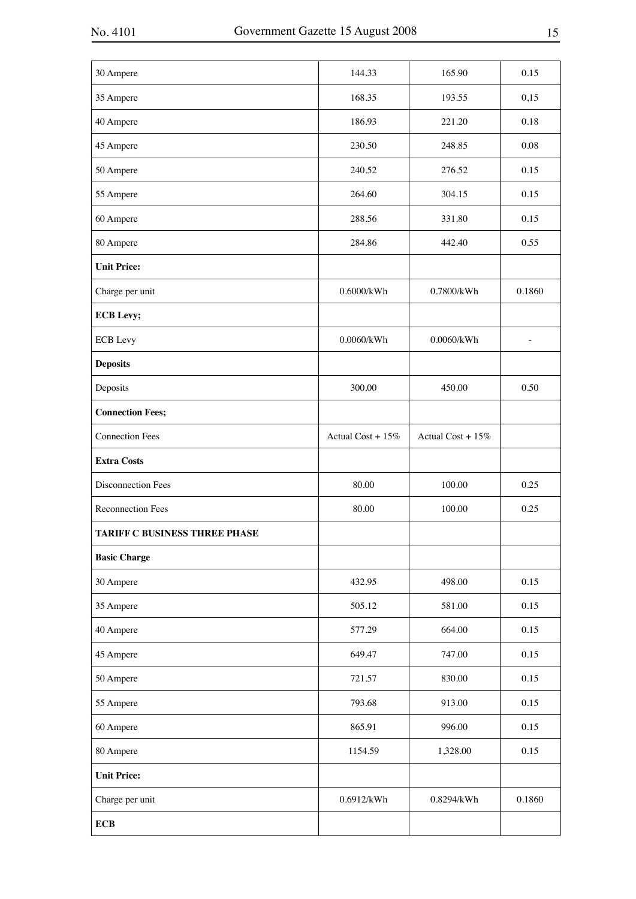| | | | |
|---|---|---|---|
| 30 Ampere | 144.33 | 165.90 | 0.15 |
| 35 Ampere | 168.35 | 193.55 | 0,15 |
| 40 Ampere | 186.93 | 221.20 | 0.18 |
| 45 Ampere | 230.50 | 248.85 | 0.08 |
| 50 Ampere | 240.52 | 276.52 | 0.15 |
| 55 Ampere | 264.60 | 304.15 | 0.15 |
| 60 Ampere | 288.56 | 331.80 | 0.15 |
| 80 Ampere | 284.86 | 442.40 | 0.55 |
| **Unit Price:** | | | |
| Charge per unit | 0.6000/kWh | 0.7800/kWh | 0.1860 |
| **ECB Levy;** | | | |
| ECB Levy | 0.0060/kWh | 0.0060/kWh | - |
| **Deposits** | | | |
| Deposits | 300.00 | 450.00 | 0.50 |
| **Connection Fees;** | | | |
| Connection Fees | Actual Cost + 15% | Actual Cost + 15% | |
| **Extra Costs** | | | |
| Disconnection Fees | 80.00 | 100.00 | 0.25 |
| Reconnection Fees | 80.00 | 100.00 | 0.25 |
| **TARIFF C BUSINESS THREE PHASE** | | | |
| **Basic Charge** | | | |
| 30 Ampere | 432.95 | 498.00 | 0.15 |
| 35 Ampere | 505.12 | 581.00 | 0.15 |
| 40 Ampere | 577.29 | 664.00 | 0.15 |
| 45 Ampere | 649.47 | 747.00 | 0.15 |
| 50 Ampere | 721.57 | 830.00 | 0.15 |
| 55 Ampere | 793.68 | 913.00 | 0.15 |
| 60 Ampere | 865.91 | 996.00 | 0.15 |
| 80 Ampere | 1154.59 | 1,328.00 | 0.15 |
| **Unit Price:** | | | |
| Charge per unit | 0.6912/kWh | 0.8294/kWh | 0.1860 |
| **ECB** | | | |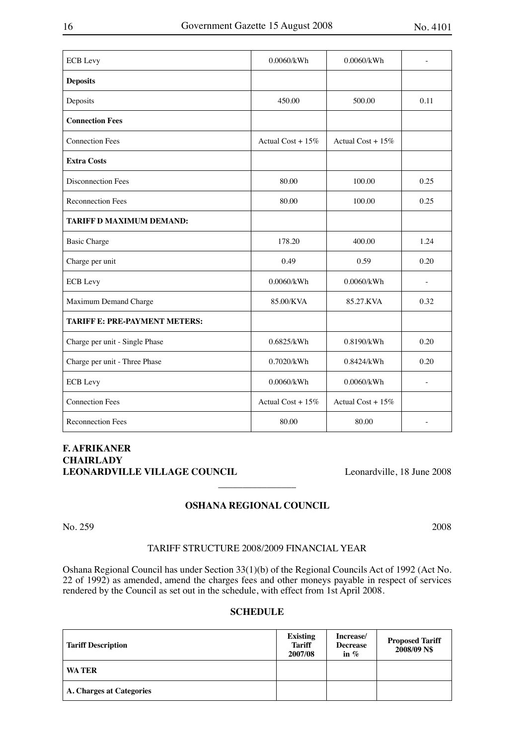| | | | |
|---|---|---|---|
| ECB Levy | 0.0060/kWh | 0.0060/kWh | - |
| **Deposits** | | | |
| Deposits | 450.00 | 500.00 | 0.11 |
| **Connection Fees** | | | |
| Connection Fees | Actual Cost + 15% | Actual Cost + 15% | |
| **Extra Costs** | | | |
| Disconnection Fees | 80.00 | 100.00 | 0.25 |
| Reconnection Fees | 80.00 | 100.00 | 0.25 |
| **TARIFF D MAXIMUM DEMAND:** | | | |
| Basic Charge | 178.20 | 400.00 | 1.24 |
| Charge per unit | 0.49 | 0.59 | 0.20 |
| ECB Levy | 0.0060/kWh | 0.0060/kWh | - |
| Maximum Demand Charge | 85.00/KVA | 85.27.KVA | 0.32 |
| **TARIFF E: PRE-PAYMENT METERS:** | | | |
| Charge per unit - Single Phase | 0.6825/kWh | 0.8190/kWh | 0.20 |
| Charge per unit - Three Phase | 0.7020/kWh | 0.8424/kWh | 0.20 |
| ECB Levy | 0.0060/kWh | 0.0060/kWh | - |
| Connection Fees | Actual Cost + 15% | Actual Cost + 15% | |
| Reconnection Fees | 80.00 | 80.00 | - |

**F. AFRIKANER**
**CHAIRLADY**
**LEONARDVILLE VILLAGE COUNCIL**

Leonardville, 18 June 2008

---

## OSHANA REGIONAL COUNCIL

No. 259 2008

TARIFF STRUCTURE 2008/2009 FINANCIAL YEAR

Oshana Regional Council has under Section 33(1)(b) of the Regional Councils Act of 1992 (Act No. 22 of 1992) as amended, amend the charges fees and other moneys payable in respect of services rendered by the Council as set out in the schedule, with effect from 1st April 2008.

### SCHEDULE

| Tariff Description | Existing Tariff 2007/08 | Increase/ Decrease in % | Proposed Tariff 2008/09 N$ |
|---|---|---|---|
| **WA TER** | | | |
| **A. Charges at Categories** | | | |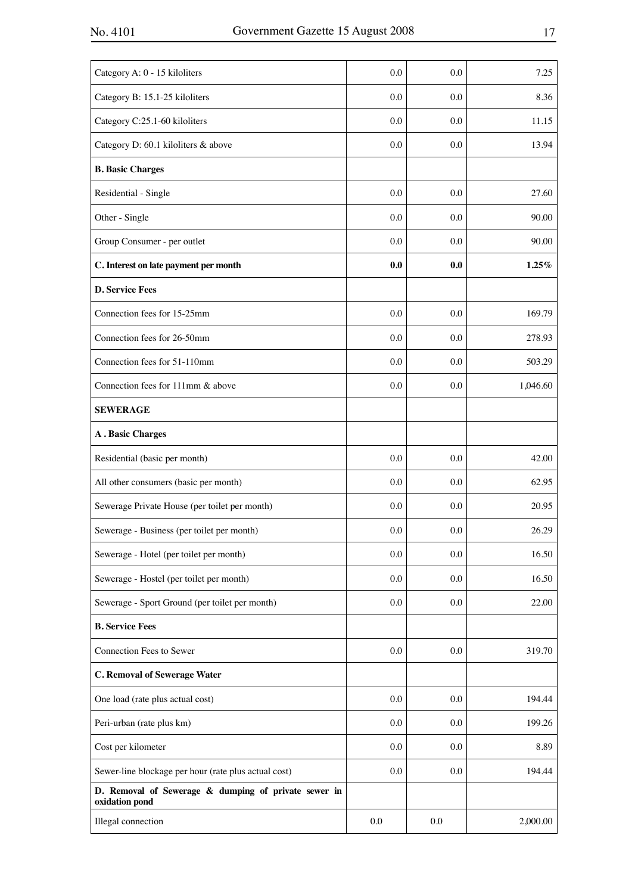| | | | |
|---|---|---|---|
| Category A: 0 - 15 kiloliters | 0.0 | 0.0 | 7.25 |
| Category B: 15.1-25 kiloliters | 0.0 | 0.0 | 8.36 |
| Category C:25.1-60 kiloliters | 0.0 | 0.0 | 11.15 |
| Category D: 60.1 kiloliters & above | 0.0 | 0.0 | 13.94 |
| **B. Basic Charges** | | | |
| Residential - Single | 0.0 | 0.0 | 27.60 |
| Other - Single | 0.0 | 0.0 | 90.00 |
| Group Consumer - per outlet | 0.0 | 0.0 | 90.00 |
| **C. Interest on late payment per month** | **0.0** | **0.0** | **1.25%** |
| **D. Service Fees** | | | |
| Connection fees for 15-25mm | 0.0 | 0.0 | 169.79 |
| Connection fees for 26-50mm | 0.0 | 0.0 | 278.93 |
| Connection fees for 51-110mm | 0.0 | 0.0 | 503.29 |
| Connection fees for 111mm & above | 0.0 | 0.0 | 1,046.60 |
| **SEWERAGE** | | | |
| **A . Basic Charges** | | | |
| Residential (basic per month) | 0.0 | 0.0 | 42.00 |
| All other consumers (basic per month) | 0.0 | 0.0 | 62.95 |
| Sewerage Private House (per toilet per month) | 0.0 | 0.0 | 20.95 |
| Sewerage - Business (per toilet per month) | 0.0 | 0.0 | 26.29 |
| Sewerage - Hotel (per toilet per month) | 0.0 | 0.0 | 16.50 |
| Sewerage - Hostel (per toilet per month) | 0.0 | 0.0 | 16.50 |
| Sewerage - Sport Ground (per toilet per month) | 0.0 | 0.0 | 22.00 |
| **B. Service Fees** | | | |
| Connection Fees to Sewer | 0.0 | 0.0 | 319.70 |
| **C. Removal of Sewerage Water** | | | |
| One load (rate plus actual cost) | 0.0 | 0.0 | 194.44 |
| Peri-urban (rate plus km) | 0.0 | 0.0 | 199.26 |
| Cost per kilometer | 0.0 | 0.0 | 8.89 |
| Sewer-line blockage per hour (rate plus actual cost) | 0.0 | 0.0 | 194.44 |
| **D. Removal of Sewerage & dumping of private sewer in oxidation pond** | | | |
| Illegal connection | 0.0 | 0.0 | 2,000.00 |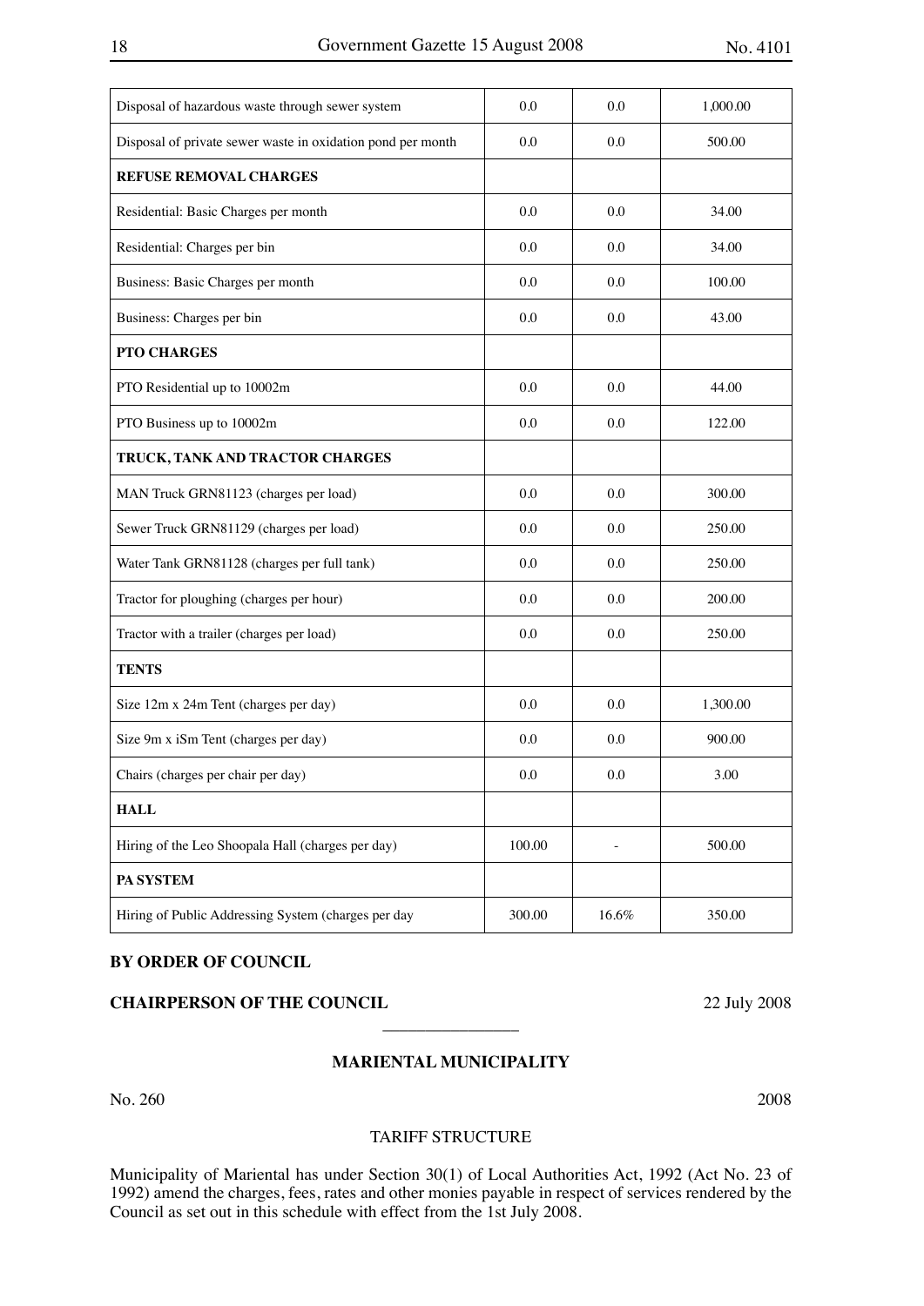| | | | |
|---|---|---|---|
| Disposal of hazardous waste through sewer system | 0.0 | 0.0 | 1,000.00 |
| Disposal of private sewer waste in oxidation pond per month | 0.0 | 0.0 | 500.00 |
| **REFUSE REMOVAL CHARGES** | | | |
| Residential: Basic Charges per month | 0.0 | 0.0 | 34.00 |
| Residential: Charges per bin | 0.0 | 0.0 | 34.00 |
| Business: Basic Charges per month | 0.0 | 0.0 | 100.00 |
| Business: Charges per bin | 0.0 | 0.0 | 43.00 |
| **PTO CHARGES** | | | |
| PTO Residential up to 10002m | 0.0 | 0.0 | 44.00 |
| PTO Business up to 10002m | 0.0 | 0.0 | 122.00 |
| **TRUCK, TANK AND TRACTOR CHARGES** | | | |
| MAN Truck GRN81123 (charges per load) | 0.0 | 0.0 | 300.00 |
| Sewer Truck GRN81129 (charges per load) | 0.0 | 0.0 | 250.00 |
| Water Tank GRN81128 (charges per full tank) | 0.0 | 0.0 | 250.00 |
| Tractor for ploughing (charges per hour) | 0.0 | 0.0 | 200.00 |
| Tractor with a trailer (charges per load) | 0.0 | 0.0 | 250.00 |
| **TENTS** | | | |
| Size 12m x 24m Tent (charges per day) | 0.0 | 0.0 | 1,300.00 |
| Size 9m x iSm Tent (charges per day) | 0.0 | 0.0 | 900.00 |
| Chairs (charges per chair per day) | 0.0 | 0.0 | 3.00 |
| **HALL** | | | |
| Hiring of the Leo Shoopala Hall (charges per day) | 100.00 | - | 500.00 |
| **PA SYSTEM** | | | |
| Hiring of Public Addressing System (charges per day | 300.00 | 16.6% | 350.00 |

**BY ORDER OF COUNCIL**

**CHAIRPERSON OF THE COUNCIL** 22 July 2008

---

**MARIENTAL MUNICIPALITY**

No. 260 2008

TARIFF STRUCTURE

Municipality of Mariental has under Section 30(1) of Local Authorities Act, 1992 (Act No. 23 of 1992) amend the charges, fees, rates and other monies payable in respect of services rendered by the Council as set out in this schedule with effect from the 1st July 2008.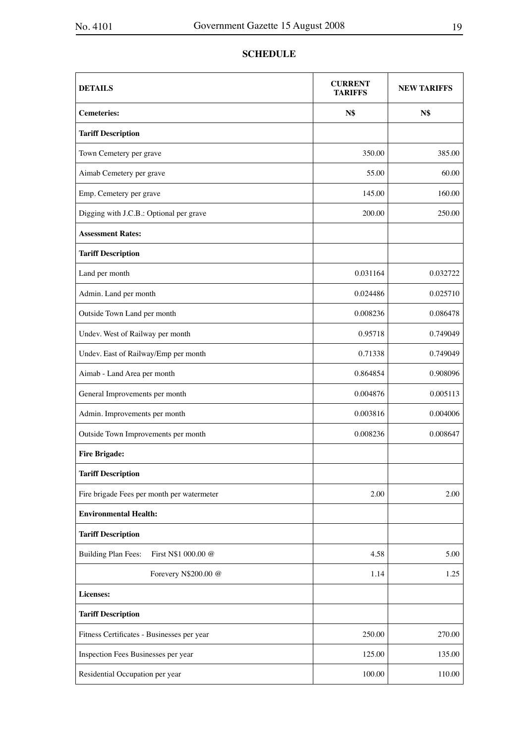## SCHEDULE

| DETAILS | CURRENT TARIFFS | NEW TARIFFS |
|---|---|---|
| **Cemeteries:** | **N$** | **N$** |
| **Tariff Description** | | |
| Town Cemetery per grave | 350.00 | 385.00 |
| Aimab Cemetery per grave | 55.00 | 60.00 |
| Emp. Cemetery per grave | 145.00 | 160.00 |
| Digging with J.C.B.: Optional per grave | 200.00 | 250.00 |
| **Assessment Rates:** | | |
| **Tariff Description** | | |
| Land per month | 0.031164 | 0.032722 |
| Admin. Land per month | 0.024486 | 0.025710 |
| Outside Town Land per month | 0.008236 | 0.086478 |
| Undev. West of Railway per month | 0.95718 | 0.749049 |
| Undev. East of Railway/Emp per month | 0.71338 | 0.749049 |
| Aimab - Land Area per month | 0.864854 | 0.908096 |
| General Improvements per month | 0.004876 | 0.005113 |
| Admin. Improvements per month | 0.003816 | 0.004006 |
| Outside Town Improvements per month | 0.008236 | 0.008647 |
| **Fire Brigade:** | | |
| **Tariff Description** | | |
| Fire brigade Fees per month per watermeter | 2.00 | 2.00 |
| **Environmental Health:** | | |
| **Tariff Description** | | |
| Building Plan Fees: First N$1 000.00 @ | 4.58 | 5.00 |
| Forevery N$200.00 @ | 1.14 | 1.25 |
| **Licenses:** | | |
| **Tariff Description** | | |
| Fitness Certificates - Businesses per year | 250.00 | 270.00 |
| Inspection Fees Businesses per year | 125.00 | 135.00 |
| Residential Occupation per year | 100.00 | 110.00 |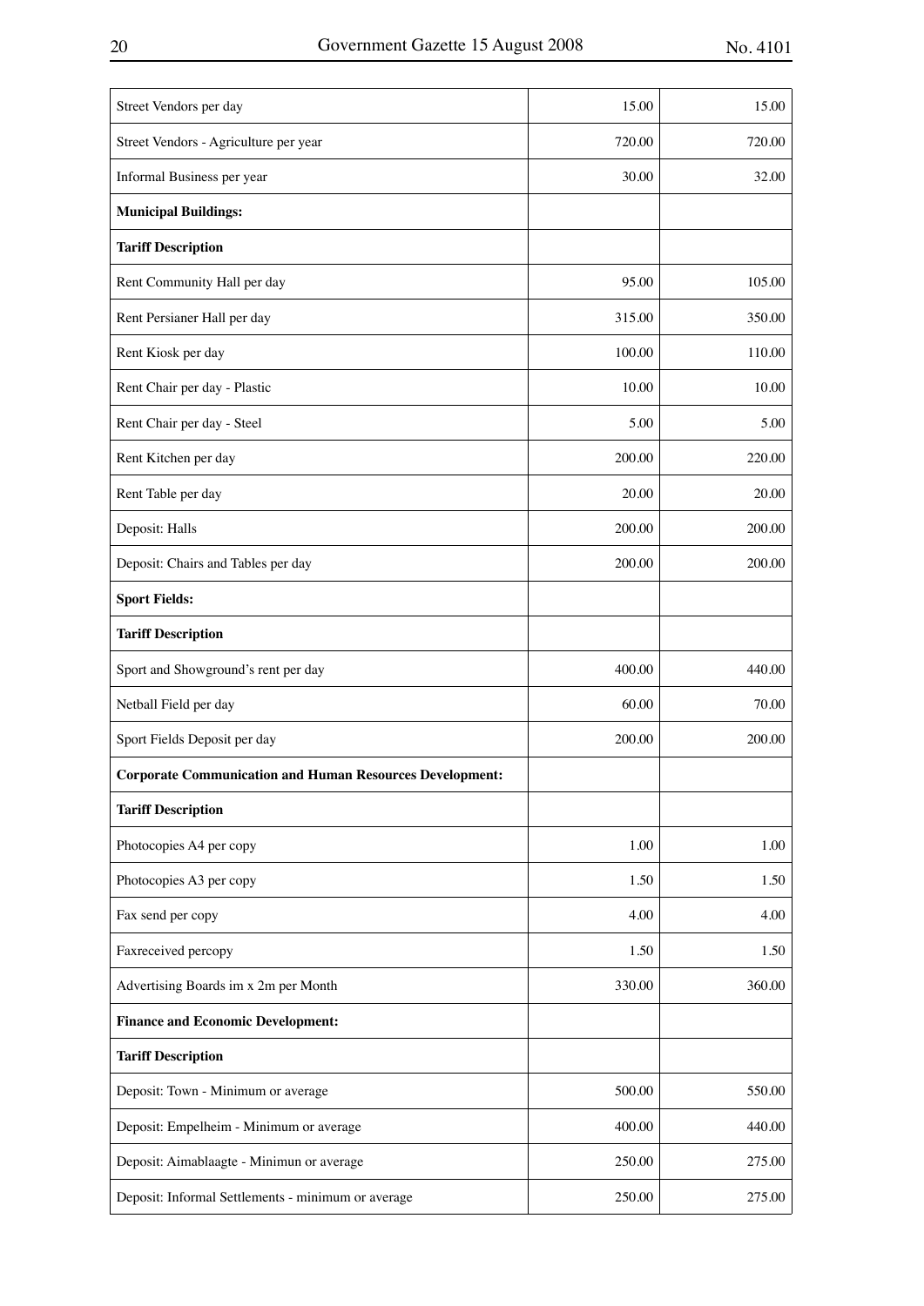| | | |
|---|---|---|
| Street Vendors per day | 15.00 | 15.00 |
| Street Vendors - Agriculture per year | 720.00 | 720.00 |
| Informal Business per year | 30.00 | 32.00 |
| **Municipal Buildings:** | | |
| **Tariff Description** | | |
| Rent Community Hall per day | 95.00 | 105.00 |
| Rent Persianer Hall per day | 315.00 | 350.00 |
| Rent Kiosk per day | 100.00 | 110.00 |
| Rent Chair per day - Plastic | 10.00 | 10.00 |
| Rent Chair per day - Steel | 5.00 | 5.00 |
| Rent Kitchen per day | 200.00 | 220.00 |
| Rent Table per day | 20.00 | 20.00 |
| Deposit: Halls | 200.00 | 200.00 |
| Deposit: Chairs and Tables per day | 200.00 | 200.00 |
| **Sport Fields:** | | |
| **Tariff Description** | | |
| Sport and Showground's rent per day | 400.00 | 440.00 |
| Netball Field per day | 60.00 | 70.00 |
| Sport Fields Deposit per day | 200.00 | 200.00 |
| **Corporate Communication and Human Resources Development:** | | |
| **Tariff Description** | | |
| Photocopies A4 per copy | 1.00 | 1.00 |
| Photocopies A3 per copy | 1.50 | 1.50 |
| Fax send per copy | 4.00 | 4.00 |
| Faxreceived percopy | 1.50 | 1.50 |
| Advertising Boards im x 2m per Month | 330.00 | 360.00 |
| **Finance and Economic Development:** | | |
| **Tariff Description** | | |
| Deposit: Town - Minimum or average | 500.00 | 550.00 |
| Deposit: Empelheim - Minimum or average | 400.00 | 440.00 |
| Deposit: Aimablaagte - Minimun or average | 250.00 | 275.00 |
| Deposit: Informal Settlements - minimum or average | 250.00 | 275.00 |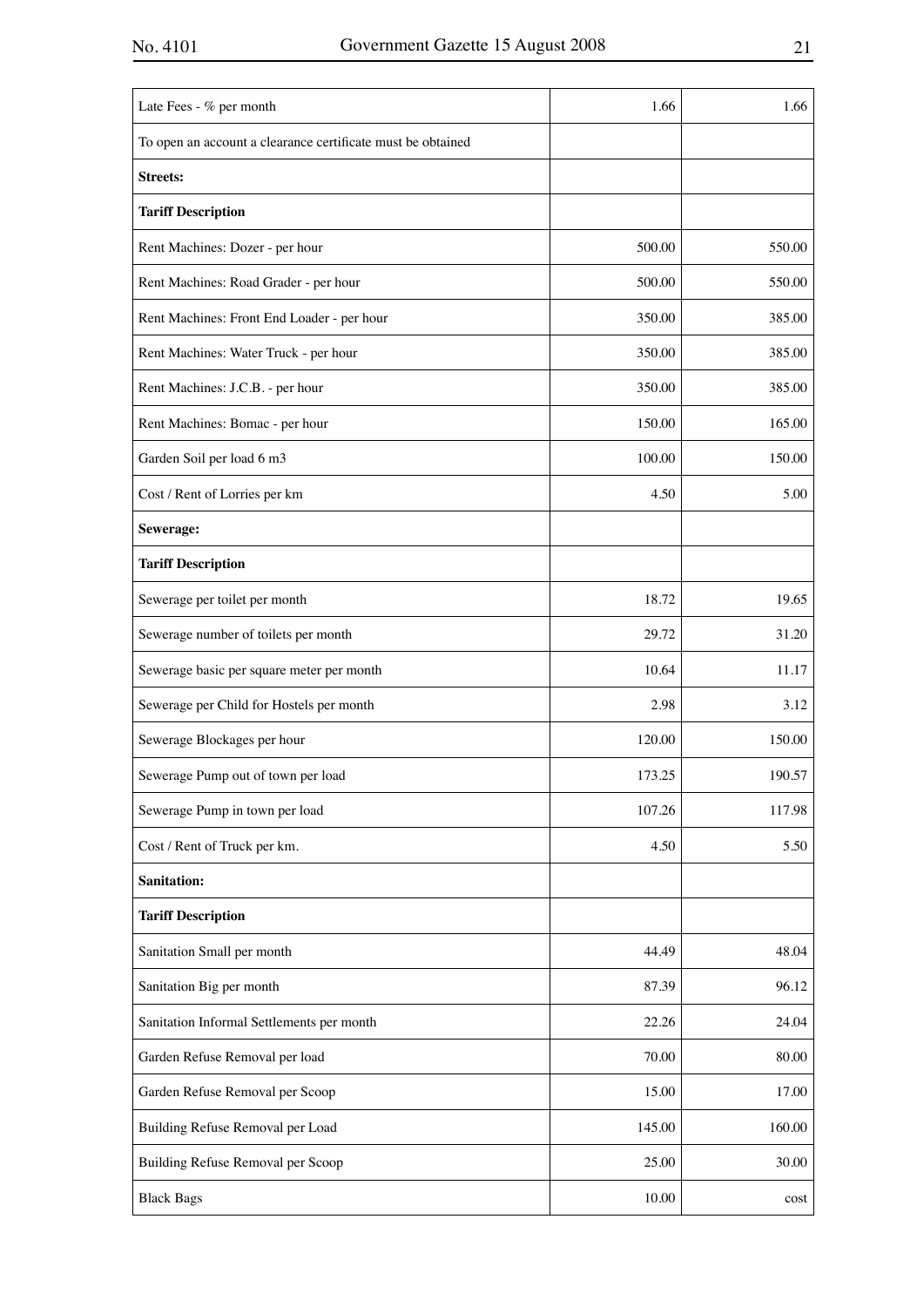| Late Fees - % per month | 1.66 | 1.66 |
|---|---|---|
| To open an account a clearance certificate must be obtained | | |
| **Streets:** | | |
| **Tariff Description** | | |
| Rent Machines: Dozer - per hour | 500.00 | 550.00 |
| Rent Machines: Road Grader - per hour | 500.00 | 550.00 |
| Rent Machines: Front End Loader - per hour | 350.00 | 385.00 |
| Rent Machines: Water Truck - per hour | 350.00 | 385.00 |
| Rent Machines: J.C.B. - per hour | 350.00 | 385.00 |
| Rent Machines: Bomac - per hour | 150.00 | 165.00 |
| Garden Soil per load 6 m3 | 100.00 | 150.00 |
| Cost / Rent of Lorries per km | 4.50 | 5.00 |
| **Sewerage:** | | |
| **Tariff Description** | | |
| Sewerage per toilet per month | 18.72 | 19.65 |
| Sewerage number of toilets per month | 29.72 | 31.20 |
| Sewerage basic per square meter per month | 10.64 | 11.17 |
| Sewerage per Child for Hostels per month | 2.98 | 3.12 |
| Sewerage Blockages per hour | 120.00 | 150.00 |
| Sewerage Pump out of town per load | 173.25 | 190.57 |
| Sewerage Pump in town per load | 107.26 | 117.98 |
| Cost / Rent of Truck per km. | 4.50 | 5.50 |
| **Sanitation:** | | |
| **Tariff Description** | | |
| Sanitation Small per month | 44.49 | 48.04 |
| Sanitation Big per month | 87.39 | 96.12 |
| Sanitation Informal Settlements per month | 22.26 | 24.04 |
| Garden Refuse Removal per load | 70.00 | 80.00 |
| Garden Refuse Removal per Scoop | 15.00 | 17.00 |
| Building Refuse Removal per Load | 145.00 | 160.00 |
| Building Refuse Removal per Scoop | 25.00 | 30.00 |
| Black Bags | 10.00 | cost |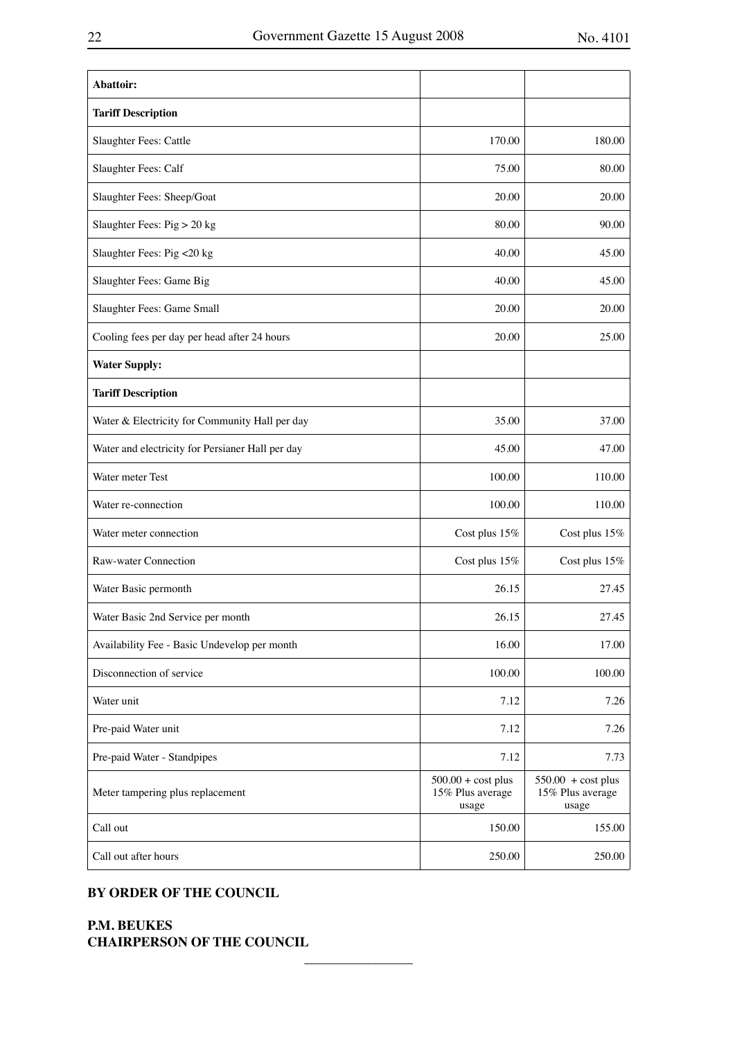| Abattoir: | | |
|---|---|---|
| **Tariff Description** | | |
| Slaughter Fees: Cattle | 170.00 | 180.00 |
| Slaughter Fees: Calf | 75.00 | 80.00 |
| Slaughter Fees: Sheep/Goat | 20.00 | 20.00 |
| Slaughter Fees: Pig > 20 kg | 80.00 | 90.00 |
| Slaughter Fees: Pig <20 kg | 40.00 | 45.00 |
| Slaughter Fees: Game Big | 40.00 | 45.00 |
| Slaughter Fees: Game Small | 20.00 | 20.00 |
| Cooling fees per day per head after 24 hours | 20.00 | 25.00 |
| **Water Supply:** | | |
| **Tariff Description** | | |
| Water & Electricity for Community Hall per day | 35.00 | 37.00 |
| Water and electricity for Persianer Hall per day | 45.00 | 47.00 |
| Water meter Test | 100.00 | 110.00 |
| Water re-connection | 100.00 | 110.00 |
| Water meter connection | Cost plus 15% | Cost plus 15% |
| Raw-water Connection | Cost plus 15% | Cost plus 15% |
| Water Basic permonth | 26.15 | 27.45 |
| Water Basic 2nd Service per month | 26.15 | 27.45 |
| Availability Fee - Basic Undevelop per month | 16.00 | 17.00 |
| Disconnection of service | 100.00 | 100.00 |
| Water unit | 7.12 | 7.26 |
| Pre-paid Water unit | 7.12 | 7.26 |
| Pre-paid Water - Standpipes | 7.12 | 7.73 |
| Meter tampering plus replacement | 500.00 + cost plus 15% Plus average usage | 550.00 + cost plus 15% Plus average usage |
| Call out | 150.00 | 155.00 |
| Call out after hours | 250.00 | 250.00 |

**BY ORDER OF THE COUNCIL**

**P.M. BEUKES**
**CHAIRPERSON OF THE COUNCIL**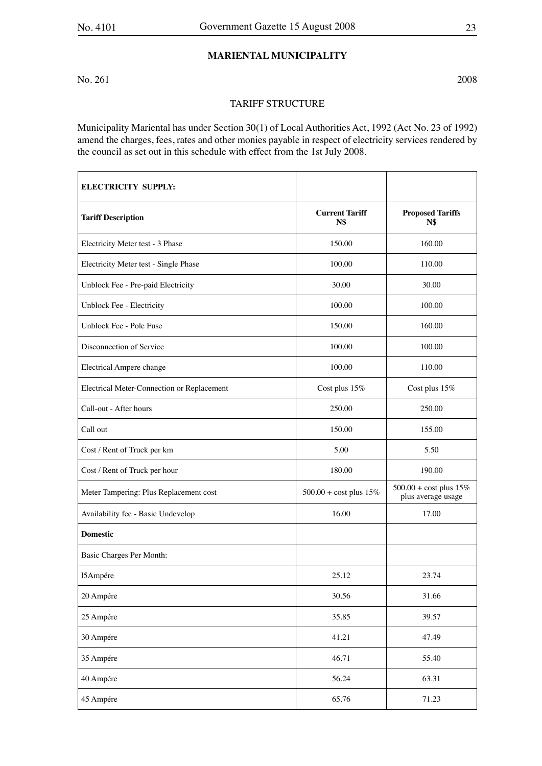## MARIENTAL MUNICIPALITY

No. 261 2008

TARIFF STRUCTURE

Municipality Mariental has under Section 30(1) of Local Authorities Act, 1992 (Act No. 23 of 1992) amend the charges, fees, rates and other monies payable in respect of electricity services rendered by the council as set out in this schedule with effect from the 1st July 2008.

| **ELECTRICITY SUPPLY:** | | |
|---|---|---|
| **Tariff Description** | **Current Tariff N$** | **Proposed Tariffs N$** |
| Electricity Meter test - 3 Phase | 150.00 | 160.00 |
| Electricity Meter test - Single Phase | 100.00 | 110.00 |
| Unblock Fee - Pre-paid Electricity | 30.00 | 30.00 |
| Unblock Fee - Electricity | 100.00 | 100.00 |
| Unblock Fee - Pole Fuse | 150.00 | 160.00 |
| Disconnection of Service | 100.00 | 100.00 |
| Electrical Ampere change | 100.00 | 110.00 |
| Electrical Meter-Connection or Replacement | Cost plus 15% | Cost plus 15% |
| Call-out - After hours | 250.00 | 250.00 |
| Call out | 150.00 | 155.00 |
| Cost / Rent of Truck per km | 5.00 | 5.50 |
| Cost / Rent of Truck per hour | 180.00 | 190.00 |
| Meter Tampering: Plus Replacement cost | 500.00 + cost plus 15% | 500.00 + cost plus 15% plus average usage |
| Availability fee - Basic Undevelop | 16.00 | 17.00 |
| **Domestic** | | |
| Basic Charges Per Month: | | |
| l5Ampére | 25.12 | 23.74 |
| 20 Ampére | 30.56 | 31.66 |
| 25 Ampére | 35.85 | 39.57 |
| 30 Ampére | 41.21 | 47.49 |
| 35 Ampére | 46.71 | 55.40 |
| 40 Ampére | 56.24 | 63.31 |
| 45 Ampére | 65.76 | 71.23 |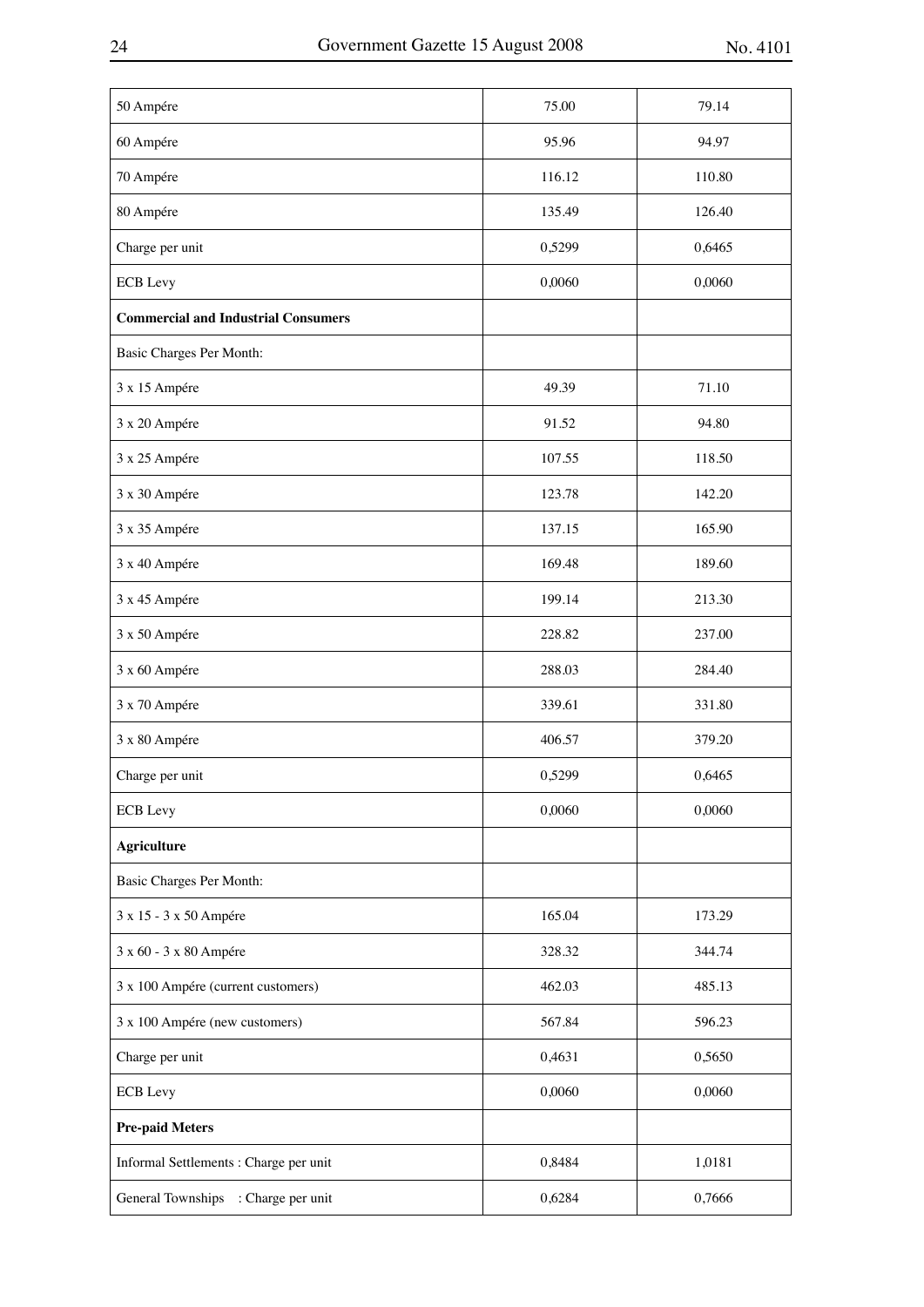| | | |
|---|---|---|
| 50 Ampére | 75.00 | 79.14 |
| 60 Ampére | 95.96 | 94.97 |
| 70 Ampére | 116.12 | 110.80 |
| 80 Ampére | 135.49 | 126.40 |
| Charge per unit | 0,5299 | 0,6465 |
| ECB Levy | 0,0060 | 0,0060 |
| **Commercial and Industrial Consumers** | | |
| Basic Charges Per Month: | | |
| 3 x 15 Ampére | 49.39 | 71.10 |
| 3 x 20 Ampére | 91.52 | 94.80 |
| 3 x 25 Ampére | 107.55 | 118.50 |
| 3 x 30 Ampére | 123.78 | 142.20 |
| 3 x 35 Ampére | 137.15 | 165.90 |
| 3 x 40 Ampére | 169.48 | 189.60 |
| 3 x 45 Ampére | 199.14 | 213.30 |
| 3 x 50 Ampére | 228.82 | 237.00 |
| 3 x 60 Ampére | 288.03 | 284.40 |
| 3 x 70 Ampére | 339.61 | 331.80 |
| 3 x 80 Ampére | 406.57 | 379.20 |
| Charge per unit | 0,5299 | 0,6465 |
| ECB Levy | 0,0060 | 0,0060 |
| **Agriculture** | | |
| Basic Charges Per Month: | | |
| 3 x 15 - 3 x 50 Ampére | 165.04 | 173.29 |
| 3 x 60 - 3 x 80 Ampére | 328.32 | 344.74 |
| 3 x 100 Ampére (current customers) | 462.03 | 485.13 |
| 3 x 100 Ampére (new customers) | 567.84 | 596.23 |
| Charge per unit | 0,4631 | 0,5650 |
| ECB Levy | 0,0060 | 0,0060 |
| **Pre-paid Meters** | | |
| Informal Settlements : Charge per unit | 0,8484 | 1,0181 |
| General Townships : Charge per unit | 0,6284 | 0,7666 |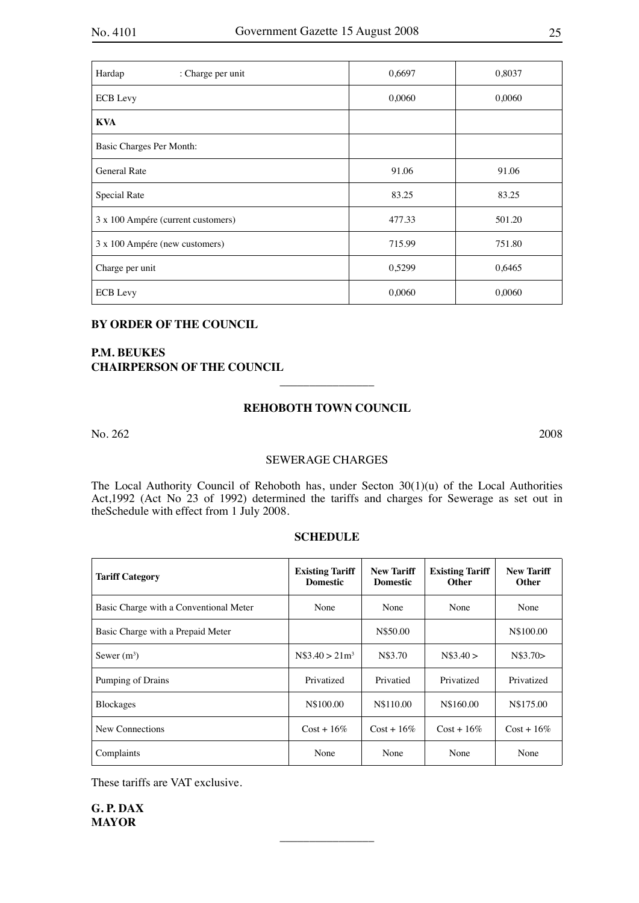| Hardap : Charge per unit | 0,6697 | 0,8037 |
|---|---|---|
| ECB Levy | 0,0060 | 0,0060 |
| **KVA** | | |
| Basic Charges Per Month: | | |
| General Rate | 91.06 | 91.06 |
| Special Rate | 83.25 | 83.25 |
| 3 x 100 Ampére (current customers) | 477.33 | 501.20 |
| 3 x 100 Ampére (new customers) | 715.99 | 751.80 |
| Charge per unit | 0,5299 | 0,6465 |
| ECB Levy | 0,0060 | 0,0060 |

**BY ORDER OF THE COUNCIL**

**P.M. BEUKES**
**CHAIRPERSON OF THE COUNCIL**

---

## REHOBOTH TOWN COUNCIL

No. 262 2008

SEWERAGE CHARGES

The Local Authority Council of Rehoboth has, under Secton 30(1)(u) of the Local Authorities Act,1992 (Act No 23 of 1992) determined the tariffs and charges for Sewerage as set out in theSchedule with effect from 1 July 2008.

### SCHEDULE

| Tariff Category | Existing Tariff Domestic | New Tariff Domestic | Existing Tariff Other | New Tariff Other |
|---|---|---|---|---|
| Basic Charge with a Conventional Meter | None | None | None | None |
| Basic Charge with a Prepaid Meter | | N$50.00 | | N$100.00 |
| Sewer ($m^3$) | N$3.40 > 21$m^3$ | N$3.70 | N$3.40 > | N$3.70> |
| Pumping of Drains | Privatized | Privatied | Privatized | Privatized |
| Blockages | N$100.00 | N$110.00 | N$160.00 | N$175.00 |
| New Connections | Cost + 16% | Cost + 16% | Cost + 16% | Cost + 16% |
| Complaints | None | None | None | None |

These tariffs are VAT exclusive.

**G. P. DAX**
**MAYOR**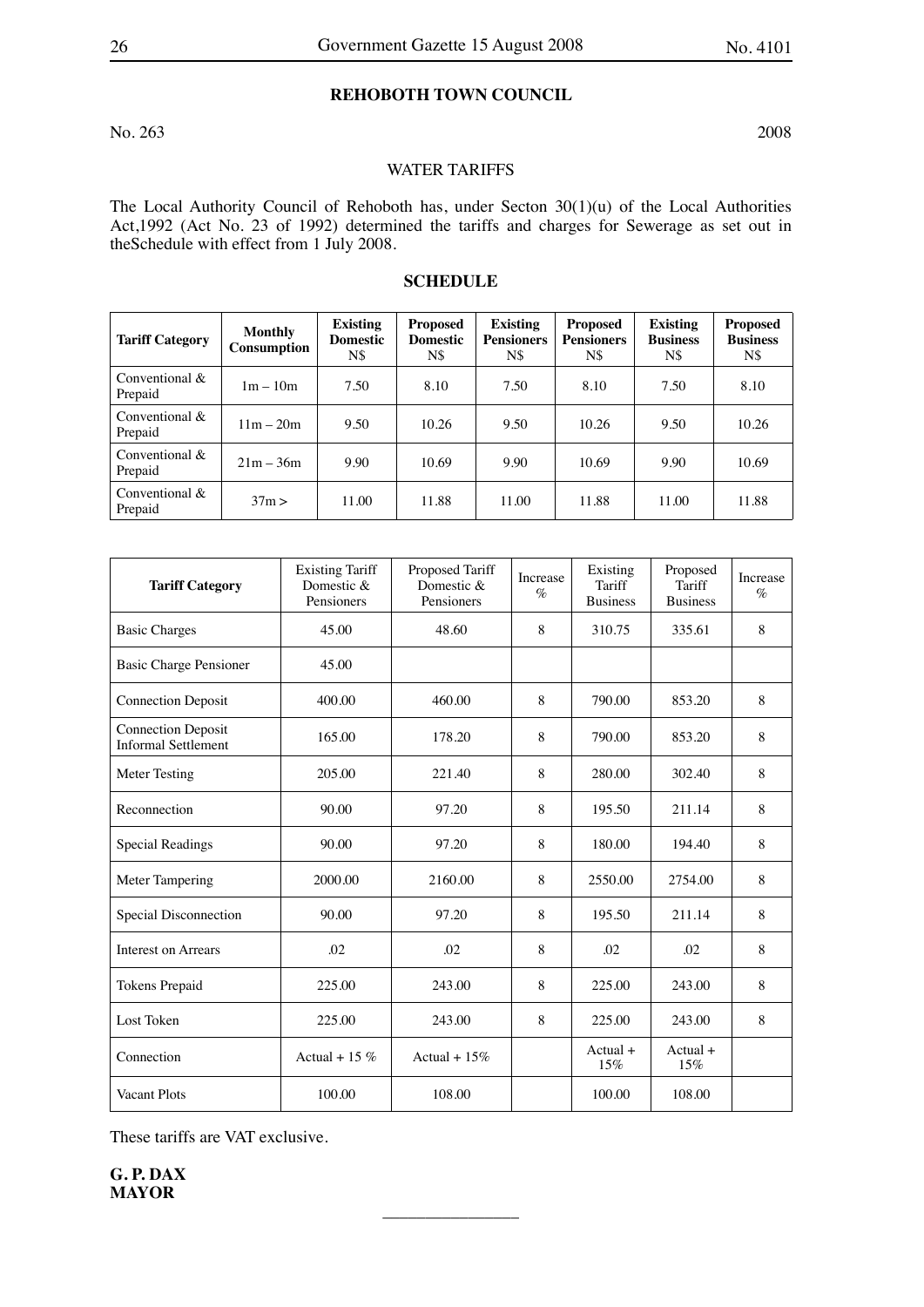## REHOBOTH TOWN COUNCIL

No. 263 2008

WATER TARIFFS

The Local Authority Council of Rehoboth has, under Secton 30(1)(u) of the Local Authorities Act,1992 (Act No. 23 of 1992) determined the tariffs and charges for Sewerage as set out in theSchedule with effect from 1 July 2008.

### SCHEDULE

| **Tariff Category** | **Monthly Consumption** | **Existing Domestic** N$ | **Proposed Domestic** N$ | **Existing Pensioners** N$ | **Proposed Pensioners** N$ | **Existing Business** N$ | **Proposed Business** N$ |
|---|---|---|---|---|---|---|---|
| Conventional & Prepaid | 1m – 10m | 7.50 | 8.10 | 7.50 | 8.10 | 7.50 | 8.10 |
| Conventional & Prepaid | 11m – 20m | 9.50 | 10.26 | 9.50 | 10.26 | 9.50 | 10.26 |
| Conventional & Prepaid | 21m – 36m | 9.90 | 10.69 | 9.90 | 10.69 | 9.90 | 10.69 |
| Conventional & Prepaid | 37m > | 11.00 | 11.88 | 11.00 | 11.88 | 11.00 | 11.88 |

| **Tariff Category** | Existing Tariff Domestic & Pensioners | Proposed Tariff Domestic & Pensioners | Increase % | Existing Tariff Business | Proposed Tariff Business | Increase % |
|---|---|---|---|---|---|---|
| Basic Charges | 45.00 | 48.60 | 8 | 310.75 | 335.61 | 8 |
| Basic Charge Pensioner | 45.00 | | | | | |
| Connection Deposit | 400.00 | 460.00 | 8 | 790.00 | 853.20 | 8 |
| Connection Deposit Informal Settlement | 165.00 | 178.20 | 8 | 790.00 | 853.20 | 8 |
| Meter Testing | 205.00 | 221.40 | 8 | 280.00 | 302.40 | 8 |
| Reconnection | 90.00 | 97.20 | 8 | 195.50 | 211.14 | 8 |
| Special Readings | 90.00 | 97.20 | 8 | 180.00 | 194.40 | 8 |
| Meter Tampering | 2000.00 | 2160.00 | 8 | 2550.00 | 2754.00 | 8 |
| Special Disconnection | 90.00 | 97.20 | 8 | 195.50 | 211.14 | 8 |
| Interest on Arrears | .02 | .02 | 8 | .02 | .02 | 8 |
| Tokens Prepaid | 225.00 | 243.00 | 8 | 225.00 | 243.00 | 8 |
| Lost Token | 225.00 | 243.00 | 8 | 225.00 | 243.00 | 8 |
| Connection | Actual + 15 % | Actual + 15% | | Actual + 15% | Actual + 15% | |
| Vacant Plots | 100.00 | 108.00 | | 100.00 | 108.00 | |

These tariffs are VAT exclusive.

**G. P. DAX**
**MAYOR**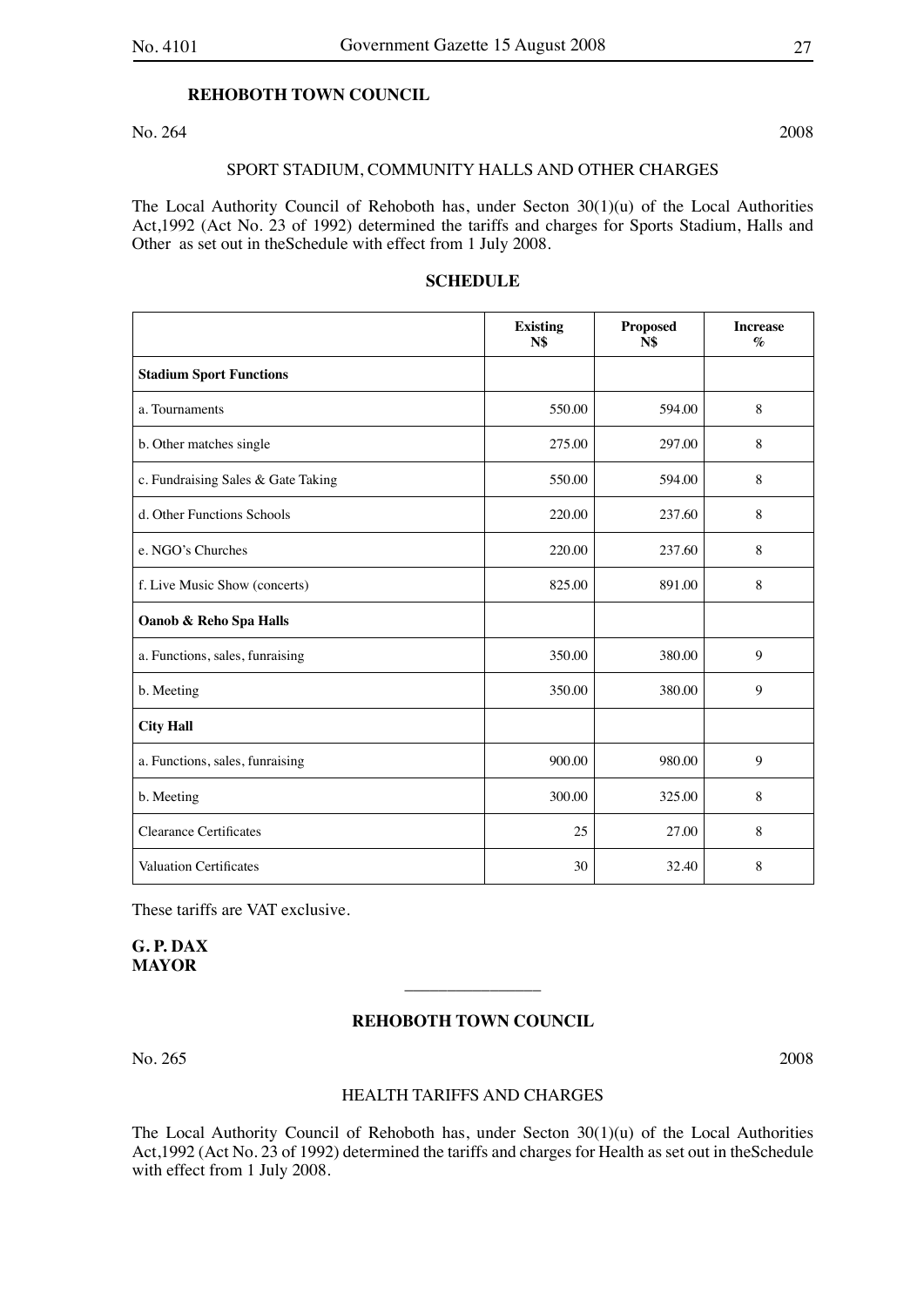**REHOBOTH TOWN COUNCIL**

No. 264 2008

SPORT STADIUM, COMMUNITY HALLS AND OTHER CHARGES

The Local Authority Council of Rehoboth has, under Secton 30(1)(u) of the Local Authorities Act,1992 (Act No. 23 of 1992) determined the tariffs and charges for Sports Stadium, Halls and Other as set out in theSchedule with effect from 1 July 2008.

**SCHEDULE**

| | Existing N$ | Proposed N$ | Increase % |
|---|---|---|---|
| **Stadium Sport Functions** | | | |
| a. Tournaments | 550.00 | 594.00 | 8 |
| b. Other matches single | 275.00 | 297.00 | 8 |
| c. Fundraising Sales & Gate Taking | 550.00 | 594.00 | 8 |
| d. Other Functions Schools | 220.00 | 237.60 | 8 |
| e. NGO's Churches | 220.00 | 237.60 | 8 |
| f. Live Music Show (concerts) | 825.00 | 891.00 | 8 |
| **Oanob & Reho Spa Halls** | | | |
| a. Functions, sales, funraising | 350.00 | 380.00 | 9 |
| b. Meeting | 350.00 | 380.00 | 9 |
| **City Hall** | | | |
| a. Functions, sales, funraising | 900.00 | 980.00 | 9 |
| b. Meeting | 300.00 | 325.00 | 8 |
| Clearance Certificates | 25 | 27.00 | 8 |
| Valuation Certificates | 30 | 32.40 | 8 |

These tariffs are VAT exclusive.

**G. P. DAX**
**MAYOR**

---

**REHOBOTH TOWN COUNCIL**

No. 265 2008

HEALTH TARIFFS AND CHARGES

The Local Authority Council of Rehoboth has, under Secton 30(1)(u) of the Local Authorities Act,1992 (Act No. 23 of 1992) determined the tariffs and charges for Health as set out in theSchedule with effect from 1 July 2008.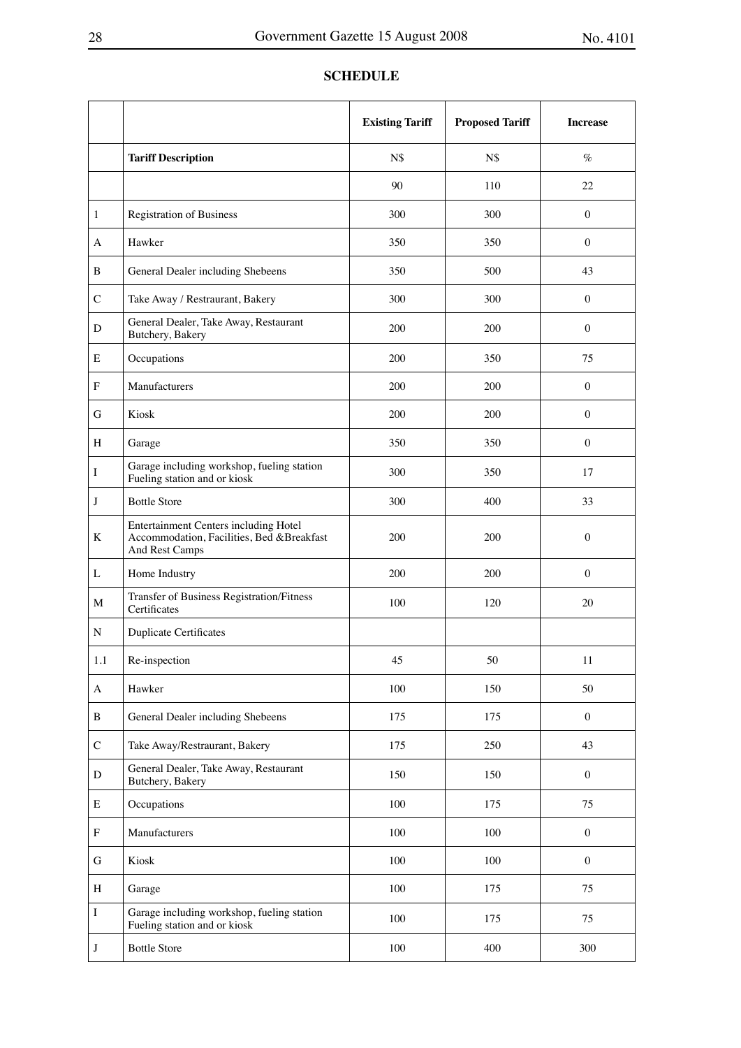## SCHEDULE

| | | Existing Tariff | Proposed Tariff | Increase |
|---|---|---|---|---|
| | **Tariff Description** | N$ | N$ | % |
| | | 90 | 110 | 22 |
| 1 | Registration of Business | 300 | 300 | 0 |
| A | Hawker | 350 | 350 | 0 |
| B | General Dealer including Shebeens | 350 | 500 | 43 |
| C | Take Away / Restraurant, Bakery | 300 | 300 | 0 |
| D | General Dealer, Take Away, Restaurant Butchery, Bakery | 200 | 200 | 0 |
| E | Occupations | 200 | 350 | 75 |
| F | Manufacturers | 200 | 200 | 0 |
| G | Kiosk | 200 | 200 | 0 |
| H | Garage | 350 | 350 | 0 |
| I | Garage including workshop, fueling station Fueling station and or kiosk | 300 | 350 | 17 |
| J | Bottle Store | 300 | 400 | 33 |
| K | Entertainment Centers including Hotel Accommodation, Facilities, Bed &Breakfast And Rest Camps | 200 | 200 | 0 |
| L | Home Industry | 200 | 200 | 0 |
| M | Transfer of Business Registration/Fitness Certificates | 100 | 120 | 20 |
| N | Duplicate Certificates | | | |
| 1.1 | Re-inspection | 45 | 50 | 11 |
| A | Hawker | 100 | 150 | 50 |
| B | General Dealer including Shebeens | 175 | 175 | 0 |
| C | Take Away/Restraurant, Bakery | 175 | 250 | 43 |
| D | General Dealer, Take Away, Restaurant Butchery, Bakery | 150 | 150 | 0 |
| E | Occupations | 100 | 175 | 75 |
| F | Manufacturers | 100 | 100 | 0 |
| G | Kiosk | 100 | 100 | 0 |
| H | Garage | 100 | 175 | 75 |
| I | Garage including workshop, fueling station Fueling station and or kiosk | 100 | 175 | 75 |
| J | Bottle Store | 100 | 400 | 300 |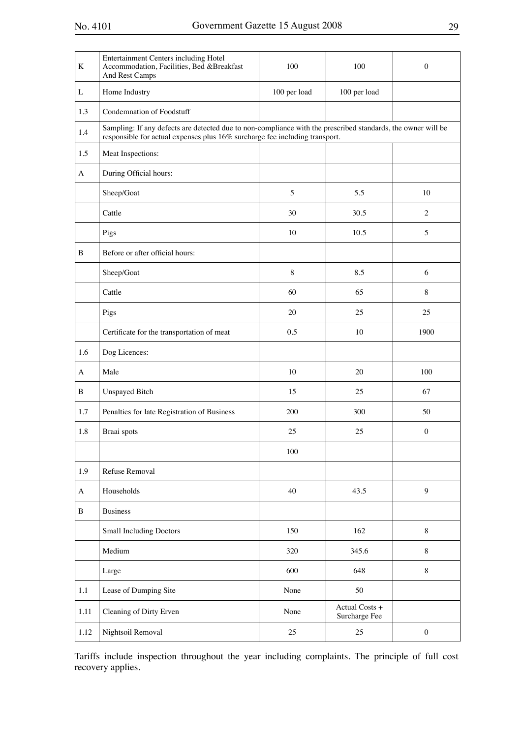| | | | | |
|---|---|---|---|---|
| K | Entertainment Centers including Hotel Accommodation, Facilities, Bed &Breakfast And Rest Camps | 100 | 100 | 0 |
| L | Home Industry | 100 per load | 100 per load | |
| 1.3 | Condemnation of Foodstuff | | | |
| 1.4 | Sampling: If any defects are detected due to non-compliance with the prescribed standards, the owner will be responsible for actual expenses plus 16% surcharge fee including transport. | | | |
| 1.5 | Meat Inspections: | | | |
| A | During Official hours: | | | |
| | Sheep/Goat | 5 | 5.5 | 10 |
| | Cattle | 30 | 30.5 | 2 |
| | Pigs | 10 | 10.5 | 5 |
| B | Before or after official hours: | | | |
| | Sheep/Goat | 8 | 8.5 | 6 |
| | Cattle | 60 | 65 | 8 |
| | Pigs | 20 | 25 | 25 |
| | Certificate for the transportation of meat | 0.5 | 10 | 1900 |
| 1.6 | Dog Licences: | | | |
| A | Male | 10 | 20 | 100 |
| B | Unspayed Bitch | 15 | 25 | 67 |
| 1.7 | Penalties for late Registration of Business | 200 | 300 | 50 |
| 1.8 | Braai spots | 25 | 25 | 0 |
| | | 100 | | |
| 1.9 | Refuse Removal | | | |
| A | Households | 40 | 43.5 | 9 |
| B | Business | | | |
| | Small Including Doctors | 150 | 162 | 8 |
| | Medium | 320 | 345.6 | 8 |
| | Large | 600 | 648 | 8 |
| 1.1 | Lease of Dumping Site | None | 50 | |
| 1.11 | Cleaning of Dirty Erven | None | Actual Costs + Surcharge Fee | |
| 1.12 | Nightsoil Removal | 25 | 25 | 0 |

Tariffs include inspection throughout the year including complaints. The principle of full cost recovery applies.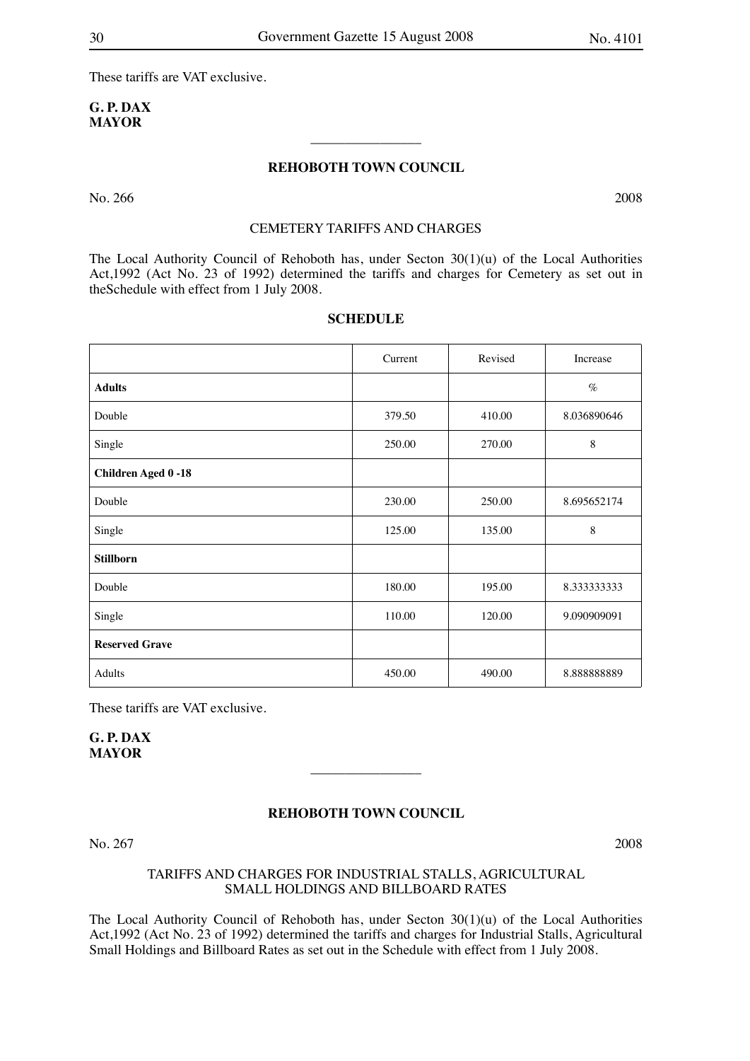These tariffs are VAT exclusive.

**G. P. DAX**
**MAYOR**

---

**REHOBOTH TOWN COUNCIL**

No. 266 2008

CEMETERY TARIFFS AND CHARGES

The Local Authority Council of Rehoboth has, under Secton 30(1)(u) of the Local Authorities Act,1992 (Act No. 23 of 1992) determined the tariffs and charges for Cemetery as set out in theSchedule with effect from 1 July 2008.

**SCHEDULE**

| | Current | Revised | Increase |
|---|---|---|---|
| **Adults** | | | % |
| Double | 379.50 | 410.00 | 8.036890646 |
| Single | 250.00 | 270.00 | 8 |
| **Children Aged 0 -18** | | | |
| Double | 230.00 | 250.00 | 8.695652174 |
| Single | 125.00 | 135.00 | 8 |
| **Stillborn** | | | |
| Double | 180.00 | 195.00 | 8.333333333 |
| Single | 110.00 | 120.00 | 9.090909091 |
| **Reserved Grave** | | | |
| Adults | 450.00 | 490.00 | 8.888888889 |

These tariffs are VAT exclusive.

**G. P. DAX**
**MAYOR**

---

**REHOBOTH TOWN COUNCIL**

No. 267 2008

TARIFFS AND CHARGES FOR INDUSTRIAL STALLS, AGRICULTURAL SMALL HOLDINGS AND BILLBOARD RATES

The Local Authority Council of Rehoboth has, under Secton 30(1)(u) of the Local Authorities Act,1992 (Act No. 23 of 1992) determined the tariffs and charges for Industrial Stalls, Agricultural Small Holdings and Billboard Rates as set out in the Schedule with effect from 1 July 2008.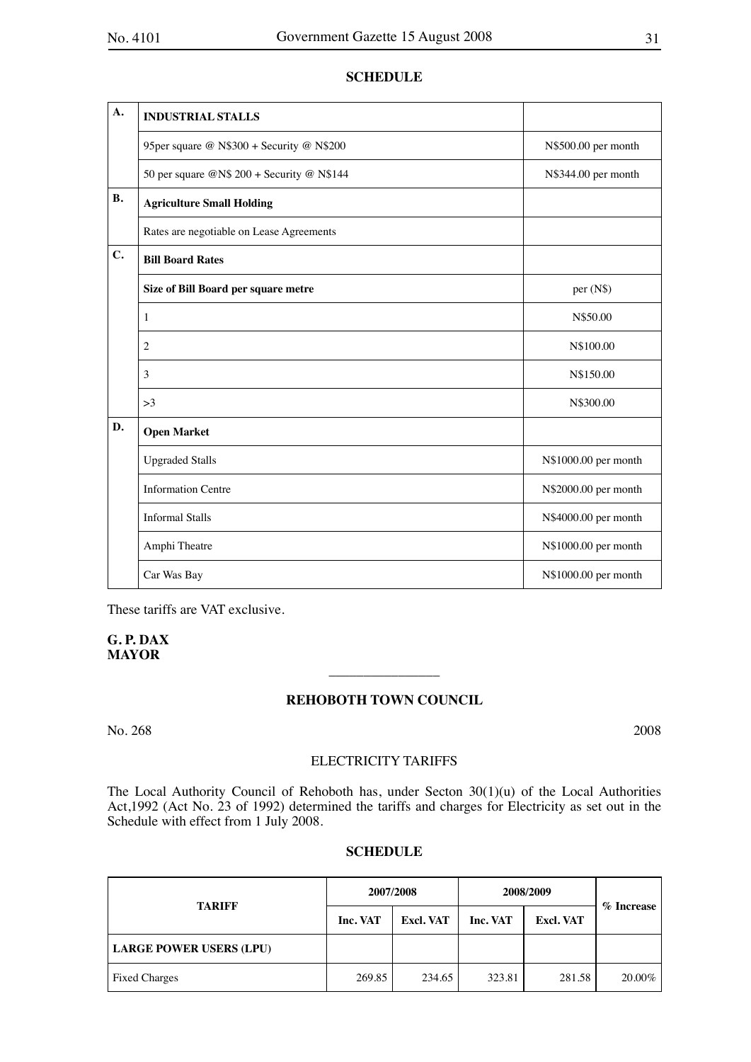**SCHEDULE**

| A. | **INDUSTRIAL STALLS** | |
|---|---|---|
| | 95per square @ N$300 + Security @ N$200 | N$500.00 per month |
| | 50 per square @N$ 200 + Security @ N$144 | N$344.00 per month |
| **B.** | **Agriculture Small Holding** | |
| | Rates are negotiable on Lease Agreements | |
| **C.** | **Bill Board Rates** | |
| | **Size of Bill Board per square metre** | per (N$) |
| | 1 | N$50.00 |
| | 2 | N$100.00 |
| | 3 | N$150.00 |
| | >3 | N$300.00 |
| **D.** | **Open Market** | |
| | Upgraded Stalls | N$1000.00 per month |
| | Information Centre | N$2000.00 per month |
| | Informal Stalls | N$4000.00 per month |
| | Amphi Theatre | N$1000.00 per month |
| | Car Was Bay | N$1000.00 per month |

These tariffs are VAT exclusive.

**G. P. DAX**
**MAYOR**

---

## REHOBOTH TOWN COUNCIL

No. 268 2008

ELECTRICITY TARIFFS

The Local Authority Council of Rehoboth has, under Secton 30(1)(u) of the Local Authorities Act,1992 (Act No. 23 of 1992) determined the tariffs and charges for Electricity as set out in the Schedule with effect from 1 July 2008.

**SCHEDULE**

| TARIFF | 2007/2008 | | 2008/2009 | | % Increase |
|---|---|---|---|---|---|
| | Inc. VAT | Excl. VAT | Inc. VAT | Excl. VAT | |
| **LARGE POWER USERS (LPU)** | | | | | |
| Fixed Charges | 269.85 | 234.65 | 323.81 | 281.58 | 20.00% |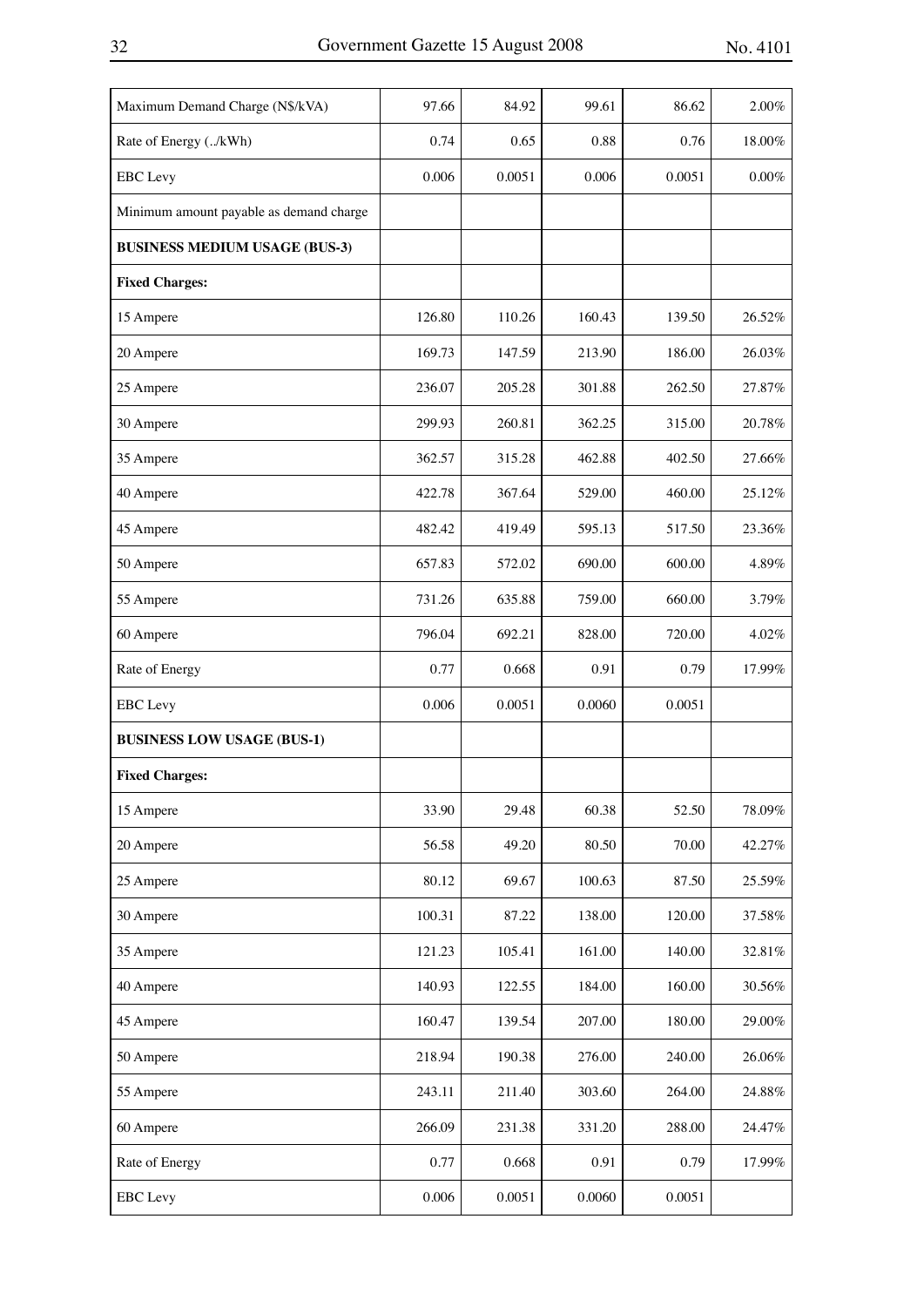| | | | | | |
|---|---|---|---|---|---|
| Maximum Demand Charge (N$/kVA) | 97.66 | 84.92 | 99.61 | 86.62 | 2.00% |
| Rate of Energy (../kWh) | 0.74 | 0.65 | 0.88 | 0.76 | 18.00% |
| EBC Levy | 0.006 | 0.0051 | 0.006 | 0.0051 | 0.00% |
| Minimum amount payable as demand charge | | | | | |
| **BUSINESS MEDIUM USAGE (BUS-3)** | | | | | |
| **Fixed Charges:** | | | | | |
| 15 Ampere | 126.80 | 110.26 | 160.43 | 139.50 | 26.52% |
| 20 Ampere | 169.73 | 147.59 | 213.90 | 186.00 | 26.03% |
| 25 Ampere | 236.07 | 205.28 | 301.88 | 262.50 | 27.87% |
| 30 Ampere | 299.93 | 260.81 | 362.25 | 315.00 | 20.78% |
| 35 Ampere | 362.57 | 315.28 | 462.88 | 402.50 | 27.66% |
| 40 Ampere | 422.78 | 367.64 | 529.00 | 460.00 | 25.12% |
| 45 Ampere | 482.42 | 419.49 | 595.13 | 517.50 | 23.36% |
| 50 Ampere | 657.83 | 572.02 | 690.00 | 600.00 | 4.89% |
| 55 Ampere | 731.26 | 635.88 | 759.00 | 660.00 | 3.79% |
| 60 Ampere | 796.04 | 692.21 | 828.00 | 720.00 | 4.02% |
| Rate of Energy | 0.77 | 0.668 | 0.91 | 0.79 | 17.99% |
| EBC Levy | 0.006 | 0.0051 | 0.0060 | 0.0051 | |
| **BUSINESS LOW USAGE (BUS-1)** | | | | | |
| **Fixed Charges:** | | | | | |
| 15 Ampere | 33.90 | 29.48 | 60.38 | 52.50 | 78.09% |
| 20 Ampere | 56.58 | 49.20 | 80.50 | 70.00 | 42.27% |
| 25 Ampere | 80.12 | 69.67 | 100.63 | 87.50 | 25.59% |
| 30 Ampere | 100.31 | 87.22 | 138.00 | 120.00 | 37.58% |
| 35 Ampere | 121.23 | 105.41 | 161.00 | 140.00 | 32.81% |
| 40 Ampere | 140.93 | 122.55 | 184.00 | 160.00 | 30.56% |
| 45 Ampere | 160.47 | 139.54 | 207.00 | 180.00 | 29.00% |
| 50 Ampere | 218.94 | 190.38 | 276.00 | 240.00 | 26.06% |
| 55 Ampere | 243.11 | 211.40 | 303.60 | 264.00 | 24.88% |
| 60 Ampere | 266.09 | 231.38 | 331.20 | 288.00 | 24.47% |
| Rate of Energy | 0.77 | 0.668 | 0.91 | 0.79 | 17.99% |
| EBC Levy | 0.006 | 0.0051 | 0.0060 | 0.0051 | |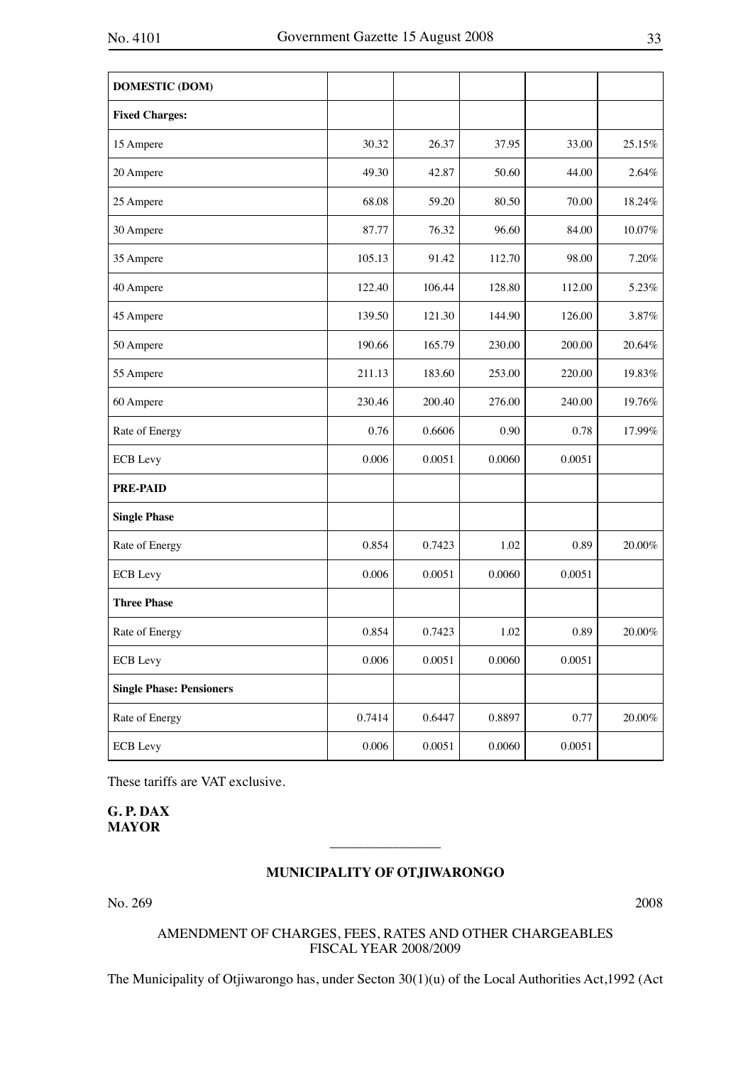| DOMESTIC (DOM) | | | | | |
|---|---|---|---|---|---|
| **Fixed Charges:** | | | | | |
| 15 Ampere | 30.32 | 26.37 | 37.95 | 33.00 | 25.15% |
| 20 Ampere | 49.30 | 42.87 | 50.60 | 44.00 | 2.64% |
| 25 Ampere | 68.08 | 59.20 | 80.50 | 70.00 | 18.24% |
| 30 Ampere | 87.77 | 76.32 | 96.60 | 84.00 | 10.07% |
| 35 Ampere | 105.13 | 91.42 | 112.70 | 98.00 | 7.20% |
| 40 Ampere | 122.40 | 106.44 | 128.80 | 112.00 | 5.23% |
| 45 Ampere | 139.50 | 121.30 | 144.90 | 126.00 | 3.87% |
| 50 Ampere | 190.66 | 165.79 | 230.00 | 200.00 | 20.64% |
| 55 Ampere | 211.13 | 183.60 | 253.00 | 220.00 | 19.83% |
| 60 Ampere | 230.46 | 200.40 | 276.00 | 240.00 | 19.76% |
| Rate of Energy | 0.76 | 0.6606 | 0.90 | 0.78 | 17.99% |
| ECB Levy | 0.006 | 0.0051 | 0.0060 | 0.0051 | |
| **PRE-PAID** | | | | | |
| **Single Phase** | | | | | |
| Rate of Energy | 0.854 | 0.7423 | 1.02 | 0.89 | 20.00% |
| ECB Levy | 0.006 | 0.0051 | 0.0060 | 0.0051 | |
| **Three Phase** | | | | | |
| Rate of Energy | 0.854 | 0.7423 | 1.02 | 0.89 | 20.00% |
| ECB Levy | 0.006 | 0.0051 | 0.0060 | 0.0051 | |
| **Single Phase: Pensioners** | | | | | |
| Rate of Energy | 0.7414 | 0.6447 | 0.8897 | 0.77 | 20.00% |
| ECB Levy | 0.006 | 0.0051 | 0.0060 | 0.0051 | |

These tariffs are VAT exclusive.

**G. P. DAX**
**MAYOR**

---

## MUNICIPALITY OF OTJIWARONGO

No. 269 2008

AMENDMENT OF CHARGES, FEES, RATES AND OTHER CHARGEABLES
FISCAL YEAR 2008/2009

The Municipality of Otjiwarongo has, under Secton 30(1)(u) of the Local Authorities Act,1992 (Act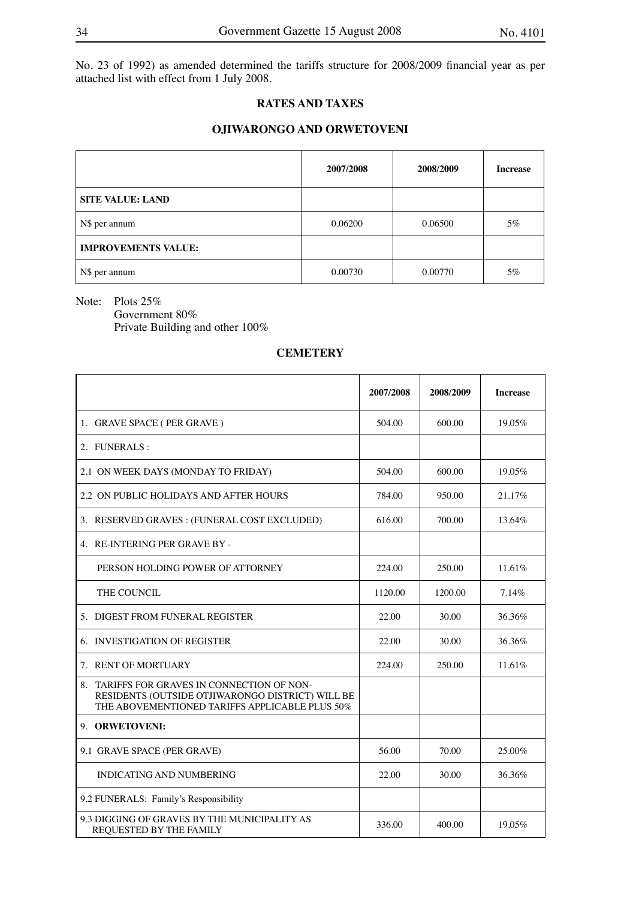No. 23 of 1992) as amended determined the tariffs structure for 2008/2009 financial year as per attached list with effect from 1 July 2008.

## RATES AND TAXES

## OJIWARONGO AND ORWETOVENI

| | 2007/2008 | 2008/2009 | Increase |
|---|---|---|---|
| **SITE VALUE: LAND** | | | |
| N$ per annum | 0.06200 | 0.06500 | 5% |
| **IMPROVEMENTS VALUE:** | | | |
| N$ per annum | 0.00730 | 0.00770 | 5% |

Note: Plots 25%
Government 80%
Private Building and other 100%

## CEMETERY

| | 2007/2008 | 2008/2009 | Increase |
|---|---|---|---|
| 1. GRAVE SPACE ( PER GRAVE ) | 504.00 | 600.00 | 19.05% |
| 2. FUNERALS : | | | |
| 2.1 ON WEEK DAYS (MONDAY TO FRIDAY) | 504.00 | 600.00 | 19.05% |
| 2.2 ON PUBLIC HOLIDAYS AND AFTER HOURS | 784.00 | 950.00 | 21.17% |
| 3. RESERVED GRAVES : (FUNERAL COST EXCLUDED) | 616.00 | 700.00 | 13.64% |
| 4. RE-INTERING PER GRAVE BY - | | | |
| PERSON HOLDING POWER OF ATTORNEY | 224.00 | 250.00 | 11.61% |
| THE COUNCIL | 1120.00 | 1200.00 | 7.14% |
| 5. DIGEST FROM FUNERAL REGISTER | 22.00 | 30.00 | 36.36% |
| 6. INVESTIGATION OF REGISTER | 22.00 | 30.00 | 36.36% |
| 7. RENT OF MORTUARY | 224.00 | 250.00 | 11.61% |
| 8. TARIFFS FOR GRAVES IN CONNECTION OF NON-RESIDENTS (OUTSIDE OTJIWARONGO DISTRICT) WILL BE THE ABOVEMENTIONED TARIFFS APPLICABLE PLUS 50% | | | |
| 9. **ORWETOVENI:** | | | |
| 9.1 GRAVE SPACE (PER GRAVE) | 56.00 | 70.00 | 25.00% |
| INDICATING AND NUMBERING | 22.00 | 30.00 | 36.36% |
| 9.2 FUNERALS: Family's Responsibility | | | |
| 9.3 DIGGING OF GRAVES BY THE MUNICIPALITY AS REQUESTED BY THE FAMILY | 336.00 | 400.00 | 19.05% |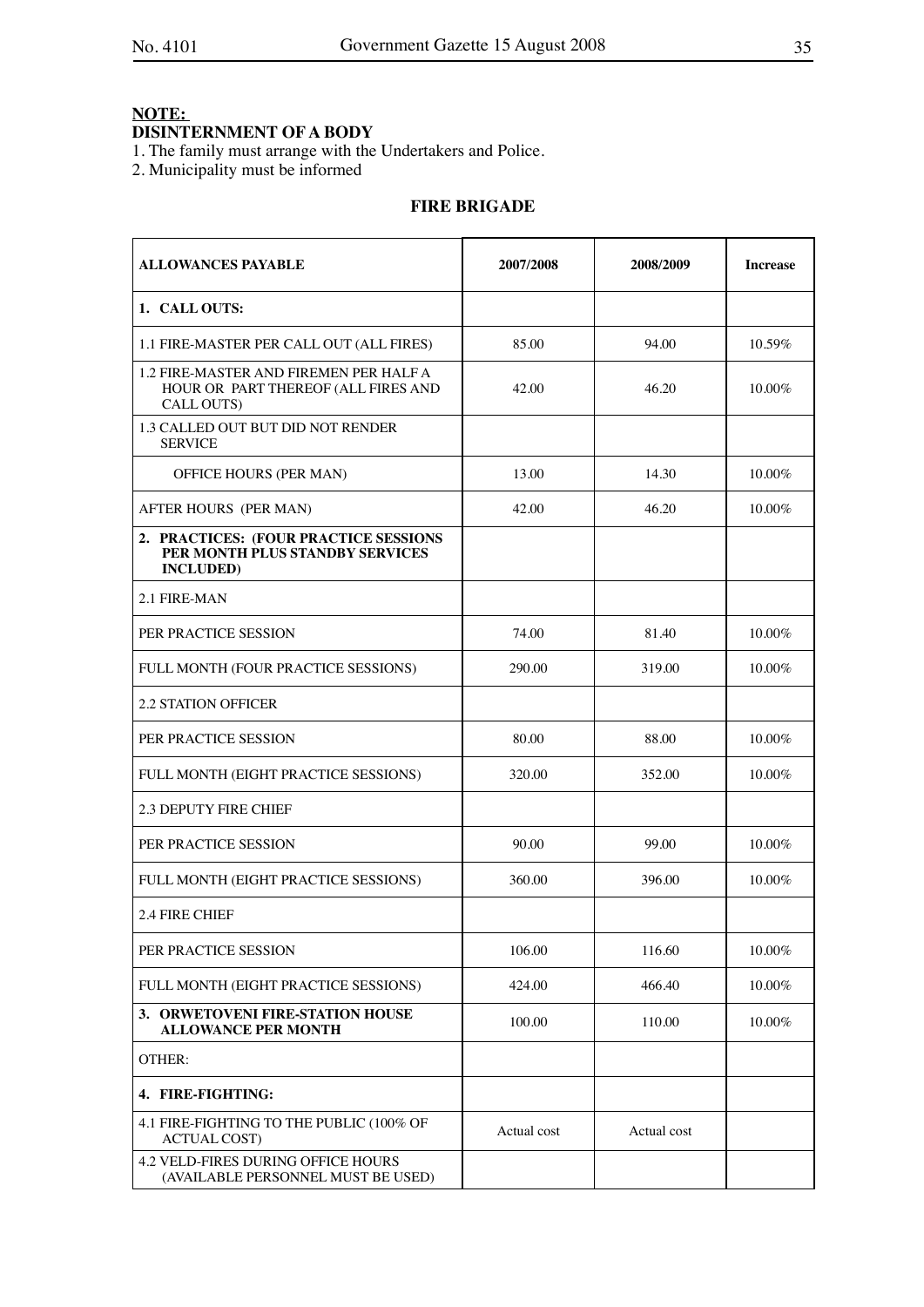**NOTE:**

**DISINTERNMENT OF A BODY**

1. The family must arrange with the Undertakers and Police.
2. Municipality must be informed

## FIRE BRIGADE

| ALLOWANCES PAYABLE | 2007/2008 | 2008/2009 | Increase |
|---|---|---|---|
| **1. CALL OUTS:** | | | |
| 1.1 FIRE-MASTER PER CALL OUT (ALL FIRES) | 85.00 | 94.00 | 10.59% |
| 1.2 FIRE-MASTER AND FIREMEN PER HALF A HOUR OR PART THEREOF (ALL FIRES AND CALL OUTS) | 42.00 | 46.20 | 10.00% |
| 1.3 CALLED OUT BUT DID NOT RENDER SERVICE | | | |
| OFFICE HOURS (PER MAN) | 13.00 | 14.30 | 10.00% |
| AFTER HOURS (PER MAN) | 42.00 | 46.20 | 10.00% |
| **2. PRACTICES: (FOUR PRACTICE SESSIONS PER MONTH PLUS STANDBY SERVICES INCLUDED)** | | | |
| 2.1 FIRE-MAN | | | |
| PER PRACTICE SESSION | 74.00 | 81.40 | 10.00% |
| FULL MONTH (FOUR PRACTICE SESSIONS) | 290.00 | 319.00 | 10.00% |
| 2.2 STATION OFFICER | | | |
| PER PRACTICE SESSION | 80.00 | 88.00 | 10.00% |
| FULL MONTH (EIGHT PRACTICE SESSIONS) | 320.00 | 352.00 | 10.00% |
| 2.3 DEPUTY FIRE CHIEF | | | |
| PER PRACTICE SESSION | 90.00 | 99.00 | 10.00% |
| FULL MONTH (EIGHT PRACTICE SESSIONS) | 360.00 | 396.00 | 10.00% |
| 2.4 FIRE CHIEF | | | |
| PER PRACTICE SESSION | 106.00 | 116.60 | 10.00% |
| FULL MONTH (EIGHT PRACTICE SESSIONS) | 424.00 | 466.40 | 10.00% |
| **3. ORWETOVENI FIRE-STATION HOUSE ALLOWANCE PER MONTH** | 100.00 | 110.00 | 10.00% |
| OTHER: | | | |
| **4. FIRE-FIGHTING:** | | | |
| 4.1 FIRE-FIGHTING TO THE PUBLIC (100% OF ACTUAL COST) | Actual cost | Actual cost | |
| 4.2 VELD-FIRES DURING OFFICE HOURS (AVAILABLE PERSONNEL MUST BE USED) | | | |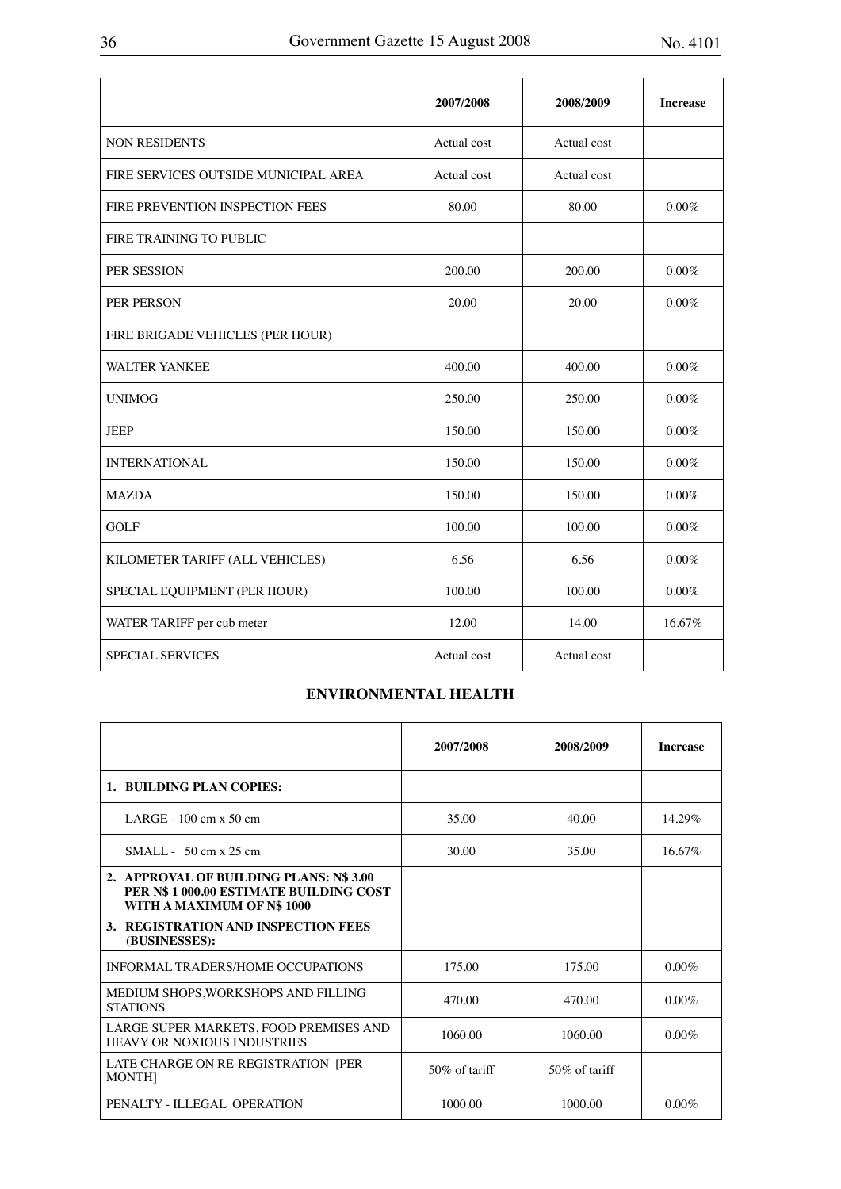| | 2007/2008 | 2008/2009 | Increase |
|---|---|---|---|
| NON RESIDENTS | Actual cost | Actual cost | |
| FIRE SERVICES OUTSIDE MUNICIPAL AREA | Actual cost | Actual cost | |
| FIRE PREVENTION INSPECTION FEES | 80.00 | 80.00 | 0.00% |
| FIRE TRAINING TO PUBLIC | | | |
| PER SESSION | 200.00 | 200.00 | 0.00% |
| PER PERSON | 20.00 | 20.00 | 0.00% |
| FIRE BRIGADE VEHICLES (PER HOUR) | | | |
| WALTER YANKEE | 400.00 | 400.00 | 0.00% |
| UNIMOG | 250.00 | 250.00 | 0.00% |
| JEEP | 150.00 | 150.00 | 0.00% |
| INTERNATIONAL | 150.00 | 150.00 | 0.00% |
| MAZDA | 150.00 | 150.00 | 0.00% |
| GOLF | 100.00 | 100.00 | 0.00% |
| KILOMETER TARIFF (ALL VEHICLES) | 6.56 | 6.56 | 0.00% |
| SPECIAL EQUIPMENT (PER HOUR) | 100.00 | 100.00 | 0.00% |
| WATER TARIFF per cub meter | 12.00 | 14.00 | 16.67% |
| SPECIAL SERVICES | Actual cost | Actual cost | |

## ENVIRONMENTAL HEALTH

| | 2007/2008 | 2008/2009 | Increase |
|---|---|---|---|
| **1. BUILDING PLAN COPIES:** | | | |
| LARGE - 100 cm x 50 cm | 35.00 | 40.00 | 14.29% |
| SMALL - 50 cm x 25 cm | 30.00 | 35.00 | 16.67% |
| **2. APPROVAL OF BUILDING PLANS: N$ 3.00 PER N$ 1 000.00 ESTIMATE BUILDING COST WITH A MAXIMUM OF N$ 1000** | | | |
| **3. REGISTRATION AND INSPECTION FEES (BUSINESSES):** | | | |
| INFORMAL TRADERS/HOME OCCUPATIONS | 175.00 | 175.00 | 0.00% |
| MEDIUM SHOPS,WORKSHOPS AND FILLING STATIONS | 470.00 | 470.00 | 0.00% |
| LARGE SUPER MARKETS, FOOD PREMISES AND HEAVY OR NOXIOUS INDUSTRIES | 1060.00 | 1060.00 | 0.00% |
| LATE CHARGE ON RE-REGISTRATION [PER MONTH] | 50% of tariff | 50% of tariff | |
| PENALTY - ILLEGAL OPERATION | 1000.00 | 1000.00 | 0.00% |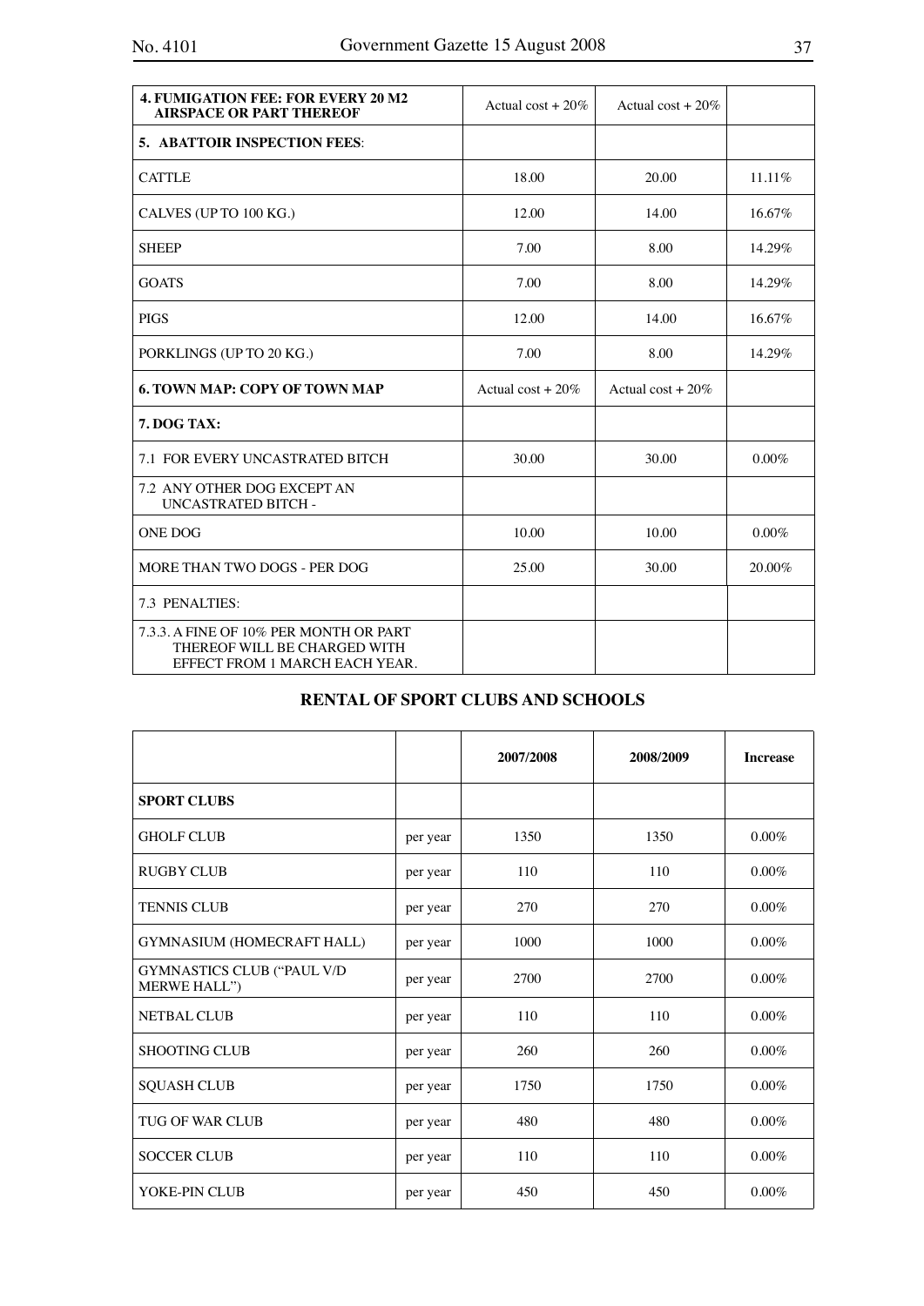| **4. FUMIGATION FEE: FOR EVERY 20 M2 AIRSPACE OR PART THEREOF** | Actual cost + 20% | Actual cost + 20% | |
|---|---|---|---|
| **5. ABATTOIR INSPECTION FEES**: | | | |
| CATTLE | 18.00 | 20.00 | 11.11% |
| CALVES (UP TO 100 KG.) | 12.00 | 14.00 | 16.67% |
| SHEEP | 7.00 | 8.00 | 14.29% |
| GOATS | 7.00 | 8.00 | 14.29% |
| PIGS | 12.00 | 14.00 | 16.67% |
| PORKLINGS (UP TO 20 KG.) | 7.00 | 8.00 | 14.29% |
| **6. TOWN MAP: COPY OF TOWN MAP** | Actual cost + 20% | Actual cost + 20% | |
| **7. DOG TAX:** | | | |
| 7.1 FOR EVERY UNCASTRATED BITCH | 30.00 | 30.00 | 0.00% |
| 7.2 ANY OTHER DOG EXCEPT AN UNCASTRATED BITCH - | | | |
| ONE DOG | 10.00 | 10.00 | 0.00% |
| MORE THAN TWO DOGS - PER DOG | 25.00 | 30.00 | 20.00% |
| 7.3 PENALTIES: | | | |
| 7.3.3. A FINE OF 10% PER MONTH OR PART THEREOF WILL BE CHARGED WITH EFFECT FROM 1 MARCH EACH YEAR. | | | |

## RENTAL OF SPORT CLUBS AND SCHOOLS

| | | 2007/2008 | 2008/2009 | Increase |
|---|---|---|---|---|
| **SPORT CLUBS** | | | | |
| GHOLF CLUB | per year | 1350 | 1350 | 0.00% |
| RUGBY CLUB | per year | 110 | 110 | 0.00% |
| TENNIS CLUB | per year | 270 | 270 | 0.00% |
| GYMNASIUM (HOMECRAFT HALL) | per year | 1000 | 1000 | 0.00% |
| GYMNASTICS CLUB ("PAUL V/D MERWE HALL") | per year | 2700 | 2700 | 0.00% |
| NETBAL CLUB | per year | 110 | 110 | 0.00% |
| SHOOTING CLUB | per year | 260 | 260 | 0.00% |
| SQUASH CLUB | per year | 1750 | 1750 | 0.00% |
| TUG OF WAR CLUB | per year | 480 | 480 | 0.00% |
| SOCCER CLUB | per year | 110 | 110 | 0.00% |
| YOKE-PIN CLUB | per year | 450 | 450 | 0.00% |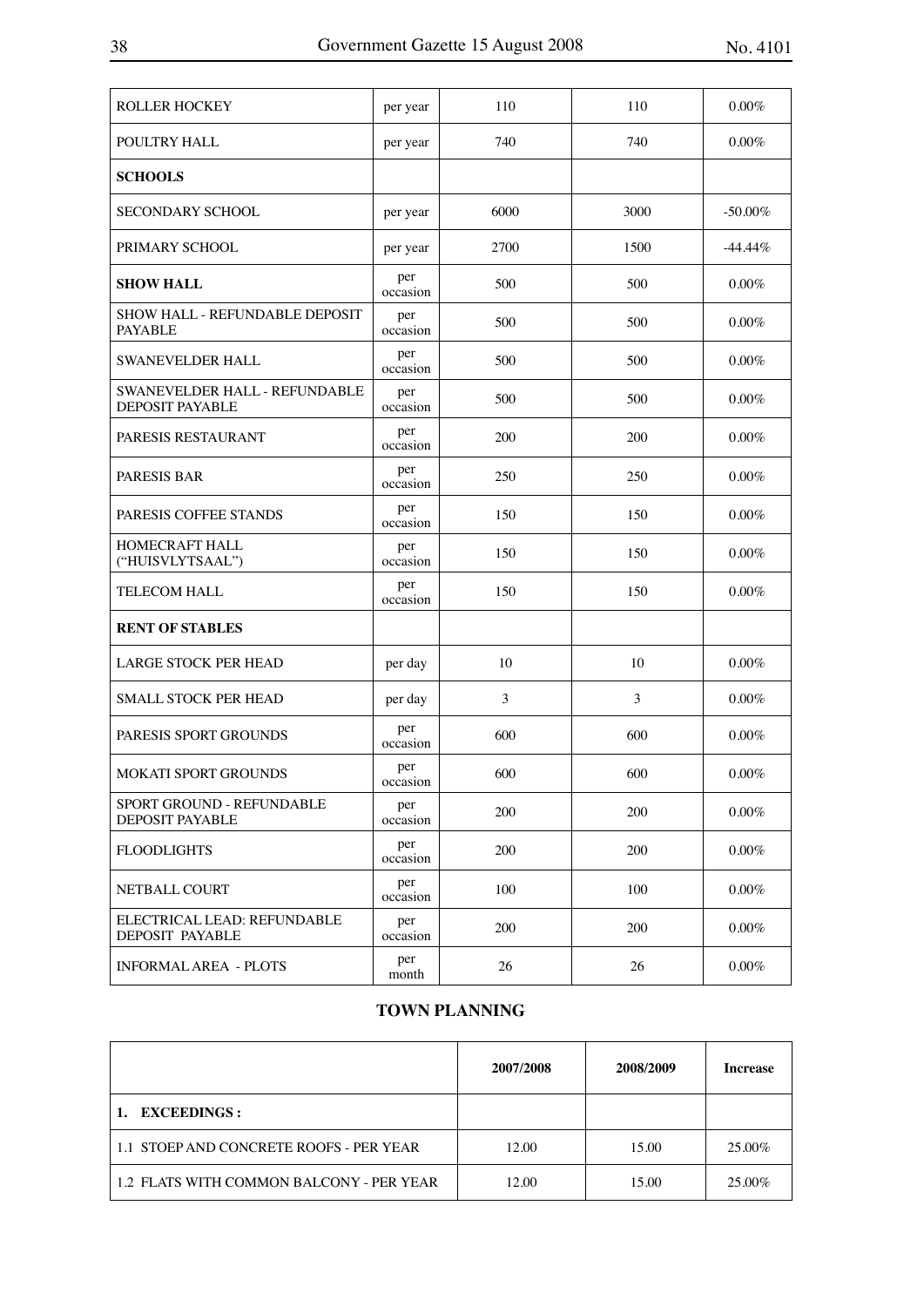| | | | | |
|---|---|---|---|---|
| ROLLER HOCKEY | per year | 110 | 110 | 0.00% |
| POULTRY HALL | per year | 740 | 740 | 0.00% |
| **SCHOOLS** | | | | |
| SECONDARY SCHOOL | per year | 6000 | 3000 | -50.00% |
| PRIMARY SCHOOL | per year | 2700 | 1500 | -44.44% |
| **SHOW HALL** | per occasion | 500 | 500 | 0.00% |
| SHOW HALL - REFUNDABLE DEPOSIT PAYABLE | per occasion | 500 | 500 | 0.00% |
| SWANEVELDER HALL | per occasion | 500 | 500 | 0.00% |
| SWANEVELDER HALL - REFUNDABLE DEPOSIT PAYABLE | per occasion | 500 | 500 | 0.00% |
| PARESIS RESTAURANT | per occasion | 200 | 200 | 0.00% |
| PARESIS BAR | per occasion | 250 | 250 | 0.00% |
| PARESIS COFFEE STANDS | per occasion | 150 | 150 | 0.00% |
| HOMECRAFT HALL ("HUISVLYTSAAL") | per occasion | 150 | 150 | 0.00% |
| TELECOM HALL | per occasion | 150 | 150 | 0.00% |
| **RENT OF STABLES** | | | | |
| LARGE STOCK PER HEAD | per day | 10 | 10 | 0.00% |
| SMALL STOCK PER HEAD | per day | 3 | 3 | 0.00% |
| PARESIS SPORT GROUNDS | per occasion | 600 | 600 | 0.00% |
| MOKATI SPORT GROUNDS | per occasion | 600 | 600 | 0.00% |
| SPORT GROUND - REFUNDABLE DEPOSIT PAYABLE | per occasion | 200 | 200 | 0.00% |
| FLOODLIGHTS | per occasion | 200 | 200 | 0.00% |
| NETBALL COURT | per occasion | 100 | 100 | 0.00% |
| ELECTRICAL LEAD: REFUNDABLE DEPOSIT PAYABLE | per occasion | 200 | 200 | 0.00% |
| INFORMAL AREA - PLOTS | per month | 26 | 26 | 0.00% |

## TOWN PLANNING

| | 2007/2008 | 2008/2009 | Increase |
|---|---|---|---|
| **1. EXCEEDINGS :** | | | |
| 1.1 STOEP AND CONCRETE ROOFS - PER YEAR | 12.00 | 15.00 | 25.00% |
| 1.2 FLATS WITH COMMON BALCONY - PER YEAR | 12.00 | 15.00 | 25.00% |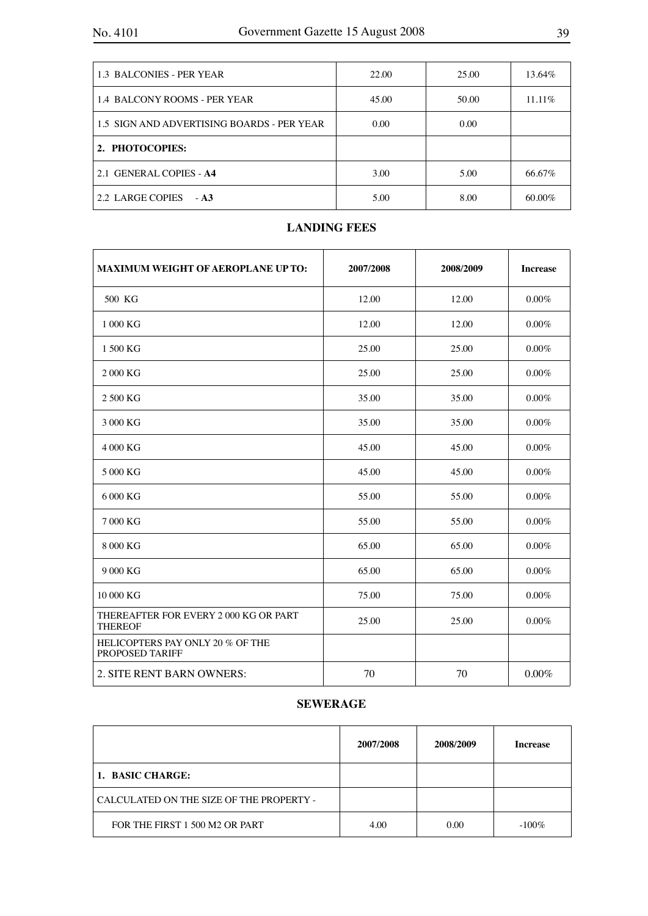| | | | |
|---|---|---|---|
| 1.3 BALCONIES - PER YEAR | 22.00 | 25.00 | 13.64% |
| 1.4 BALCONY ROOMS - PER YEAR | 45.00 | 50.00 | 11.11% |
| 1.5 SIGN AND ADVERTISING BOARDS - PER YEAR | 0.00 | 0.00 | |
| **2. PHOTOCOPIES:** | | | |
| 2.1 GENERAL COPIES - **A4** | 3.00 | 5.00 | 66.67% |
| 2.2 LARGE COPIES - **A3** | 5.00 | 8.00 | 60.00% |

## LANDING FEES

| MAXIMUM WEIGHT OF AEROPLANE UP TO: | 2007/2008 | 2008/2009 | Increase |
|---|---|---|---|
| 500 KG | 12.00 | 12.00 | 0.00% |
| 1 000 KG | 12.00 | 12.00 | 0.00% |
| 1 500 KG | 25.00 | 25.00 | 0.00% |
| 2 000 KG | 25.00 | 25.00 | 0.00% |
| 2 500 KG | 35.00 | 35.00 | 0.00% |
| 3 000 KG | 35.00 | 35.00 | 0.00% |
| 4 000 KG | 45.00 | 45.00 | 0.00% |
| 5 000 KG | 45.00 | 45.00 | 0.00% |
| 6 000 KG | 55.00 | 55.00 | 0.00% |
| 7 000 KG | 55.00 | 55.00 | 0.00% |
| 8 000 KG | 65.00 | 65.00 | 0.00% |
| 9 000 KG | 65.00 | 65.00 | 0.00% |
| 10 000 KG | 75.00 | 75.00 | 0.00% |
| THEREAFTER FOR EVERY 2 000 KG OR PART THEREOF | 25.00 | 25.00 | 0.00% |
| HELICOPTERS PAY ONLY 20 % OF THE PROPOSED TARIFF | | | |
| 2. SITE RENT BARN OWNERS: | 70 | 70 | 0.00% |

## SEWERAGE

| | 2007/2008 | 2008/2009 | Increase |
|---|---|---|---|
| **1. BASIC CHARGE:** | | | |
| CALCULATED ON THE SIZE OF THE PROPERTY - | | | |
| FOR THE FIRST 1 500 M2 OR PART | 4.00 | 0.00 | -100% |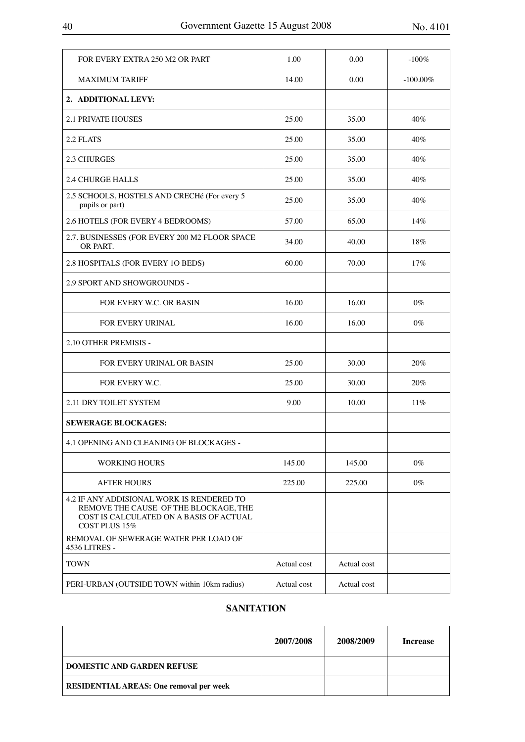| | | | |
|---|---|---|---|
| FOR EVERY EXTRA 250 M2 OR PART | 1.00 | 0.00 | -100% |
| MAXIMUM TARIFF | 14.00 | 0.00 | -100.00% |
| **2. ADDITIONAL LEVY:** | | | |
| 2.1 PRIVATE HOUSES | 25.00 | 35.00 | 40% |
| 2.2 FLATS | 25.00 | 35.00 | 40% |
| 2.3 CHURGES | 25.00 | 35.00 | 40% |
| 2.4 CHURGE HALLS | 25.00 | 35.00 | 40% |
| 2.5 SCHOOLS, HOSTELS AND CRECHé (For every 5 pupils or part) | 25.00 | 35.00 | 40% |
| 2.6 HOTELS (FOR EVERY 4 BEDROOMS) | 57.00 | 65.00 | 14% |
| 2.7. BUSINESSES (FOR EVERY 200 M2 FLOOR SPACE OR PART. | 34.00 | 40.00 | 18% |
| 2.8 HOSPITALS (FOR EVERY 1O BEDS) | 60.00 | 70.00 | 17% |
| 2.9 SPORT AND SHOWGROUNDS - | | | |
| FOR EVERY W.C. OR BASIN | 16.00 | 16.00 | 0% |
| FOR EVERY URINAL | 16.00 | 16.00 | 0% |
| 2.10 OTHER PREMISIS - | | | |
| FOR EVERY URINAL OR BASIN | 25.00 | 30.00 | 20% |
| FOR EVERY W.C. | 25.00 | 30.00 | 20% |
| 2.11 DRY TOILET SYSTEM | 9.00 | 10.00 | 11% |
| **SEWERAGE BLOCKAGES:** | | | |
| 4.1 OPENING AND CLEANING OF BLOCKAGES - | | | |
| WORKING HOURS | 145.00 | 145.00 | 0% |
| AFTER HOURS | 225.00 | 225.00 | 0% |
| 4.2 IF ANY ADDISIONAL WORK IS RENDERED TO REMOVE THE CAUSE OF THE BLOCKAGE, THE COST IS CALCULATED ON A BASIS OF ACTUAL COST PLUS 15% | | | |
| REMOVAL OF SEWERAGE WATER PER LOAD OF 4536 LITRES - | | | |
| TOWN | Actual cost | Actual cost | |
| PERI-URBAN (OUTSIDE TOWN within 10km radius) | Actual cost | Actual cost | |

## SANITATION

| | 2007/2008 | 2008/2009 | Increase |
|---|---|---|---|
| **DOMESTIC AND GARDEN REFUSE** | | | |
| **RESIDENTIAL AREAS: One removal per week** | | | |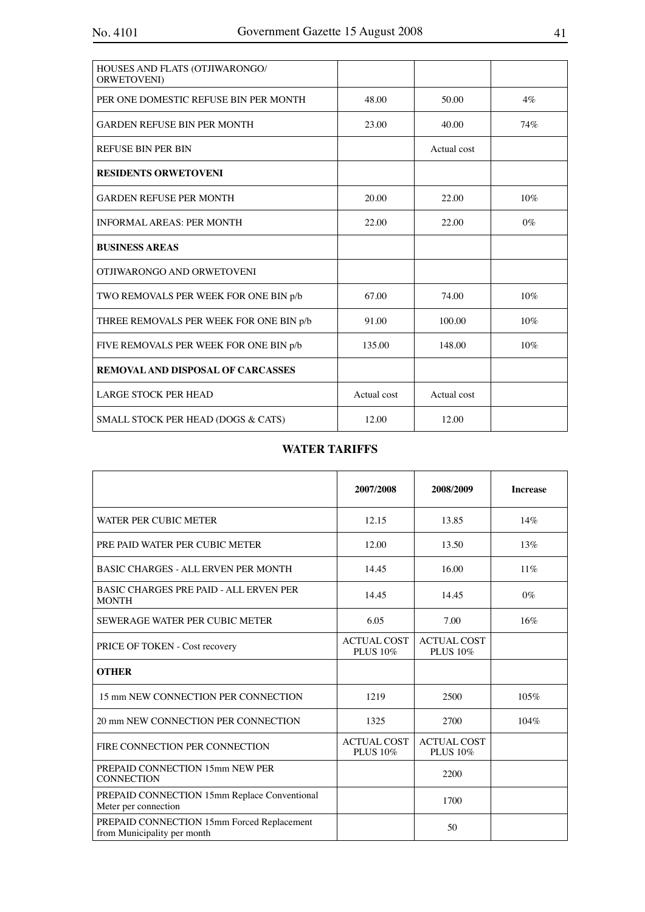| | | | |
|---|---|---|---|
| HOUSES AND FLATS (OTJIWARONGO/ ORWETOVENI) | | | |
| PER ONE DOMESTIC REFUSE BIN PER MONTH | 48.00 | 50.00 | 4% |
| GARDEN REFUSE BIN PER MONTH | 23.00 | 40.00 | 74% |
| REFUSE BIN PER BIN | | Actual cost | |
| **RESIDENTS ORWETOVENI** | | | |
| GARDEN REFUSE PER MONTH | 20.00 | 22.00 | 10% |
| INFORMAL AREAS: PER MONTH | 22.00 | 22.00 | 0% |
| **BUSINESS AREAS** | | | |
| OTJIWARONGO AND ORWETOVENI | | | |
| TWO REMOVALS PER WEEK FOR ONE BIN p/b | 67.00 | 74.00 | 10% |
| THREE REMOVALS PER WEEK FOR ONE BIN p/b | 91.00 | 100.00 | 10% |
| FIVE REMOVALS PER WEEK FOR ONE BIN p/b | 135.00 | 148.00 | 10% |
| **REMOVAL AND DISPOSAL OF CARCASSES** | | | |
| LARGE STOCK PER HEAD | Actual cost | Actual cost | |
| SMALL STOCK PER HEAD (DOGS & CATS) | 12.00 | 12.00 | |

## WATER TARIFFS

| | 2007/2008 | 2008/2009 | Increase |
|---|---|---|---|
| WATER PER CUBIC METER | 12.15 | 13.85 | 14% |
| PRE PAID WATER PER CUBIC METER | 12.00 | 13.50 | 13% |
| BASIC CHARGES - ALL ERVEN PER MONTH | 14.45 | 16.00 | 11% |
| BASIC CHARGES PRE PAID - ALL ERVEN PER MONTH | 14.45 | 14.45 | 0% |
| SEWERAGE WATER PER CUBIC METER | 6.05 | 7.00 | 16% |
| PRICE OF TOKEN - Cost recovery | ACTUAL COST PLUS 10% | ACTUAL COST PLUS 10% | |
| **OTHER** | | | |
| 15 mm NEW CONNECTION PER CONNECTION | 1219 | 2500 | 105% |
| 20 mm NEW CONNECTION PER CONNECTION | 1325 | 2700 | 104% |
| FIRE CONNECTION PER CONNECTION | ACTUAL COST PLUS 10% | ACTUAL COST PLUS 10% | |
| PREPAID CONNECTION 15mm NEW PER CONNECTION | | 2200 | |
| PREPAID CONNECTION 15mm Replace Conventional Meter per connection | | 1700 | |
| PREPAID CONNECTION 15mm Forced Replacement from Municipality per month | | 50 | |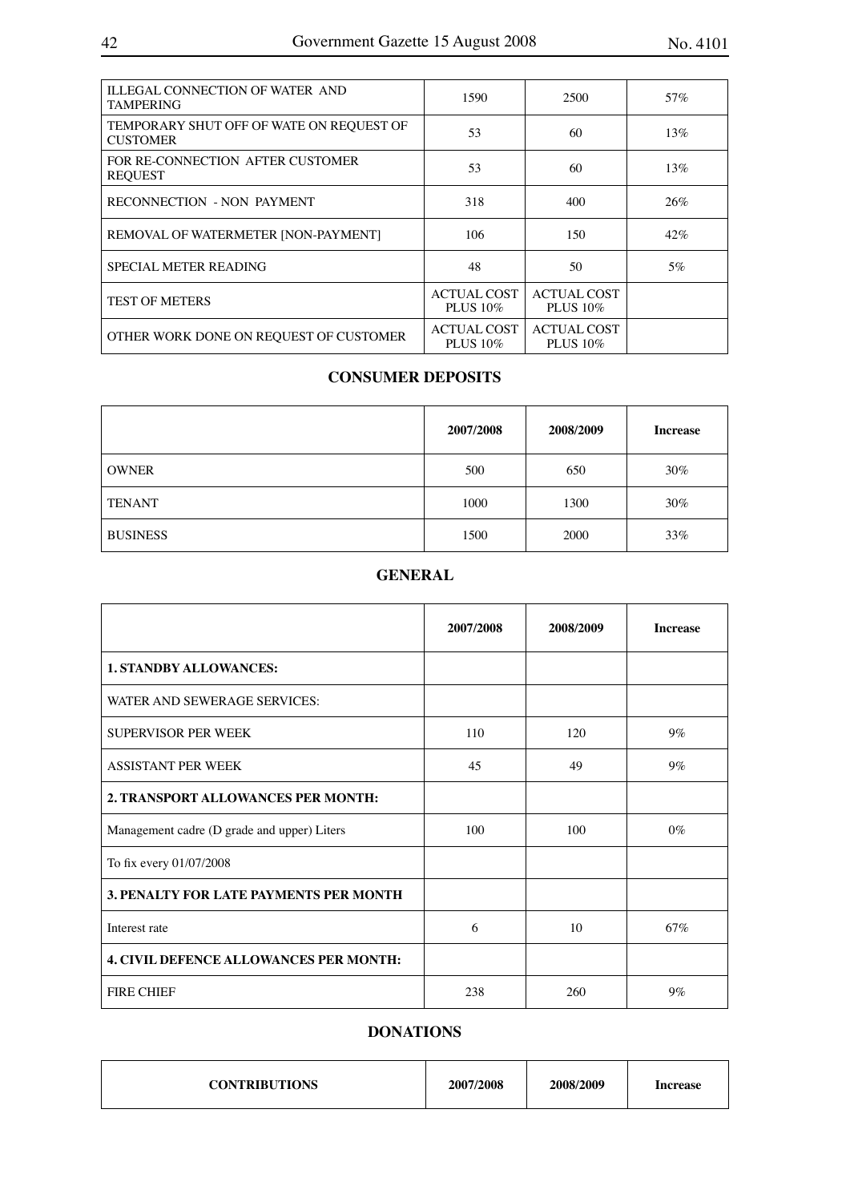| | | | |
|---|---|---|---|
| ILLEGAL CONNECTION OF WATER AND TAMPERING | 1590 | 2500 | 57% |
| TEMPORARY SHUT OFF OF WATE ON REQUEST OF CUSTOMER | 53 | 60 | 13% |
| FOR RE-CONNECTION AFTER CUSTOMER REQUEST | 53 | 60 | 13% |
| RECONNECTION - NON PAYMENT | 318 | 400 | 26% |
| REMOVAL OF WATERMETER [NON-PAYMENT] | 106 | 150 | 42% |
| SPECIAL METER READING | 48 | 50 | 5% |
| TEST OF METERS | ACTUAL COST PLUS 10% | ACTUAL COST PLUS 10% | |
| OTHER WORK DONE ON REQUEST OF CUSTOMER | ACTUAL COST PLUS 10% | ACTUAL COST PLUS 10% | |

## CONSUMER DEPOSITS

| | 2007/2008 | 2008/2009 | Increase |
|---|---|---|---|
| OWNER | 500 | 650 | 30% |
| TENANT | 1000 | 1300 | 30% |
| BUSINESS | 1500 | 2000 | 33% |

## GENERAL

| | 2007/2008 | 2008/2009 | Increase |
|---|---|---|---|
| **1. STANDBY ALLOWANCES:** | | | |
| WATER AND SEWERAGE SERVICES: | | | |
| SUPERVISOR PER WEEK | 110 | 120 | 9% |
| ASSISTANT PER WEEK | 45 | 49 | 9% |
| **2. TRANSPORT ALLOWANCES PER MONTH:** | | | |
| Management cadre (D grade and upper) Liters | 100 | 100 | 0% |
| To fix every 01/07/2008 | | | |
| **3. PENALTY FOR LATE PAYMENTS PER MONTH** | | | |
| Interest rate | 6 | 10 | 67% |
| **4. CIVIL DEFENCE ALLOWANCES PER MONTH:** | | | |
| FIRE CHIEF | 238 | 260 | 9% |

## DONATIONS

| CONTRIBUTIONS | 2007/2008 | 2008/2009 | Increase |
|---|---|---|---|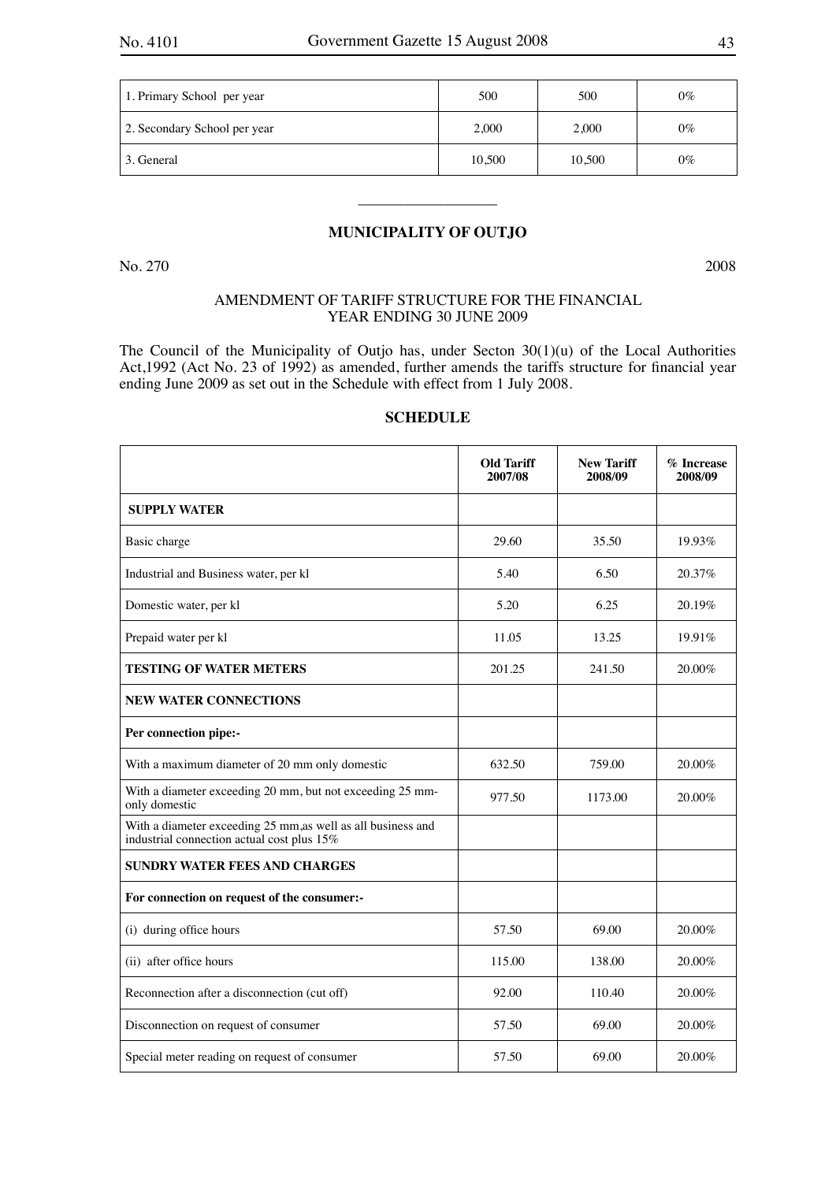| 1. Primary School per year | 500 | 500 | 0% |
|---|---|---|---|
| 2. Secondary School per year | 2,000 | 2,000 | 0% |
| 3. General | 10,500 | 10,500 | 0% |

---

## MUNICIPALITY OF OUTJO

No. 270 2008

AMENDMENT OF TARIFF STRUCTURE FOR THE FINANCIAL YEAR ENDING 30 JUNE 2009

The Council of the Municipality of Outjo has, under Secton 30(1)(u) of the Local Authorities Act,1992 (Act No. 23 of 1992) as amended, further amends the tariffs structure for financial year ending June 2009 as set out in the Schedule with effect from 1 July 2008.

### SCHEDULE

| | Old Tariff 2007/08 | New Tariff 2008/09 | % Increase 2008/09 |
|---|---|---|---|
| **SUPPLY WATER** | | | |
| Basic charge | 29.60 | 35.50 | 19.93% |
| Industrial and Business water, per kl | 5.40 | 6.50 | 20.37% |
| Domestic water, per kl | 5.20 | 6.25 | 20.19% |
| Prepaid water per kl | 11.05 | 13.25 | 19.91% |
| **TESTING OF WATER METERS** | 201.25 | 241.50 | 20.00% |
| **NEW WATER CONNECTIONS** | | | |
| **Per connection pipe:-** | | | |
| With a maximum diameter of 20 mm only domestic | 632.50 | 759.00 | 20.00% |
| With a diameter exceeding 20 mm, but not exceeding 25 mm-only domestic | 977.50 | 1173.00 | 20.00% |
| With a diameter exceeding 25 mm,as well as all business and industrial connection actual cost plus 15% | | | |
| **SUNDRY WATER FEES AND CHARGES** | | | |
| **For connection on request of the consumer:-** | | | |
| (i) during office hours | 57.50 | 69.00 | 20.00% |
| (ii) after office hours | 115.00 | 138.00 | 20.00% |
| Reconnection after a disconnection (cut off) | 92.00 | 110.40 | 20.00% |
| Disconnection on request of consumer | 57.50 | 69.00 | 20.00% |
| Special meter reading on request of consumer | 57.50 | 69.00 | 20.00% |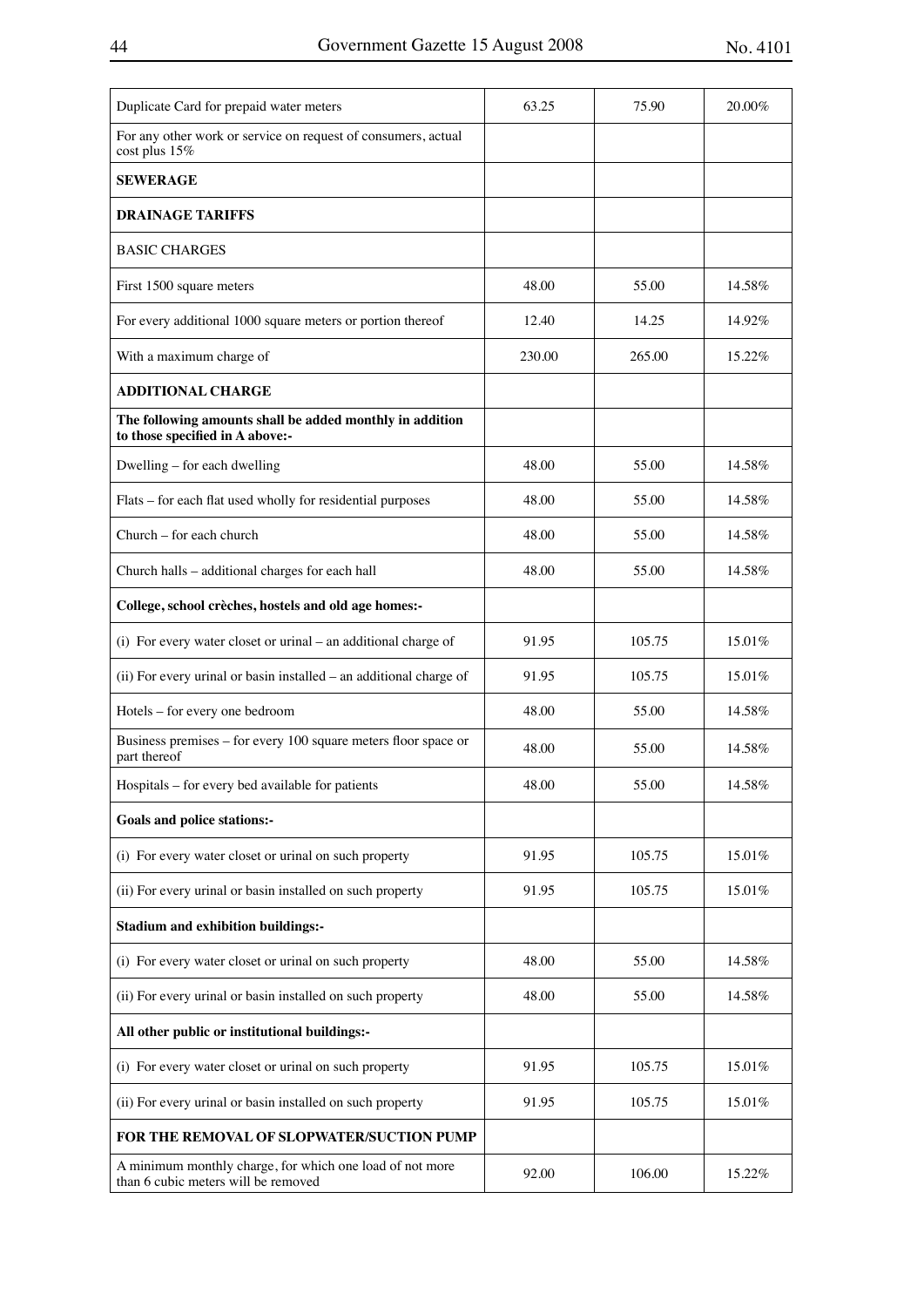| | | | |
|---|---|---|---|
| Duplicate Card for prepaid water meters | 63.25 | 75.90 | 20.00% |
| For any other work or service on request of consumers, actual cost plus 15% | | | |
| **SEWERAGE** | | | |
| **DRAINAGE TARIFFS** | | | |
| BASIC CHARGES | | | |
| First 1500 square meters | 48.00 | 55.00 | 14.58% |
| For every additional 1000 square meters or portion thereof | 12.40 | 14.25 | 14.92% |
| With a maximum charge of | 230.00 | 265.00 | 15.22% |
| **ADDITIONAL CHARGE** | | | |
| **The following amounts shall be added monthly in addition to those specified in A above:-** | | | |
| Dwelling – for each dwelling | 48.00 | 55.00 | 14.58% |
| Flats – for each flat used wholly for residential purposes | 48.00 | 55.00 | 14.58% |
| Church – for each church | 48.00 | 55.00 | 14.58% |
| Church halls – additional charges for each hall | 48.00 | 55.00 | 14.58% |
| **College, school crèches, hostels and old age homes:-** | | | |
| (i) For every water closet or urinal – an additional charge of | 91.95 | 105.75 | 15.01% |
| (ii) For every urinal or basin installed – an additional charge of | 91.95 | 105.75 | 15.01% |
| Hotels – for every one bedroom | 48.00 | 55.00 | 14.58% |
| Business premises – for every 100 square meters floor space or part thereof | 48.00 | 55.00 | 14.58% |
| Hospitals – for every bed available for patients | 48.00 | 55.00 | 14.58% |
| **Goals and police stations:-** | | | |
| (i) For every water closet or urinal on such property | 91.95 | 105.75 | 15.01% |
| (ii) For every urinal or basin installed on such property | 91.95 | 105.75 | 15.01% |
| **Stadium and exhibition buildings:-** | | | |
| (i) For every water closet or urinal on such property | 48.00 | 55.00 | 14.58% |
| (ii) For every urinal or basin installed on such property | 48.00 | 55.00 | 14.58% |
| **All other public or institutional buildings:-** | | | |
| (i) For every water closet or urinal on such property | 91.95 | 105.75 | 15.01% |
| (ii) For every urinal or basin installed on such property | 91.95 | 105.75 | 15.01% |
| **FOR THE REMOVAL OF SLOPWATER/SUCTION PUMP** | | | |
| A minimum monthly charge, for which one load of not more than 6 cubic meters will be removed | 92.00 | 106.00 | 15.22% |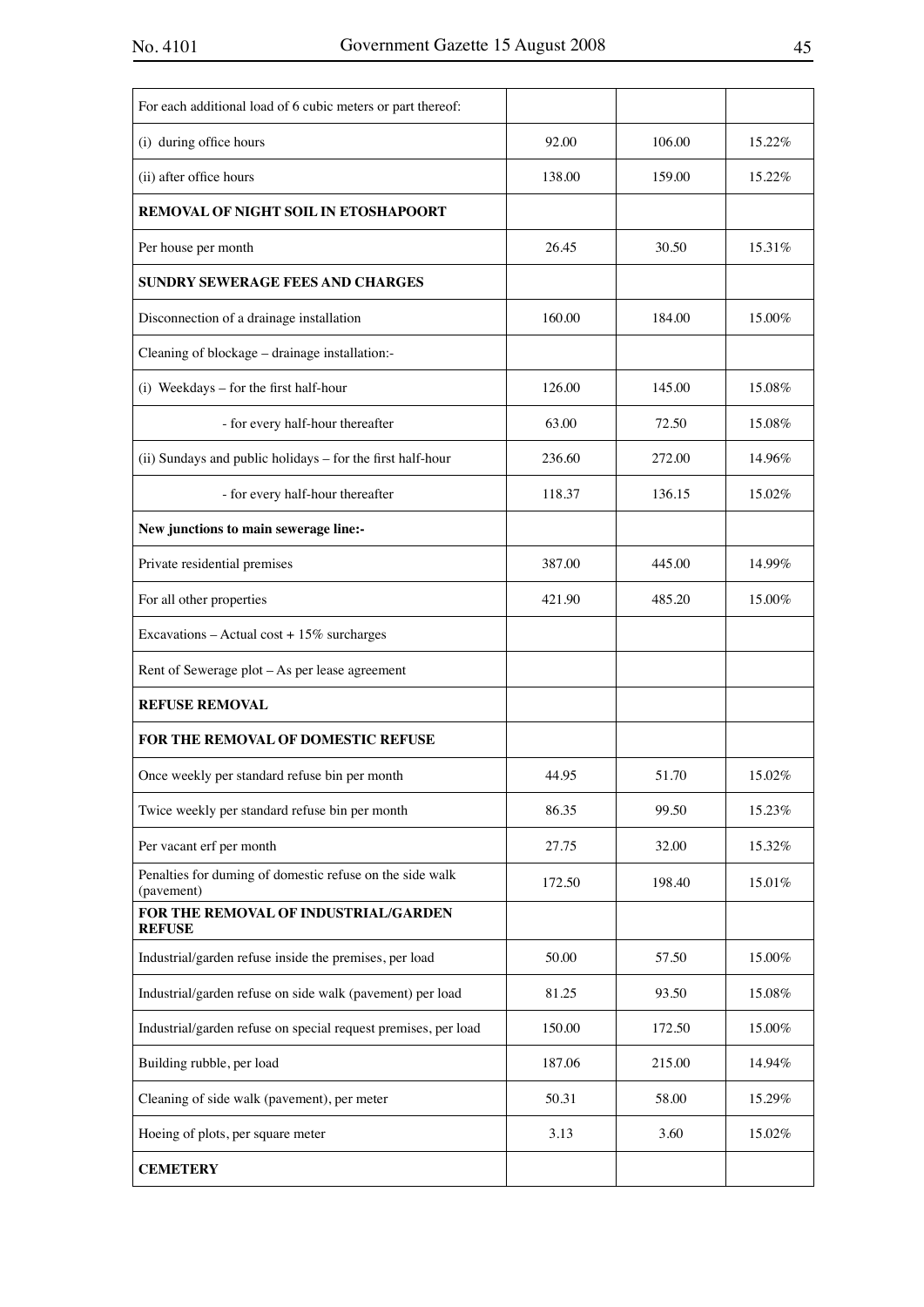| For each additional load of 6 cubic meters or part thereof: | | | |
|---|---|---|---|
| (i) during office hours | 92.00 | 106.00 | 15.22% |
| (ii) after office hours | 138.00 | 159.00 | 15.22% |
| **REMOVAL OF NIGHT SOIL IN ETOSHAPOORT** | | | |
| Per house per month | 26.45 | 30.50 | 15.31% |
| **SUNDRY SEWERAGE FEES AND CHARGES** | | | |
| Disconnection of a drainage installation | 160.00 | 184.00 | 15.00% |
| Cleaning of blockage – drainage installation:- | | | |
| (i) Weekdays – for the first half-hour | 126.00 | 145.00 | 15.08% |
| - for every half-hour thereafter | 63.00 | 72.50 | 15.08% |
| (ii) Sundays and public holidays – for the first half-hour | 236.60 | 272.00 | 14.96% |
| - for every half-hour thereafter | 118.37 | 136.15 | 15.02% |
| **New junctions to main sewerage line:-** | | | |
| Private residential premises | 387.00 | 445.00 | 14.99% |
| For all other properties | 421.90 | 485.20 | 15.00% |
| Excavations – Actual cost + 15% surcharges | | | |
| Rent of Sewerage plot – As per lease agreement | | | |
| **REFUSE REMOVAL** | | | |
| **FOR THE REMOVAL OF DOMESTIC REFUSE** | | | |
| Once weekly per standard refuse bin per month | 44.95 | 51.70 | 15.02% |
| Twice weekly per standard refuse bin per month | 86.35 | 99.50 | 15.23% |
| Per vacant erf per month | 27.75 | 32.00 | 15.32% |
| Penalties for duming of domestic refuse on the side walk (pavement) | 172.50 | 198.40 | 15.01% |
| **FOR THE REMOVAL OF INDUSTRIAL/GARDEN REFUSE** | | | |
| Industrial/garden refuse inside the premises, per load | 50.00 | 57.50 | 15.00% |
| Industrial/garden refuse on side walk (pavement) per load | 81.25 | 93.50 | 15.08% |
| Industrial/garden refuse on special request premises, per load | 150.00 | 172.50 | 15.00% |
| Building rubble, per load | 187.06 | 215.00 | 14.94% |
| Cleaning of side walk (pavement), per meter | 50.31 | 58.00 | 15.29% |
| Hoeing of plots, per square meter | 3.13 | 3.60 | 15.02% |
| **CEMETERY** | | | |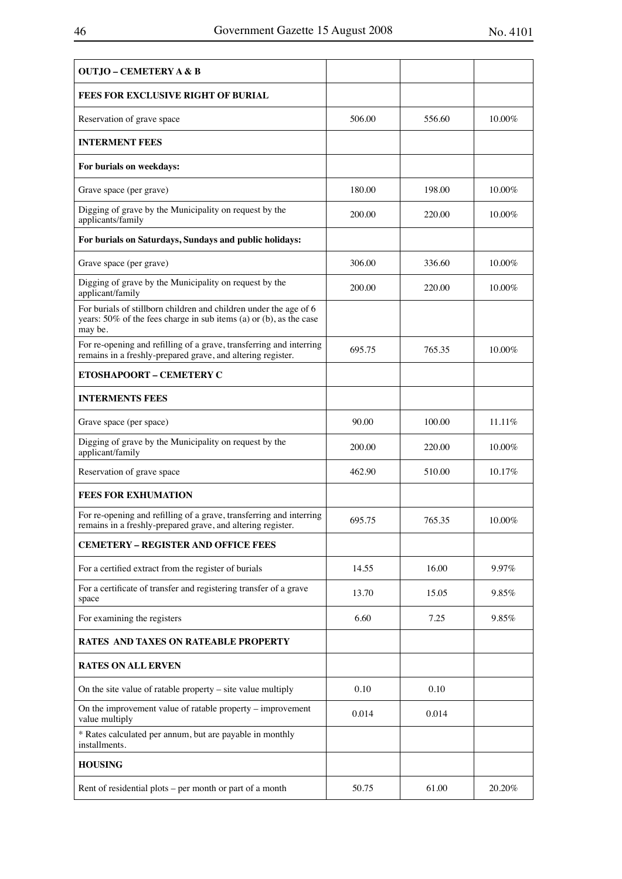| **OUTJO – CEMETERY A & B** | | | |
|---|---|---|---|
| **FEES FOR EXCLUSIVE RIGHT OF BURIAL** | | | |
| Reservation of grave space | 506.00 | 556.60 | 10.00% |
| **INTERMENT FEES** | | | |
| **For burials on weekdays:** | | | |
| Grave space (per grave) | 180.00 | 198.00 | 10.00% |
| Digging of grave by the Municipality on request by the applicants/family | 200.00 | 220.00 | 10.00% |
| **For burials on Saturdays, Sundays and public holidays:** | | | |
| Grave space (per grave) | 306.00 | 336.60 | 10.00% |
| Digging of grave by the Municipality on request by the applicant/family | 200.00 | 220.00 | 10.00% |
| For burials of stillborn children and children under the age of 6 years: 50% of the fees charge in sub items (a) or (b), as the case may be. | | | |
| For re-opening and refilling of a grave, transferring and interring remains in a freshly-prepared grave, and altering register. | 695.75 | 765.35 | 10.00% |
| **ETOSHAPOORT – CEMETERY C** | | | |
| **INTERMENTS FEES** | | | |
| Grave space (per space) | 90.00 | 100.00 | 11.11% |
| Digging of grave by the Municipality on request by the applicant/family | 200.00 | 220.00 | 10.00% |
| Reservation of grave space | 462.90 | 510.00 | 10.17% |
| **FEES FOR EXHUMATION** | | | |
| For re-opening and refilling of a grave, transferring and interring remains in a freshly-prepared grave, and altering register. | 695.75 | 765.35 | 10.00% |
| **CEMETERY – REGISTER AND OFFICE FEES** | | | |
| For a certified extract from the register of burials | 14.55 | 16.00 | 9.97% |
| For a certificate of transfer and registering transfer of a grave space | 13.70 | 15.05 | 9.85% |
| For examining the registers | 6.60 | 7.25 | 9.85% |
| **RATES AND TAXES ON RATEABLE PROPERTY** | | | |
| **RATES ON ALL ERVEN** | | | |
| On the site value of ratable property – site value multiply | 0.10 | 0.10 | |
| On the improvement value of ratable property – improvement value multiply | 0.014 | 0.014 | |
| * Rates calculated per annum, but are payable in monthly installments. | | | |
| **HOUSING** | | | |
| Rent of residential plots – per month or part of a month | 50.75 | 61.00 | 20.20% |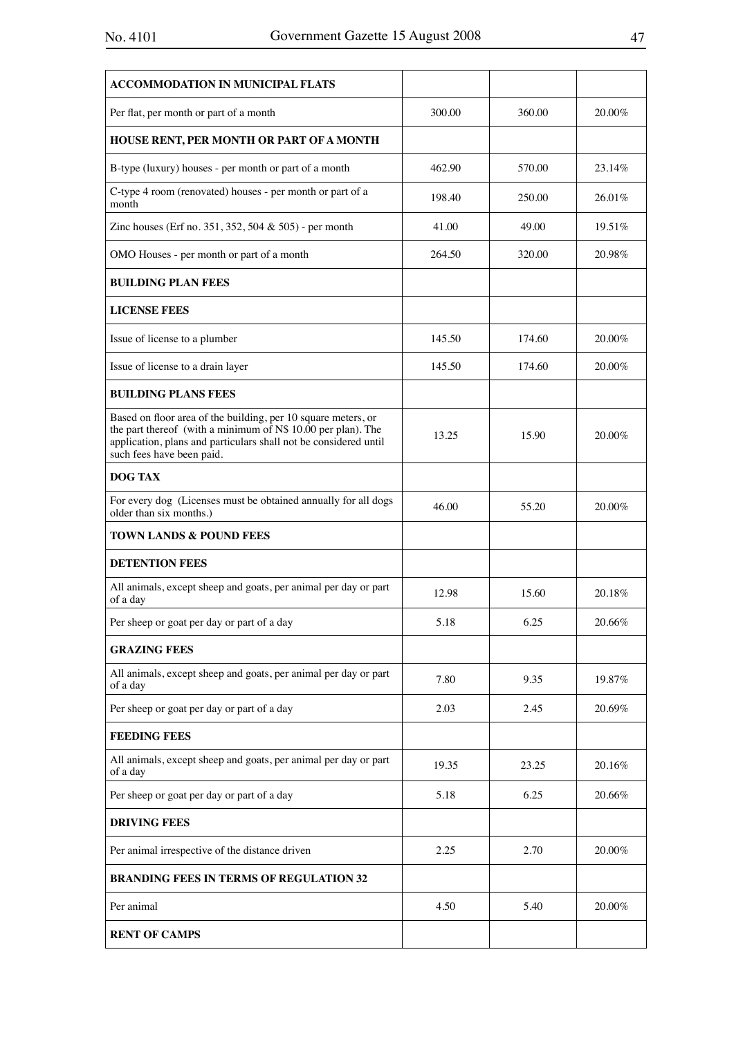| ACCOMMODATION IN MUNICIPAL FLATS | | | |
|---|---|---|---|
| Per flat, per month or part of a month | 300.00 | 360.00 | 20.00% |
| **HOUSE RENT, PER MONTH OR PART OF A MONTH** | | | |
| B-type (luxury) houses - per month or part of a month | 462.90 | 570.00 | 23.14% |
| C-type 4 room (renovated) houses - per month or part of a month | 198.40 | 250.00 | 26.01% |
| Zinc houses (Erf no. 351, 352, 504 & 505) - per month | 41.00 | 49.00 | 19.51% |
| OMO Houses - per month or part of a month | 264.50 | 320.00 | 20.98% |
| **BUILDING PLAN FEES** | | | |
| **LICENSE FEES** | | | |
| Issue of license to a plumber | 145.50 | 174.60 | 20.00% |
| Issue of license to a drain layer | 145.50 | 174.60 | 20.00% |
| **BUILDING PLANS FEES** | | | |
| Based on floor area of the building, per 10 square meters, or the part thereof (with a minimum of N$ 10.00 per plan). The application, plans and particulars shall not be considered until such fees have been paid. | 13.25 | 15.90 | 20.00% |
| **DOG TAX** | | | |
| For every dog (Licenses must be obtained annually for all dogs older than six months.) | 46.00 | 55.20 | 20.00% |
| **TOWN LANDS & POUND FEES** | | | |
| **DETENTION FEES** | | | |
| All animals, except sheep and goats, per animal per day or part of a day | 12.98 | 15.60 | 20.18% |
| Per sheep or goat per day or part of a day | 5.18 | 6.25 | 20.66% |
| **GRAZING FEES** | | | |
| All animals, except sheep and goats, per animal per day or part of a day | 7.80 | 9.35 | 19.87% |
| Per sheep or goat per day or part of a day | 2.03 | 2.45 | 20.69% |
| **FEEDING FEES** | | | |
| All animals, except sheep and goats, per animal per day or part of a day | 19.35 | 23.25 | 20.16% |
| Per sheep or goat per day or part of a day | 5.18 | 6.25 | 20.66% |
| **DRIVING FEES** | | | |
| Per animal irrespective of the distance driven | 2.25 | 2.70 | 20.00% |
| **BRANDING FEES IN TERMS OF REGULATION 32** | | | |
| Per animal | 4.50 | 5.40 | 20.00% |
| **RENT OF CAMPS** | | | |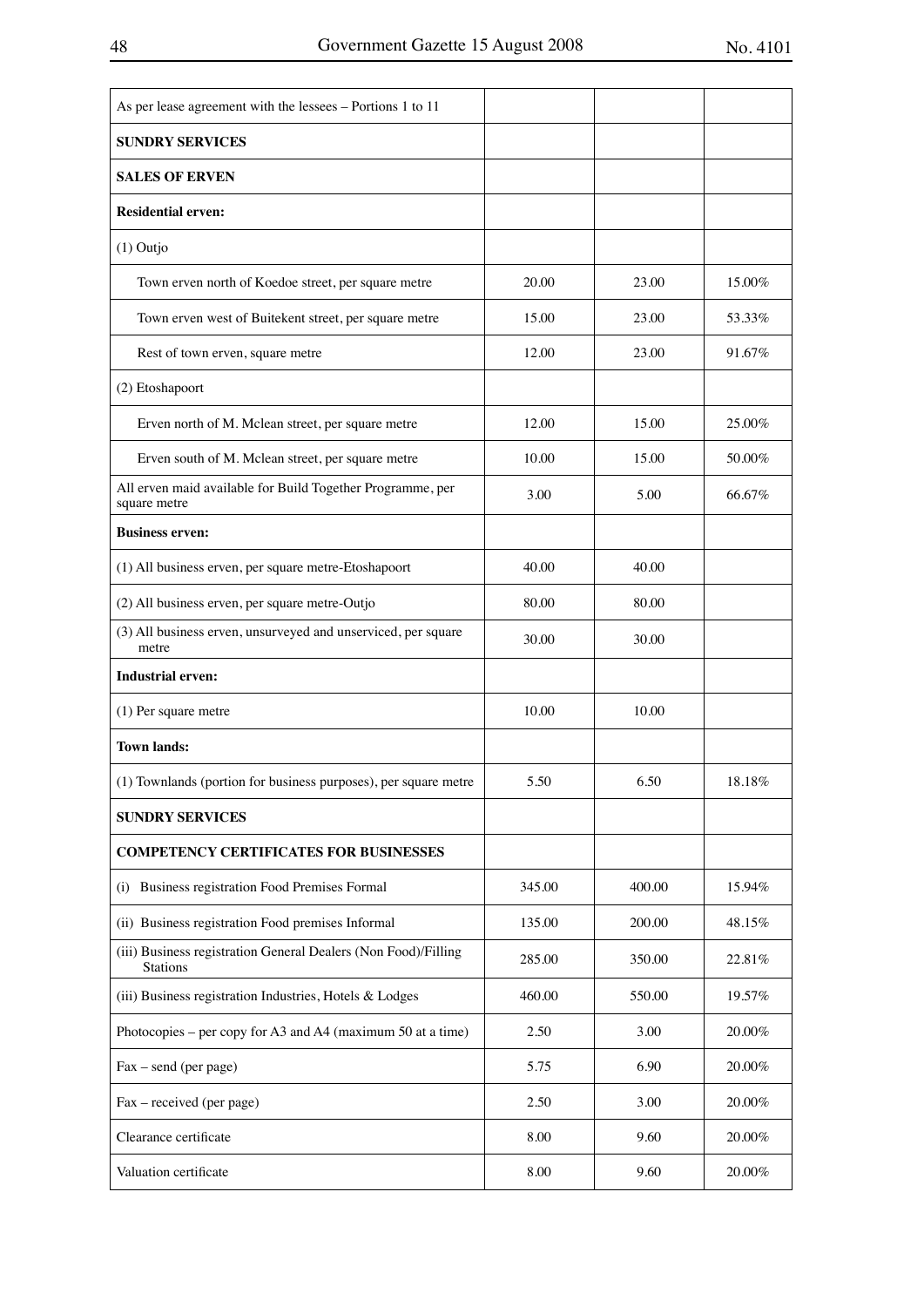| | | | |
|---|---|---|---|
| As per lease agreement with the lessees – Portions 1 to 11 | | | |
| **SUNDRY SERVICES** | | | |
| **SALES OF ERVEN** | | | |
| **Residential erven:** | | | |
| (1) Outjo | | | |
| Town erven north of Koedoe street, per square metre | 20.00 | 23.00 | 15.00% |
| Town erven west of Buitekent street, per square metre | 15.00 | 23.00 | 53.33% |
| Rest of town erven, square metre | 12.00 | 23.00 | 91.67% |
| (2) Etoshapoort | | | |
| Erven north of M. Mclean street, per square metre | 12.00 | 15.00 | 25.00% |
| Erven south of M. Mclean street, per square metre | 10.00 | 15.00 | 50.00% |
| All erven maid available for Build Together Programme, per square metre | 3.00 | 5.00 | 66.67% |
| **Business erven:** | | | |
| (1) All business erven, per square metre-Etoshapoort | 40.00 | 40.00 | |
| (2) All business erven, per square metre-Outjo | 80.00 | 80.00 | |
| (3) All business erven, unsurveyed and unserviced, per square metre | 30.00 | 30.00 | |
| **Industrial erven:** | | | |
| (1) Per square metre | 10.00 | 10.00 | |
| **Town lands:** | | | |
| (1) Townlands (portion for business purposes), per square metre | 5.50 | 6.50 | 18.18% |
| **SUNDRY SERVICES** | | | |
| **COMPETENCY CERTIFICATES FOR BUSINESSES** | | | |
| (i) Business registration Food Premises Formal | 345.00 | 400.00 | 15.94% |
| (ii) Business registration Food premises Informal | 135.00 | 200.00 | 48.15% |
| (iii) Business registration General Dealers (Non Food)/Filling Stations | 285.00 | 350.00 | 22.81% |
| (iii) Business registration Industries, Hotels & Lodges | 460.00 | 550.00 | 19.57% |
| Photocopies – per copy for A3 and A4 (maximum 50 at a time) | 2.50 | 3.00 | 20.00% |
| Fax – send (per page) | 5.75 | 6.90 | 20.00% |
| Fax – received (per page) | 2.50 | 3.00 | 20.00% |
| Clearance certificate | 8.00 | 9.60 | 20.00% |
| Valuation certificate | 8.00 | 9.60 | 20.00% |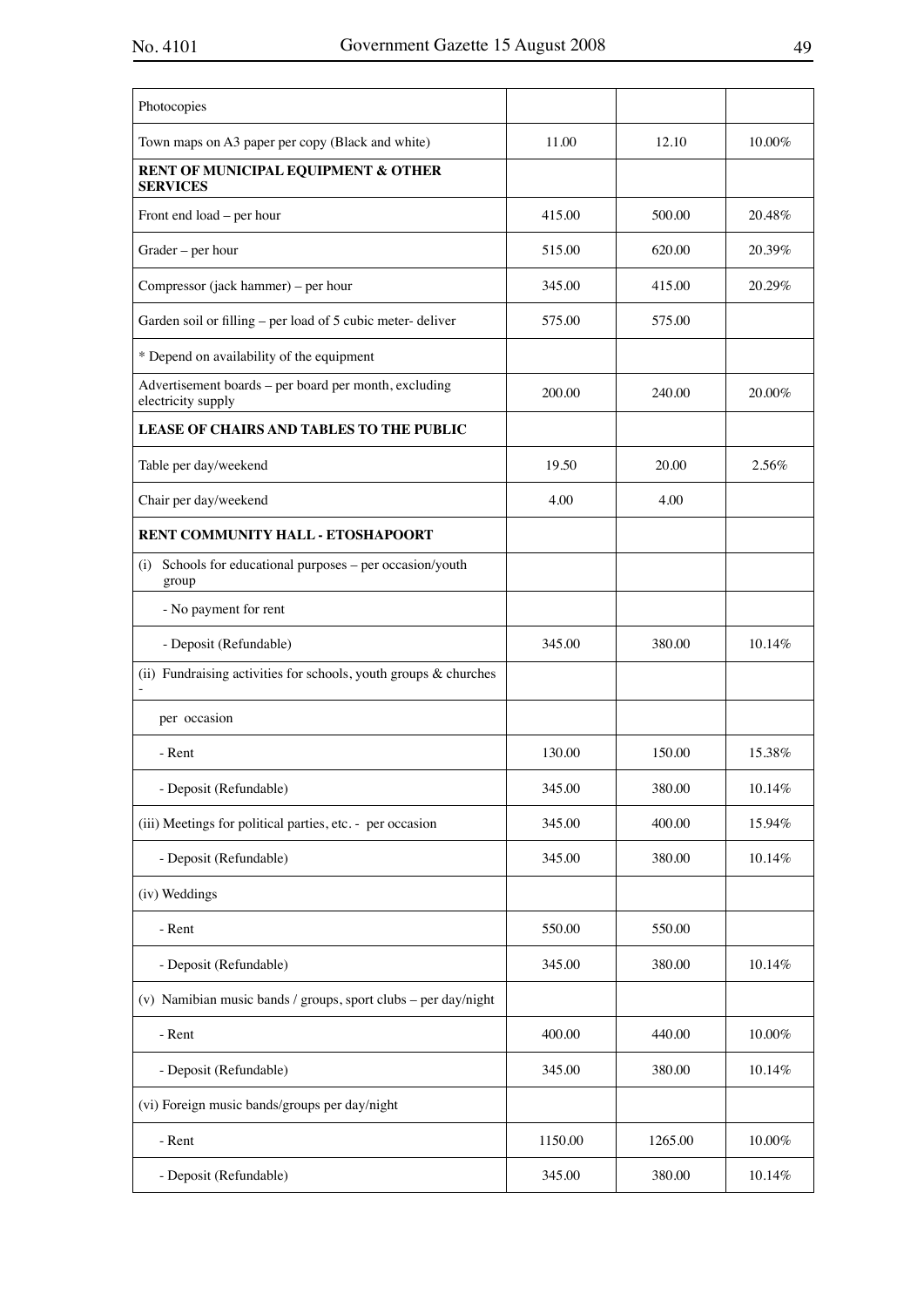| Photocopies | | | |
|---|---|---|---|
| Town maps on A3 paper per copy (Black and white) | 11.00 | 12.10 | 10.00% |
| **RENT OF MUNICIPAL EQUIPMENT & OTHER SERVICES** | | | |
| Front end load – per hour | 415.00 | 500.00 | 20.48% |
| Grader – per hour | 515.00 | 620.00 | 20.39% |
| Compressor (jack hammer) – per hour | 345.00 | 415.00 | 20.29% |
| Garden soil or filling – per load of 5 cubic meter- deliver | 575.00 | 575.00 | |
| * Depend on availability of the equipment | | | |
| Advertisement boards – per board per month, excluding electricity supply | 200.00 | 240.00 | 20.00% |
| **LEASE OF CHAIRS AND TABLES TO THE PUBLIC** | | | |
| Table per day/weekend | 19.50 | 20.00 | 2.56% |
| Chair per day/weekend | 4.00 | 4.00 | |
| **RENT COMMUNITY HALL - ETOSHAPOORT** | | | |
| (i) Schools for educational purposes – per occasion/youth group | | | |
| - No payment for rent | | | |
| - Deposit (Refundable) | 345.00 | 380.00 | 10.14% |
| (ii) Fundraising activities for schools, youth groups & churches - | | | |
| per occasion | | | |
| - Rent | 130.00 | 150.00 | 15.38% |
| - Deposit (Refundable) | 345.00 | 380.00 | 10.14% |
| (iii) Meetings for political parties, etc. - per occasion | 345.00 | 400.00 | 15.94% |
| - Deposit (Refundable) | 345.00 | 380.00 | 10.14% |
| (iv) Weddings | | | |
| - Rent | 550.00 | 550.00 | |
| - Deposit (Refundable) | 345.00 | 380.00 | 10.14% |
| (v) Namibian music bands / groups, sport clubs – per day/night | | | |
| - Rent | 400.00 | 440.00 | 10.00% |
| - Deposit (Refundable) | 345.00 | 380.00 | 10.14% |
| (vi) Foreign music bands/groups per day/night | | | |
| - Rent | 1150.00 | 1265.00 | 10.00% |
| - Deposit (Refundable) | 345.00 | 380.00 | 10.14% |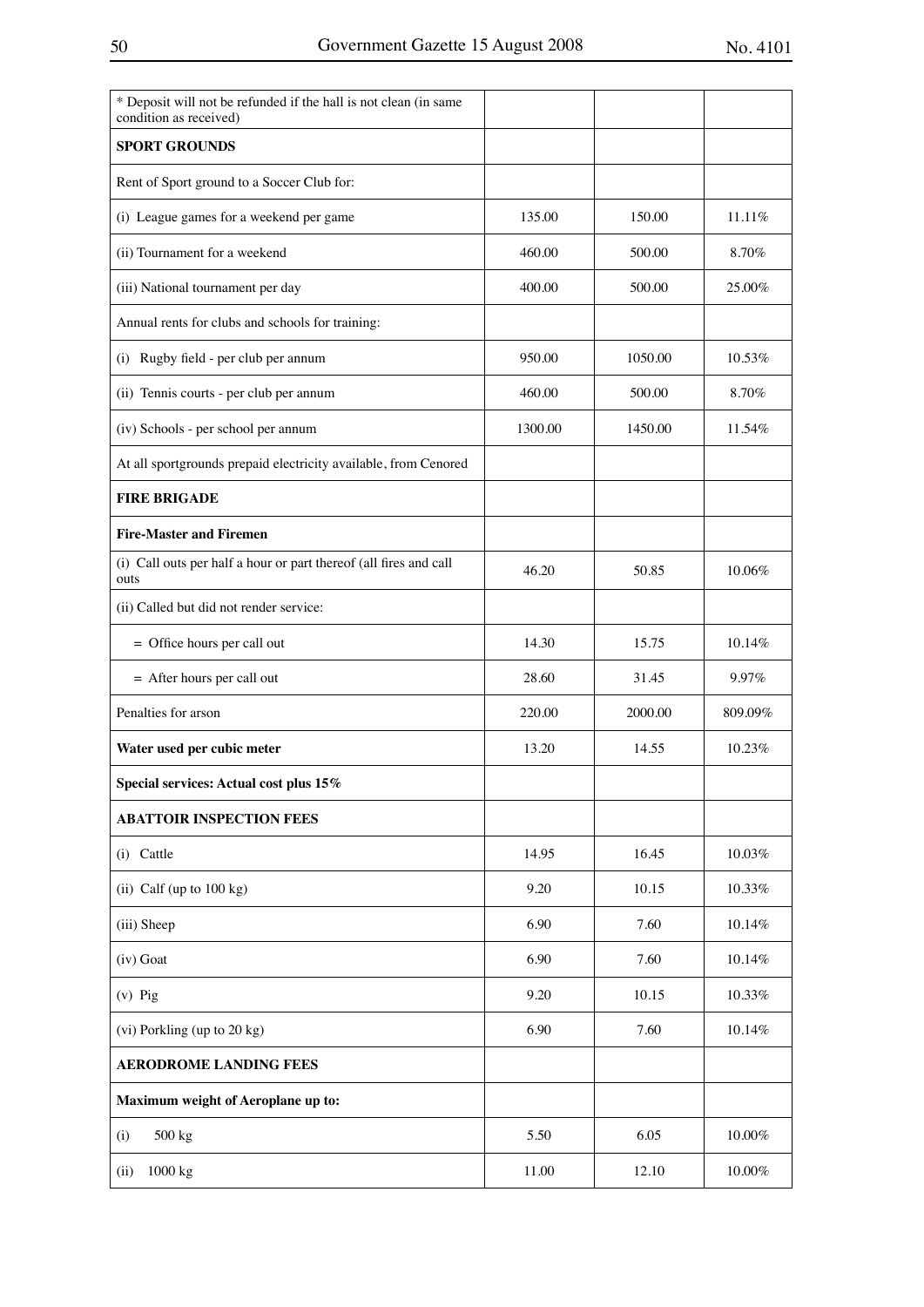| * Deposit will not be refunded if the hall is not clean (in same condition as received) | | | |
| --- | --- | --- | --- |
| **SPORT GROUNDS** | | | |
| Rent of Sport ground to a Soccer Club for: | | | |
| (i) League games for a weekend per game | 135.00 | 150.00 | 11.11% |
| (ii) Tournament for a weekend | 460.00 | 500.00 | 8.70% |
| (iii) National tournament per day | 400.00 | 500.00 | 25.00% |
| Annual rents for clubs and schools for training: | | | |
| (i) Rugby field - per club per annum | 950.00 | 1050.00 | 10.53% |
| (ii) Tennis courts - per club per annum | 460.00 | 500.00 | 8.70% |
| (iv) Schools - per school per annum | 1300.00 | 1450.00 | 11.54% |
| At all sportgrounds prepaid electricity available, from Cenored | | | |
| **FIRE BRIGADE** | | | |
| **Fire-Master and Firemen** | | | |
| (i) Call outs per half a hour or part thereof (all fires and call outs | 46.20 | 50.85 | 10.06% |
| (ii) Called but did not render service: | | | |
| = Office hours per call out | 14.30 | 15.75 | 10.14% |
| = After hours per call out | 28.60 | 31.45 | 9.97% |
| Penalties for arson | 220.00 | 2000.00 | 809.09% |
| **Water used per cubic meter** | 13.20 | 14.55 | 10.23% |
| **Special services: Actual cost plus 15%** | | | |
| **ABATTOIR INSPECTION FEES** | | | |
| (i) Cattle | 14.95 | 16.45 | 10.03% |
| (ii) Calf (up to 100 kg) | 9.20 | 10.15 | 10.33% |
| (iii) Sheep | 6.90 | 7.60 | 10.14% |
| (iv) Goat | 6.90 | 7.60 | 10.14% |
| (v) Pig | 9.20 | 10.15 | 10.33% |
| (vi) Porkling (up to 20 kg) | 6.90 | 7.60 | 10.14% |
| **AERODROME LANDING FEES** | | | |
| **Maximum weight of Aeroplane up to:** | | | |
| (i) 500 kg | 5.50 | 6.05 | 10.00% |
| (ii) 1000 kg | 11.00 | 12.10 | 10.00% |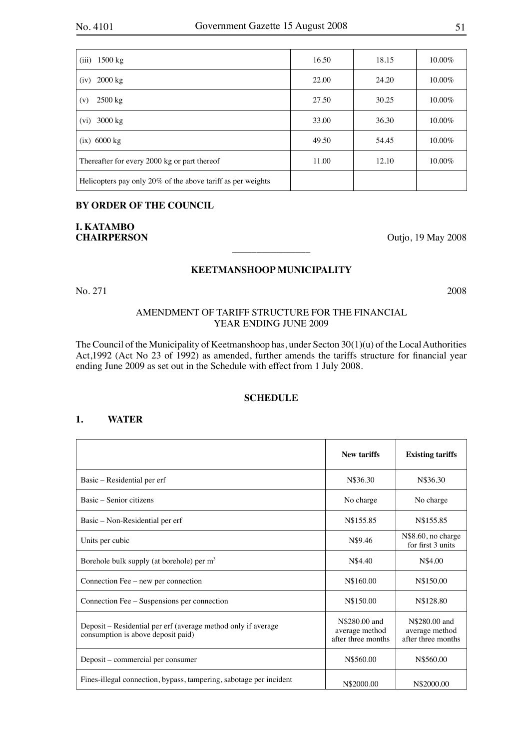| | | | |
|---|---|---|---|
| (iii) 1500 kg | 16.50 | 18.15 | 10.00% |
| (iv) 2000 kg | 22.00 | 24.20 | 10.00% |
| (v) 2500 kg | 27.50 | 30.25 | 10.00% |
| (vi) 3000 kg | 33.00 | 36.30 | 10.00% |
| (ix) 6000 kg | 49.50 | 54.45 | 10.00% |
| Thereafter for every 2000 kg or part thereof | 11.00 | 12.10 | 10.00% |
| Helicopters pay only 20% of the above tariff as per weights | | | |

**BY ORDER OF THE COUNCIL**

**I. KATAMBO**
**CHAIRPERSON**

Outjo, 19 May 2008

---

### KEETMANSHOOP MUNICIPALITY

No. 271 2008

AMENDMENT OF TARIFF STRUCTURE FOR THE FINANCIAL YEAR ENDING JUNE 2009

The Council of the Municipality of Keetmanshoop has, under Secton 30(1)(u) of the Local Authorities Act,1992 (Act No 23 of 1992) as amended, further amends the tariffs structure for financial year ending June 2009 as set out in the Schedule with effect from 1 July 2008.

**SCHEDULE**

**1. WATER**

| | **New tariffs** | **Existing tariffs** |
|---|---|---|
| Basic – Residential per erf | N$36.30 | N$36.30 |
| Basic – Senior citizens | No charge | No charge |
| Basic – Non-Residential per erf | N$155.85 | N$155.85 |
| Units per cubic | N$9.46 | N$8.60, no charge for first 3 units |
| Borehole bulk supply (at borehole) per $m^3$ | N$4.40 | N$4.00 |
| Connection Fee – new per connection | N$160.00 | N$150.00 |
| Connection Fee – Suspensions per connection | N$150.00 | N$128.80 |
| Deposit – Residential per erf (average method only if average consumption is above deposit paid) | N$280.00 and average method after three months | N$280.00 and average method after three months |
| Deposit – commercial per consumer | N$560.00 | N$560.00 |
| Fines-illegal connection, bypass, tampering, sabotage per incident | N$2000.00 | N$2000.00 |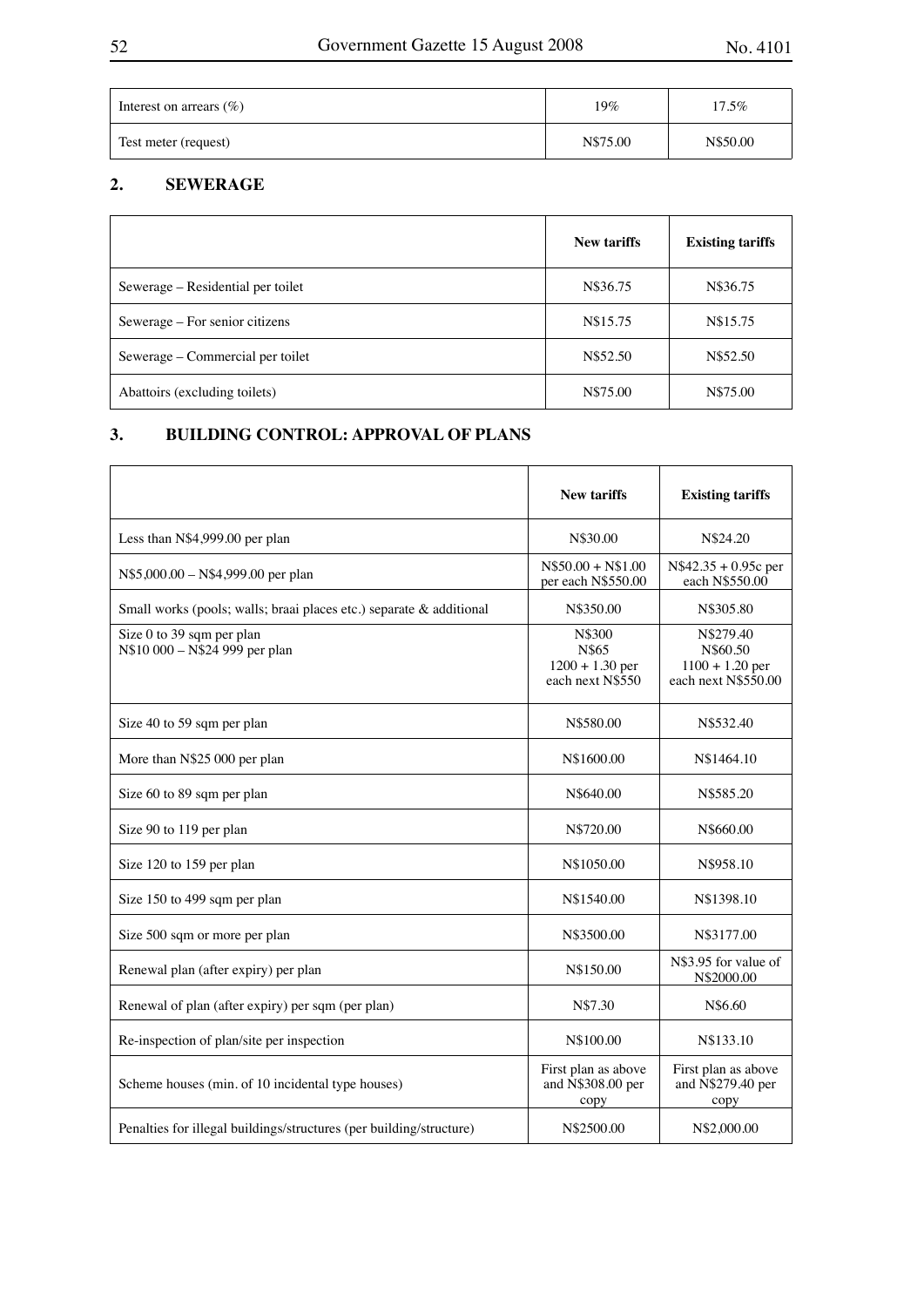| Interest on arrears (%) | 19% | 17.5% |
|---|---|---|
| Test meter (request) | N$75.00 | N$50.00 |

## 2. SEWERAGE

| | New tariffs | Existing tariffs |
|---|---|---|
| Sewerage – Residential per toilet | N$36.75 | N$36.75 |
| Sewerage – For senior citizens | N$15.75 | N$15.75 |
| Sewerage – Commercial per toilet | N$52.50 | N$52.50 |
| Abattoirs (excluding toilets) | N$75.00 | N$75.00 |

## 3. BUILDING CONTROL: APPROVAL OF PLANS

| | New tariffs | Existing tariffs |
|---|---|---|
| Less than N$4,999.00 per plan | N$30.00 | N$24.20 |
| N$5,000.00 – N$4,999.00 per plan | N$50.00 + N$1.00 per each N$550.00 | N$42.35 + 0.95c per each N$550.00 |
| Small works (pools; walls; braai places etc.) separate & additional | N$350.00 | N$305.80 |
| Size 0 to 39 sqm per plan<br>N$10 000 – N$24 999 per plan | N$300<br>N$65<br>1200 + 1.30 per each next N$550 | N$279.40<br>N$60.50<br>1100 + 1.20 per each next N$550.00 |
| Size 40 to 59 sqm per plan | N$580.00 | N$532.40 |
| More than N$25 000 per plan | N$1600.00 | N$1464.10 |
| Size 60 to 89 sqm per plan | N$640.00 | N$585.20 |
| Size 90 to 119 per plan | N$720.00 | N$660.00 |
| Size 120 to 159 per plan | N$1050.00 | N$958.10 |
| Size 150 to 499 sqm per plan | N$1540.00 | N$1398.10 |
| Size 500 sqm or more per plan | N$3500.00 | N$3177.00 |
| Renewal plan (after expiry) per plan | N$150.00 | N$3.95 for value of N$2000.00 |
| Renewal of plan (after expiry) per sqm (per plan) | N$7.30 | N$6.60 |
| Re-inspection of plan/site per inspection | N$100.00 | N$133.10 |
| Scheme houses (min. of 10 incidental type houses) | First plan as above and N$308.00 per copy | First plan as above and N$279.40 per copy |
| Penalties for illegal buildings/structures (per building/structure) | N$2500.00 | N$2,000.00 |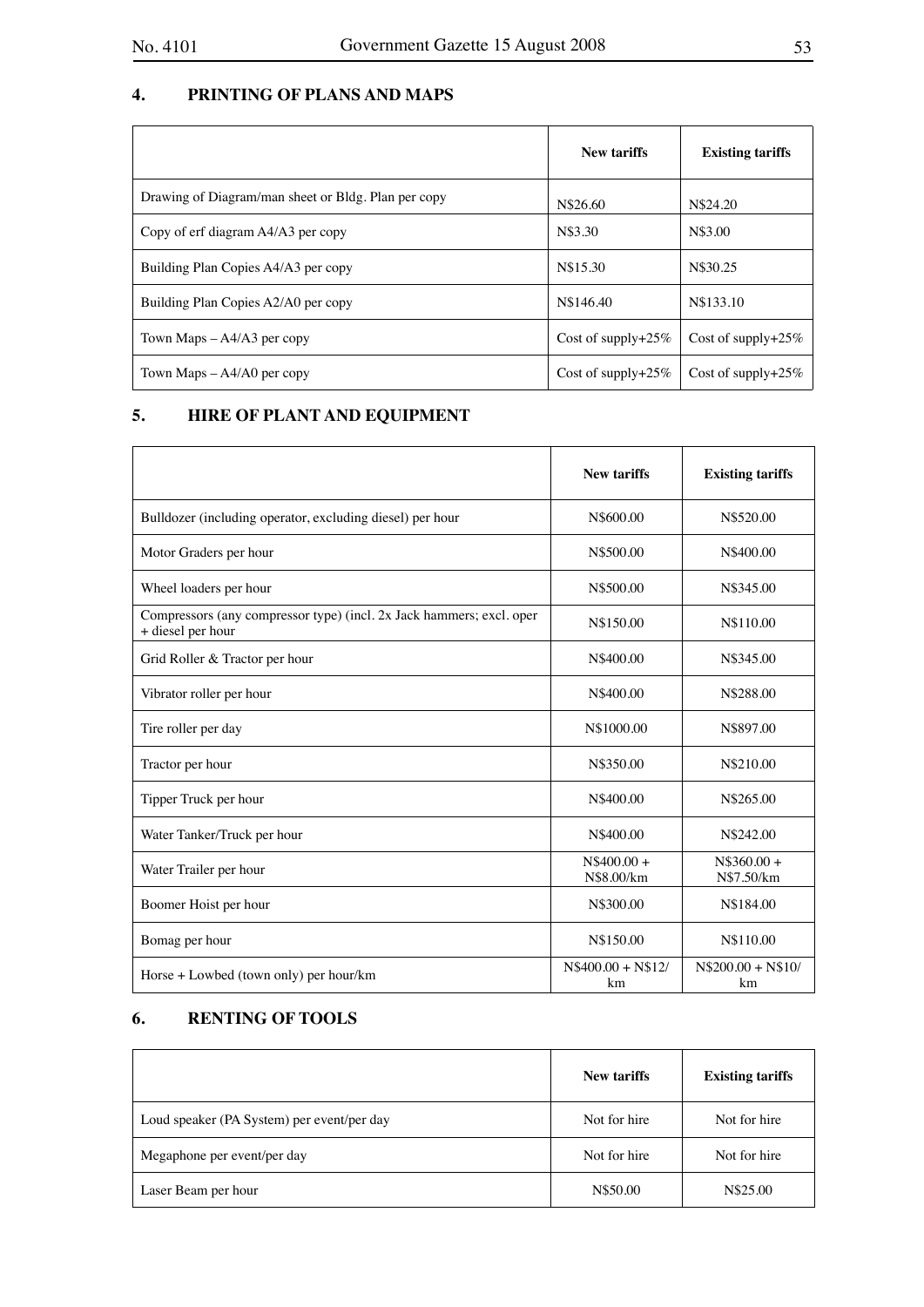## 4. PRINTING OF PLANS AND MAPS

| | New tariffs | Existing tariffs |
|---|---|---|
| Drawing of Diagram/man sheet or Bldg. Plan per copy | N$26.60 | N$24.20 |
| Copy of erf diagram A4/A3 per copy | N$3.30 | N$3.00 |
| Building Plan Copies A4/A3 per copy | N$15.30 | N$30.25 |
| Building Plan Copies A2/A0 per copy | N$146.40 | N$133.10 |
| Town Maps – A4/A3 per copy | Cost of supply+25% | Cost of supply+25% |
| Town Maps – A4/A0 per copy | Cost of supply+25% | Cost of supply+25% |

## 5. HIRE OF PLANT AND EQUIPMENT

| | New tariffs | Existing tariffs |
|---|---|---|
| Bulldozer (including operator, excluding diesel) per hour | N$600.00 | N$520.00 |
| Motor Graders per hour | N$500.00 | N$400.00 |
| Wheel loaders per hour | N$500.00 | N$345.00 |
| Compressors (any compressor type) (incl. 2x Jack hammers; excl. oper + diesel per hour | N$150.00 | N$110.00 |
| Grid Roller & Tractor per hour | N$400.00 | N$345.00 |
| Vibrator roller per hour | N$400.00 | N$288.00 |
| Tire roller per day | N$1000.00 | N$897.00 |
| Tractor per hour | N$350.00 | N$210.00 |
| Tipper Truck per hour | N$400.00 | N$265.00 |
| Water Tanker/Truck per hour | N$400.00 | N$242.00 |
| Water Trailer per hour | N$400.00 + N$8.00/km | N$360.00 + N$7.50/km |
| Boomer Hoist per hour | N$300.00 | N$184.00 |
| Bomag per hour | N$150.00 | N$110.00 |
| Horse + Lowbed (town only) per hour/km | N$400.00 + N$12/km | N$200.00 + N$10/km |

## 6. RENTING OF TOOLS

| | New tariffs | Existing tariffs |
|---|---|---|
| Loud speaker (PA System) per event/per day | Not for hire | Not for hire |
| Megaphone per event/per day | Not for hire | Not for hire |
| Laser Beam per hour | N$50.00 | N$25.00 |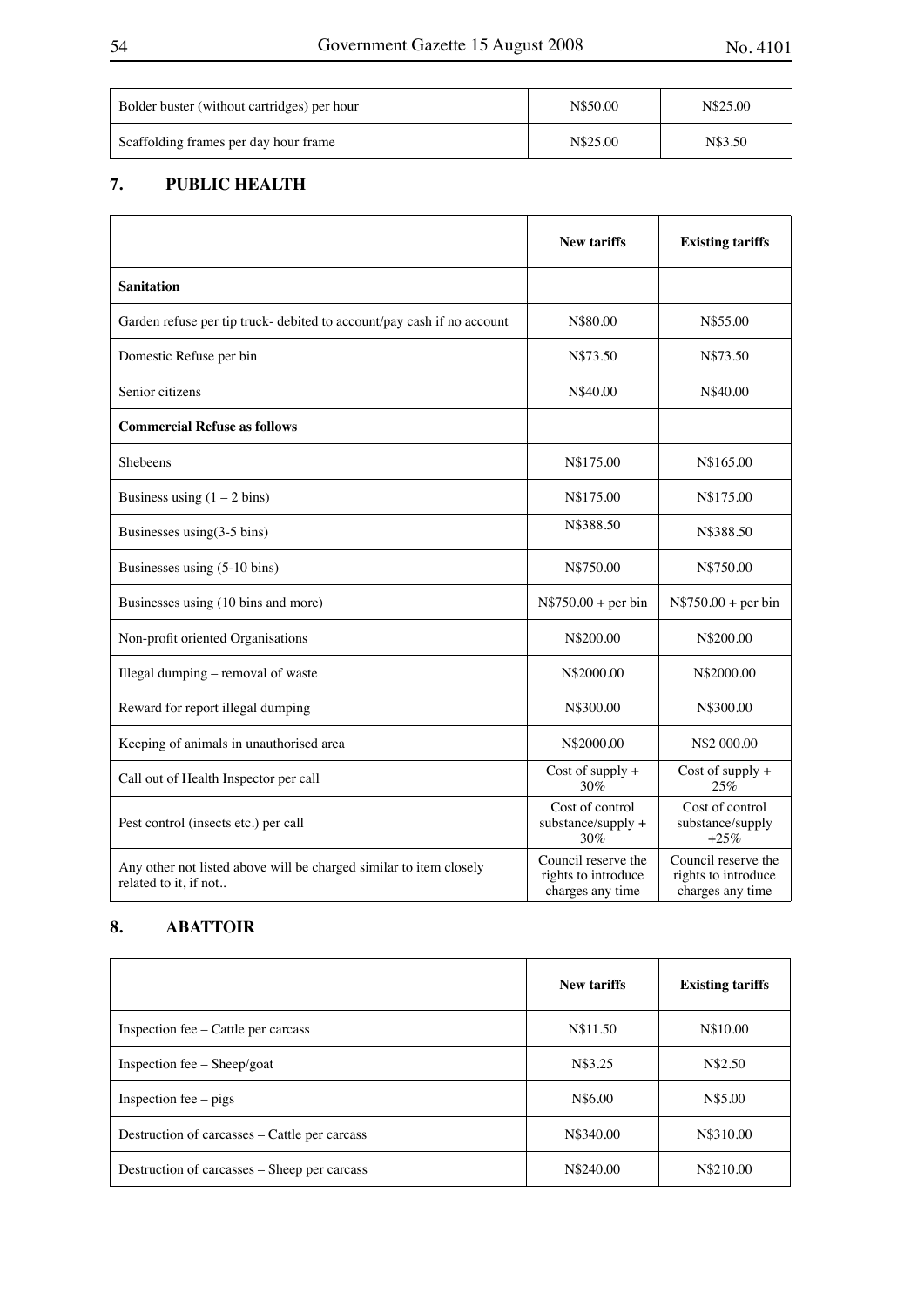| | | |
|---|---|---|
| Bolder buster (without cartridges) per hour | N$50.00 | N$25.00 |
| Scaffolding frames per day hour frame | N$25.00 | N$3.50 |

## 7. PUBLIC HEALTH

| | New tariffs | Existing tariffs |
|---|---|---|
| **Sanitation** | | |
| Garden refuse per tip truck- debited to account/pay cash if no account | N$80.00 | N$55.00 |
| Domestic Refuse per bin | N$73.50 | N$73.50 |
| Senior citizens | N$40.00 | N$40.00 |
| **Commercial Refuse as follows** | | |
| Shebeens | N$175.00 | N$165.00 |
| Business using (1 – 2 bins) | N$175.00 | N$175.00 |
| Businesses using(3-5 bins) | N$388.50 | N$388.50 |
| Businesses using (5-10 bins) | N$750.00 | N$750.00 |
| Businesses using (10 bins and more) | N$750.00 + per bin | N$750.00 + per bin |
| Non-profit oriented Organisations | N$200.00 | N$200.00 |
| Illegal dumping – removal of waste | N$2000.00 | N$2000.00 |
| Reward for report illegal dumping | N$300.00 | N$300.00 |
| Keeping of animals in unauthorised area | N$2000.00 | N$2 000.00 |
| Call out of Health Inspector per call | Cost of supply + 30% | Cost of supply + 25% |
| Pest control (insects etc.) per call | Cost of control substance/supply + 30% | Cost of control substance/supply +25% |
| Any other not listed above will be charged similar to item closely related to it, if not.. | Council reserve the rights to introduce charges any time | Council reserve the rights to introduce charges any time |

## 8. ABATTOIR

| | New tariffs | Existing tariffs |
|---|---|---|
| Inspection fee – Cattle per carcass | N$11.50 | N$10.00 |
| Inspection fee – Sheep/goat | N$3.25 | N$2.50 |
| Inspection fee – pigs | N$6.00 | N$5.00 |
| Destruction of carcasses – Cattle per carcass | N$340.00 | N$310.00 |
| Destruction of carcasses – Sheep per carcass | N$240.00 | N$210.00 |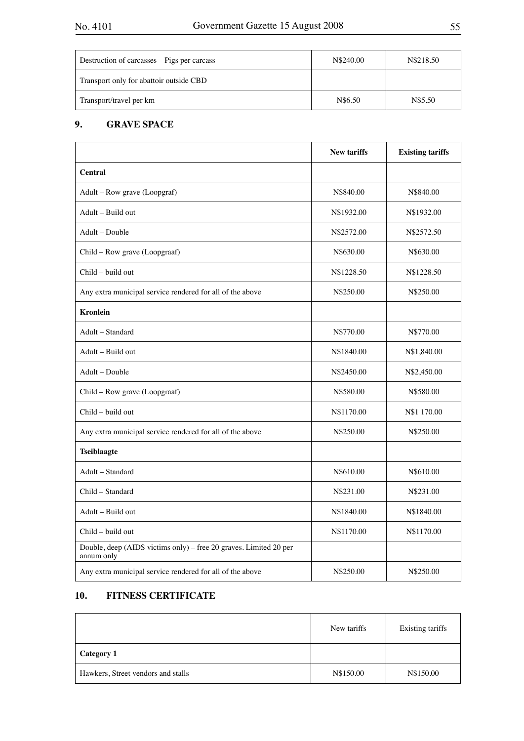| | | |
|---|---|---|
| Destruction of carcasses – Pigs per carcass | N$240.00 | N$218.50 |
| Transport only for abattoir outside CBD | | |
| Transport/travel per km | N$6.50 | N$5.50 |

## 9. GRAVE SPACE

| | **New tariffs** | **Existing tariffs** |
|---|---|---|
| **Central** | | |
| Adult – Row grave (Loopgraf) | N$840.00 | N$840.00 |
| Adult – Build out | N$1932.00 | N$1932.00 |
| Adult – Double | N$2572.00 | N$2572.50 |
| Child – Row grave (Loopgraaf) | N$630.00 | N$630.00 |
| Child – build out | N$1228.50 | N$1228.50 |
| Any extra municipal service rendered for all of the above | N$250.00 | N$250.00 |
| **Kronlein** | | |
| Adult – Standard | N$770.00 | N$770.00 |
| Adult – Build out | N$1840.00 | N$1,840.00 |
| Adult – Double | N$2450.00 | N$2,450.00 |
| Child – Row grave (Loopgraaf) | N$580.00 | N$580.00 |
| Child – build out | N$1170.00 | N$1 170.00 |
| Any extra municipal service rendered for all of the above | N$250.00 | N$250.00 |
| **Tseiblaagte** | | |
| Adult – Standard | N$610.00 | N$610.00 |
| Child – Standard | N$231.00 | N$231.00 |
| Adult – Build out | N$1840.00 | N$1840.00 |
| Child – build out | N$1170.00 | N$1170.00 |
| Double, deep (AIDS victims only) – free 20 graves. Limited 20 per annum only | | |
| Any extra municipal service rendered for all of the above | N$250.00 | N$250.00 |

## 10. FITNESS CERTIFICATE

| | New tariffs | Existing tariffs |
|---|---|---|
| **Category 1** | | |
| Hawkers, Street vendors and stalls | N$150.00 | N$150.00 |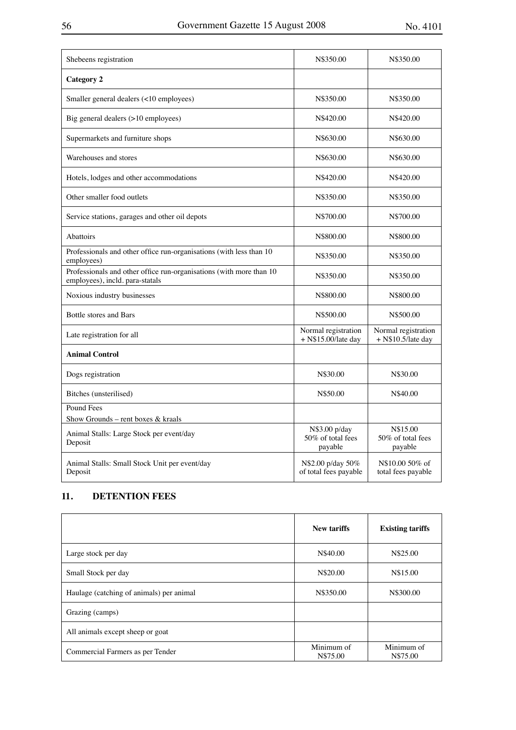| | | |
|---|---|---|
| Shebeens registration | N$350.00 | N$350.00 |
| **Category 2** | | |
| Smaller general dealers (<10 employees) | N$350.00 | N$350.00 |
| Big general dealers (>10 employees) | N$420.00 | N$420.00 |
| Supermarkets and furniture shops | N$630.00 | N$630.00 |
| Warehouses and stores | N$630.00 | N$630.00 |
| Hotels, lodges and other accommodations | N$420.00 | N$420.00 |
| Other smaller food outlets | N$350.00 | N$350.00 |
| Service stations, garages and other oil depots | N$700.00 | N$700.00 |
| Abattoirs | N$800.00 | N$800.00 |
| Professionals and other office run-organisations (with less than 10 employees) | N$350.00 | N$350.00 |
| Professionals and other office run-organisations (with more than 10 employees), incld. para-statals | N$350.00 | N$350.00 |
| Noxious industry businesses | N$800.00 | N$800.00 |
| Bottle stores and Bars | N$500.00 | N$500.00 |
| Late registration for all | Normal registration + N$15.00/late day | Normal registration + N$10.5/late day |
| **Animal Control** | | |
| Dogs registration | N$30.00 | N$30.00 |
| Bitches (unsterilised) | N$50.00 | N$40.00 |
| Pound Fees<br>Show Grounds – rent boxes & kraals | | |
| Animal Stalls: Large Stock per event/day<br>Deposit | N$3.00 p/day<br>50% of total fees payable | N$15.00<br>50% of total fees payable |
| Animal Stalls: Small Stock Unit per event/day<br>Deposit | N$2.00 p/day 50% of total fees payable | N$10.00 50% of total fees payable |

## 11. DETENTION FEES

| | **New tariffs** | **Existing tariffs** |
|---|---|---|
| Large stock per day | N$40.00 | N$25.00 |
| Small Stock per day | N$20.00 | N$15.00 |
| Haulage (catching of animals) per animal | N$350.00 | N$300.00 |
| Grazing (camps) | | |
| All animals except sheep or goat | | |
| Commercial Farmers as per Tender | Minimum of N$75.00 | Minimum of N$75.00 |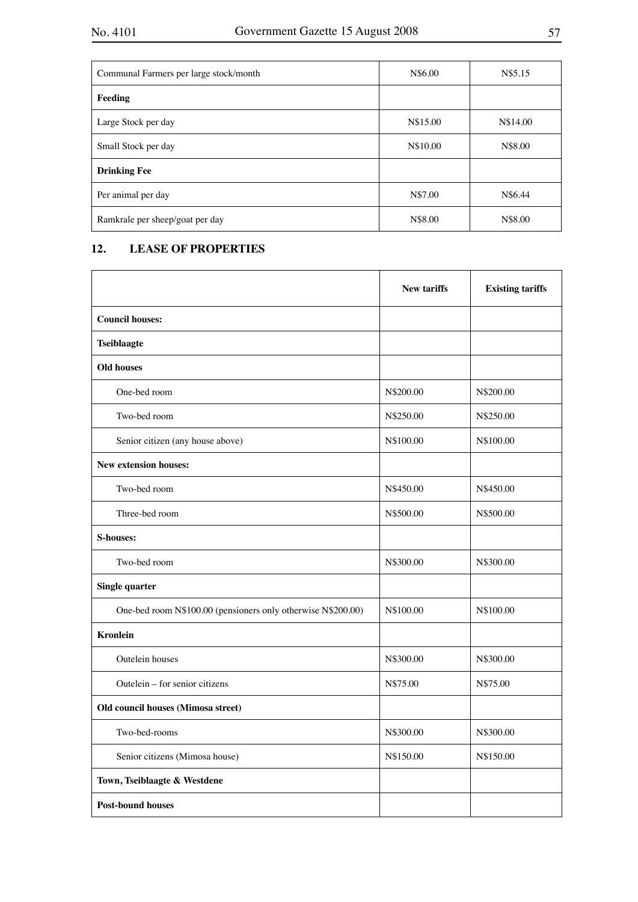| | | |
|---|---|---|
| Communal Farmers per large stock/month | N$6.00 | N$5.15 |
| **Feeding** | | |
| Large Stock per day | N$15.00 | N$14.00 |
| Small Stock per day | N$10.00 | N$8.00 |
| **Drinking Fee** | | |
| Per animal per day | N$7.00 | N$6.44 |
| Ramkrale per sheep/goat per day | N$8.00 | N$8.00 |

## 12. LEASE OF PROPERTIES

| | **New tariffs** | **Existing tariffs** |
|---|---|---|
| **Council houses:** | | |
| **Tseiblaagte** | | |
| **Old houses** | | |
| One-bed room | N$200.00 | N$200.00 |
| Two-bed room | N$250.00 | N$250.00 |
| Senior citizen (any house above) | N$100.00 | N$100.00 |
| **New extension houses:** | | |
| Two-bed room | N$450.00 | N$450.00 |
| Three-bed room | N$500.00 | N$500.00 |
| **S-houses:** | | |
| Two-bed room | N$300.00 | N$300.00 |
| **Single quarter** | | |
| One-bed room N$100.00 (pensioners only otherwise N$200.00) | N$100.00 | N$100.00 |
| **Kronlein** | | |
| Outelein houses | N$300.00 | N$300.00 |
| Outelein – for senior citizens | N$75.00 | N$75.00 |
| **Old council houses (Mimosa street)** | | |
| Two-bed-rooms | N$300.00 | N$300.00 |
| Senior citizens (Mimosa house) | N$150.00 | N$150.00 |
| **Town, Tseiblaagte & Westdene** | | |
| **Post-bound houses** | | |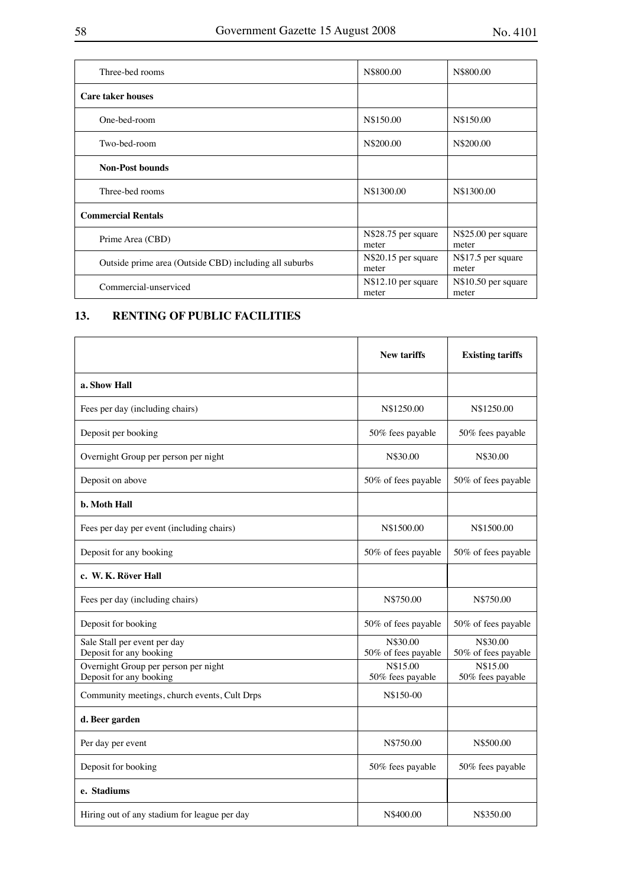| | | |
|---|---|---|
| Three-bed rooms | N$800.00 | N$800.00 |
| **Care taker houses** | | |
| One-bed-room | N$150.00 | N$150.00 |
| Two-bed-room | N$200.00 | N$200.00 |
| **Non-Post bounds** | | |
| Three-bed rooms | N$1300.00 | N$1300.00 |
| **Commercial Rentals** | | |
| Prime Area (CBD) | N$28.75 per square meter | N$25.00 per square meter |
| Outside prime area (Outside CBD) including all suburbs | N$20.15 per square meter | N$17.5 per square meter |
| Commercial-unserviced | N$12.10 per square meter | N$10.50 per square meter |

## 13. RENTING OF PUBLIC FACILITIES

| | New tariffs | Existing tariffs |
|---|---|---|
| **a. Show Hall** | | |
| Fees per day (including chairs) | N$1250.00 | N$1250.00 |
| Deposit per booking | 50% fees payable | 50% fees payable |
| Overnight Group per person per night | N$30.00 | N$30.00 |
| Deposit on above | 50% of fees payable | 50% of fees payable |
| **b. Moth Hall** | | |
| Fees per day per event (including chairs) | N$1500.00 | N$1500.00 |
| Deposit for any booking | 50% of fees payable | 50% of fees payable |
| **c. W. K. Röver Hall** | | |
| Fees per day (including chairs) | N$750.00 | N$750.00 |
| Deposit for booking | 50% of fees payable | 50% of fees payable |
| Sale Stall per event per day<br>Deposit for any booking | N$30.00<br>50% of fees payable | N$30.00<br>50% of fees payable |
| Overnight Group per person per night<br>Deposit for any booking | N$15.00<br>50% fees payable | N$15.00<br>50% fees payable |
| Community meetings, church events, Cult Drps | N$150-00 | |
| **d. Beer garden** | | |
| Per day per event | N$750.00 | N$500.00 |
| Deposit for booking | 50% fees payable | 50% fees payable |
| **e. Stadiums** | | |
| Hiring out of any stadium for league per day | N$400.00 | N$350.00 |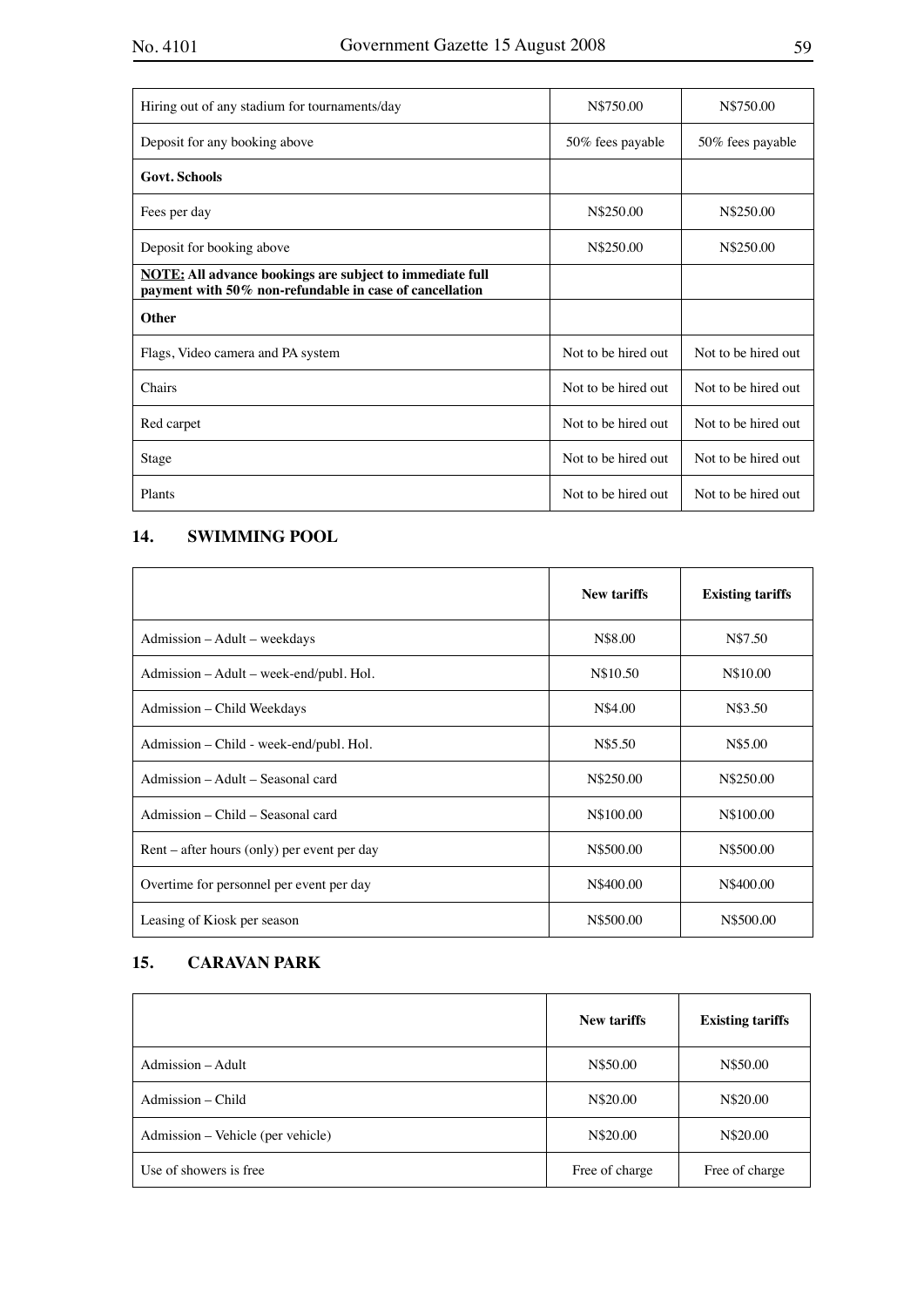| | | |
|---|---|---|
| Hiring out of any stadium for tournaments/day | N$750.00 | N$750.00 |
| Deposit for any booking above | 50% fees payable | 50% fees payable |
| **Govt. Schools** | | |
| Fees per day | N$250.00 | N$250.00 |
| Deposit for booking above | N$250.00 | N$250.00 |
| **NOTE: All advance bookings are subject to immediate full payment with 50% non-refundable in case of cancellation** | | |
| **Other** | | |
| Flags, Video camera and PA system | Not to be hired out | Not to be hired out |
| Chairs | Not to be hired out | Not to be hired out |
| Red carpet | Not to be hired out | Not to be hired out |
| Stage | Not to be hired out | Not to be hired out |
| Plants | Not to be hired out | Not to be hired out |

## 14. SWIMMING POOL

| | New tariffs | Existing tariffs |
|---|---|---|
| Admission – Adult – weekdays | N$8.00 | N$7.50 |
| Admission – Adult – week-end/publ. Hol. | N$10.50 | N$10.00 |
| Admission – Child Weekdays | N$4.00 | N$3.50 |
| Admission – Child - week-end/publ. Hol. | N$5.50 | N$5.00 |
| Admission – Adult – Seasonal card | N$250.00 | N$250.00 |
| Admission – Child – Seasonal card | N$100.00 | N$100.00 |
| Rent – after hours (only) per event per day | N$500.00 | N$500.00 |
| Overtime for personnel per event per day | N$400.00 | N$400.00 |
| Leasing of Kiosk per season | N$500.00 | N$500.00 |

## 15. CARAVAN PARK

| | New tariffs | Existing tariffs |
|---|---|---|
| Admission – Adult | N$50.00 | N$50.00 |
| Admission – Child | N$20.00 | N$20.00 |
| Admission – Vehicle (per vehicle) | N$20.00 | N$20.00 |
| Use of showers is free | Free of charge | Free of charge |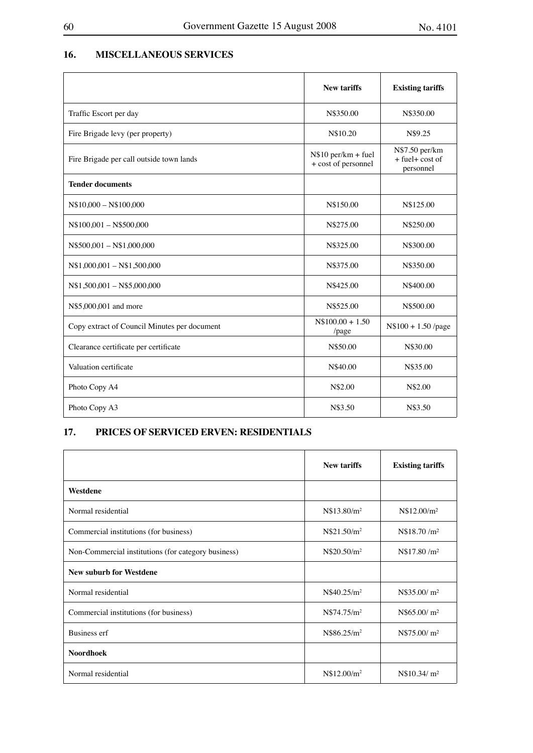## 16. MISCELLANEOUS SERVICES

| | New tariffs | Existing tariffs |
|---|---|---|
| Traffic Escort per day | N$350.00 | N$350.00 |
| Fire Brigade levy (per property) | N$10.20 | N$9.25 |
| Fire Brigade per call outside town lands | N$10 per/km + fuel + cost of personnel | N$7.50 per/km + fuel+ cost of personnel |
| **Tender documents** | | |
| N$10,000 – N$100,000 | N$150.00 | N$125.00 |
| N$100,001 – N$500,000 | N$275.00 | N$250.00 |
| N$500,001 – N$1,000,000 | N$325.00 | N$300.00 |
| N$1,000,001 – N$1,500,000 | N$375.00 | N$350.00 |
| N$1,500,001 – N$5,000,000 | N$425.00 | N$400.00 |
| N$5,000,001 and more | N$525.00 | N$500.00 |
| Copy extract of Council Minutes per document | N$100.00 + 1.50 /page | N$100 + 1.50 /page |
| Clearance certificate per certificate | N$50.00 | N$30.00 |
| Valuation certificate | N$40.00 | N$35.00 |
| Photo Copy A4 | N$2.00 | N$2.00 |
| Photo Copy A3 | N$3.50 | N$3.50 |

## 17. PRICES OF SERVICED ERVEN: RESIDENTIALS

| | New tariffs | Existing tariffs |
|---|---|---|
| **Westdene** | | |
| Normal residential | N$13.80/m² | N$12.00/m² |
| Commercial institutions (for business) | N$21.50/m² | N$18.70 /m² |
| Non-Commercial institutions (for category business) | N$20.50/m² | N$17.80 /m² |
| **New suburb for Westdene** | | |
| Normal residential | N$40.25/m² | N$35.00/ m² |
| Commercial institutions (for business) | N$74.75/m² | N$65.00/ m² |
| Business erf | N$86.25/m² | N$75.00/ m² |
| **Noordhoek** | | |
| Normal residential | N$12.00/m² | N$10.34/ m² |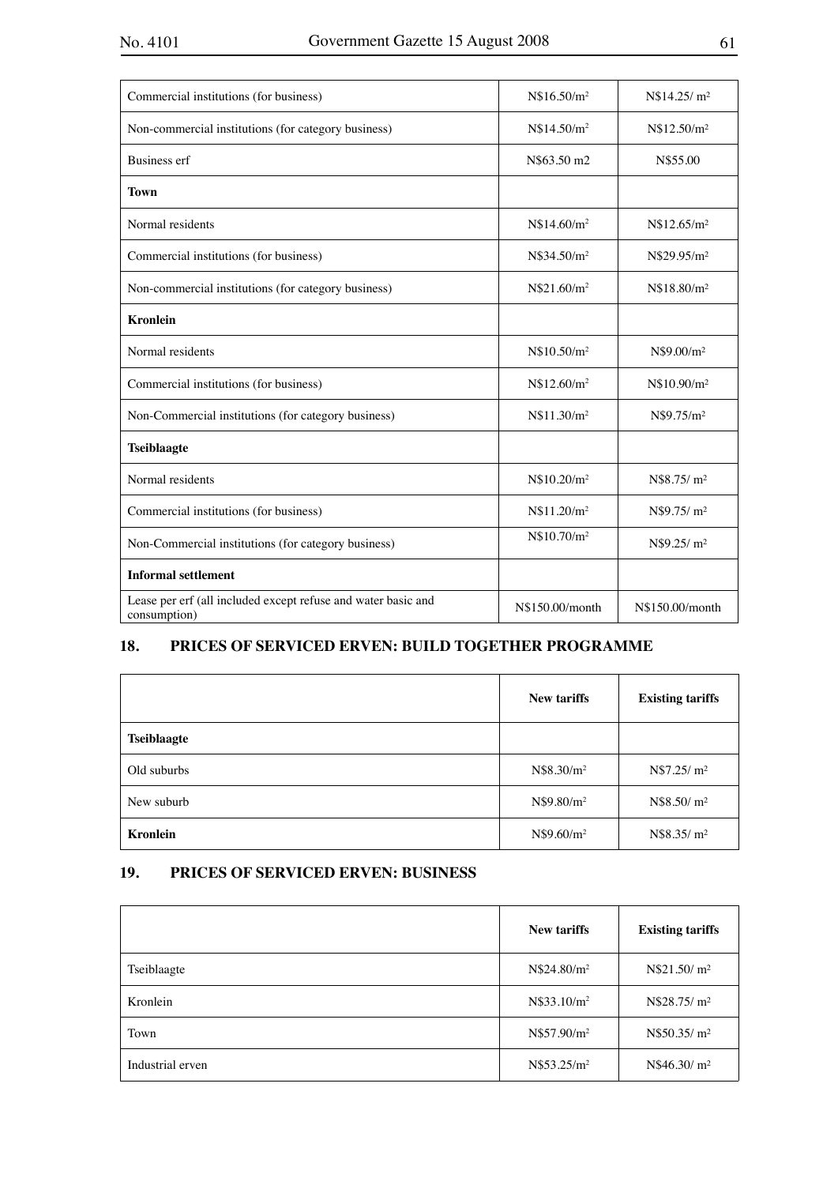| | | |
|---|---|---|
| Commercial institutions (for business) | N$16.50/m² | N$14.25/ m² |
| Non-commercial institutions (for category business) | N$14.50/m² | N$12.50/m² |
| Business erf | N$63.50 m2 | N$55.00 |
| **Town** | | |
| Normal residents | N$14.60/m² | N$12.65/m² |
| Commercial institutions (for business) | N$34.50/m² | N$29.95/m² |
| Non-commercial institutions (for category business) | N$21.60/m² | N$18.80/m² |
| **Kronlein** | | |
| Normal residents | N$10.50/m² | N$9.00/m² |
| Commercial institutions (for business) | N$12.60/m² | N$10.90/m² |
| Non-Commercial institutions (for category business) | N$11.30/m² | N$9.75/m² |
| **Tseiblaagte** | | |
| Normal residents | N$10.20/m² | N$8.75/ m² |
| Commercial institutions (for business) | N$11.20/m² | N$9.75/ m² |
| Non-Commercial institutions (for category business) | N$10.70/m² | N$9.25/ m² |
| **Informal settlement** | | |
| Lease per erf (all included except refuse and water basic and consumption) | N$150.00/month | N$150.00/month |

## 18. PRICES OF SERVICED ERVEN: BUILD TOGETHER PROGRAMME

| | New tariffs | Existing tariffs |
|---|---|---|
| **Tseiblaagte** | | |
| Old suburbs | N$8.30/m² | N$7.25/ m² |
| New suburb | N$9.80/m² | N$8.50/ m² |
| **Kronlein** | N$9.60/m² | N$8.35/ m² |

## 19. PRICES OF SERVICED ERVEN: BUSINESS

| | New tariffs | Existing tariffs |
|---|---|---|
| Tseiblaagte | N$24.80/m² | N$21.50/ m² |
| Kronlein | N$33.10/m² | N$28.75/ m² |
| Town | N$57.90/m² | N$50.35/ m² |
| Industrial erven | N$53.25/m² | N$46.30/ m² |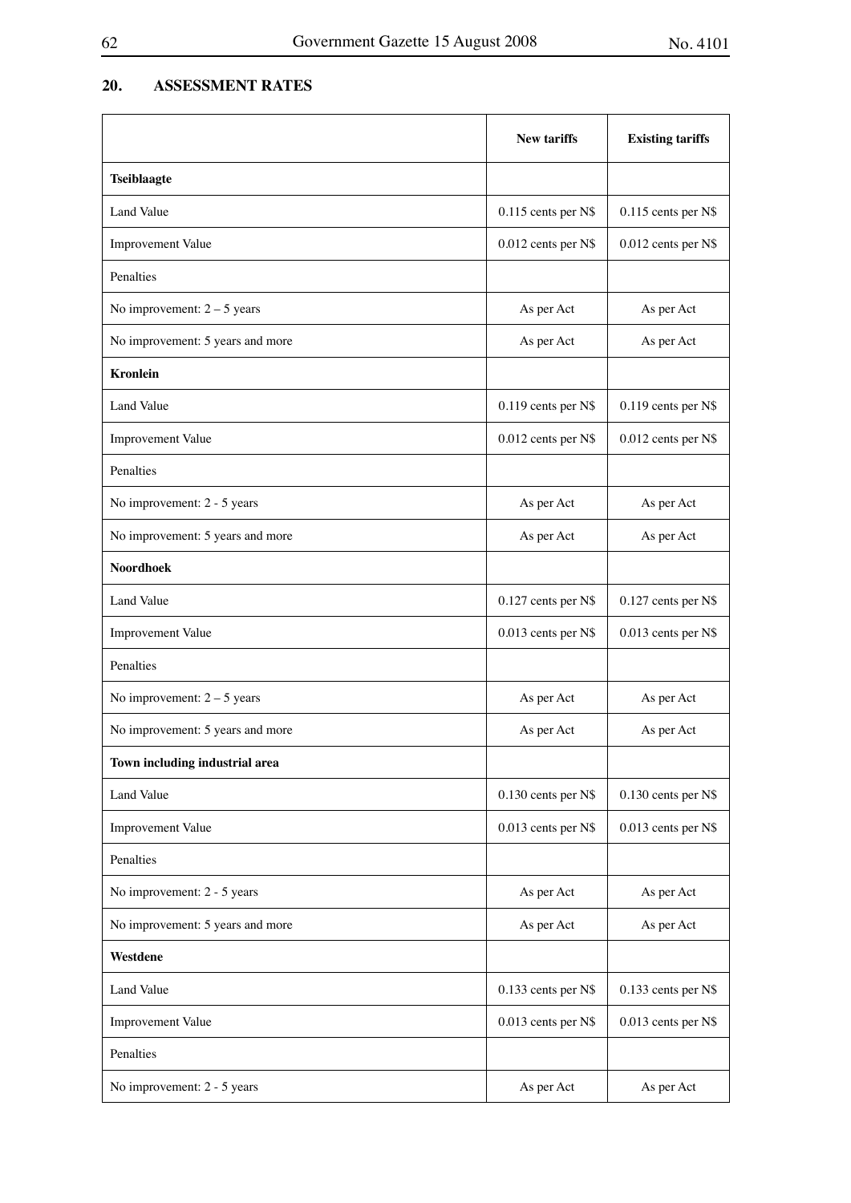## 20. ASSESSMENT RATES

| | New tariffs | Existing tariffs |
|---|---|---|
| **Tseiblaagte** | | |
| Land Value | 0.115 cents per N$ | 0.115 cents per N$ |
| Improvement Value | 0.012 cents per N$ | 0.012 cents per N$ |
| Penalties | | |
| No improvement: 2 – 5 years | As per Act | As per Act |
| No improvement: 5 years and more | As per Act | As per Act |
| **Kronlein** | | |
| Land Value | 0.119 cents per N$ | 0.119 cents per N$ |
| Improvement Value | 0.012 cents per N$ | 0.012 cents per N$ |
| Penalties | | |
| No improvement: 2 - 5 years | As per Act | As per Act |
| No improvement: 5 years and more | As per Act | As per Act |
| **Noordhoek** | | |
| Land Value | 0.127 cents per N$ | 0.127 cents per N$ |
| Improvement Value | 0.013 cents per N$ | 0.013 cents per N$ |
| Penalties | | |
| No improvement: 2 – 5 years | As per Act | As per Act |
| No improvement: 5 years and more | As per Act | As per Act |
| **Town including industrial area** | | |
| Land Value | 0.130 cents per N$ | 0.130 cents per N$ |
| Improvement Value | 0.013 cents per N$ | 0.013 cents per N$ |
| Penalties | | |
| No improvement: 2 - 5 years | As per Act | As per Act |
| No improvement: 5 years and more | As per Act | As per Act |
| **Westdene** | | |
| Land Value | 0.133 cents per N$ | 0.133 cents per N$ |
| Improvement Value | 0.013 cents per N$ | 0.013 cents per N$ |
| Penalties | | |
| No improvement: 2 - 5 years | As per Act | As per Act |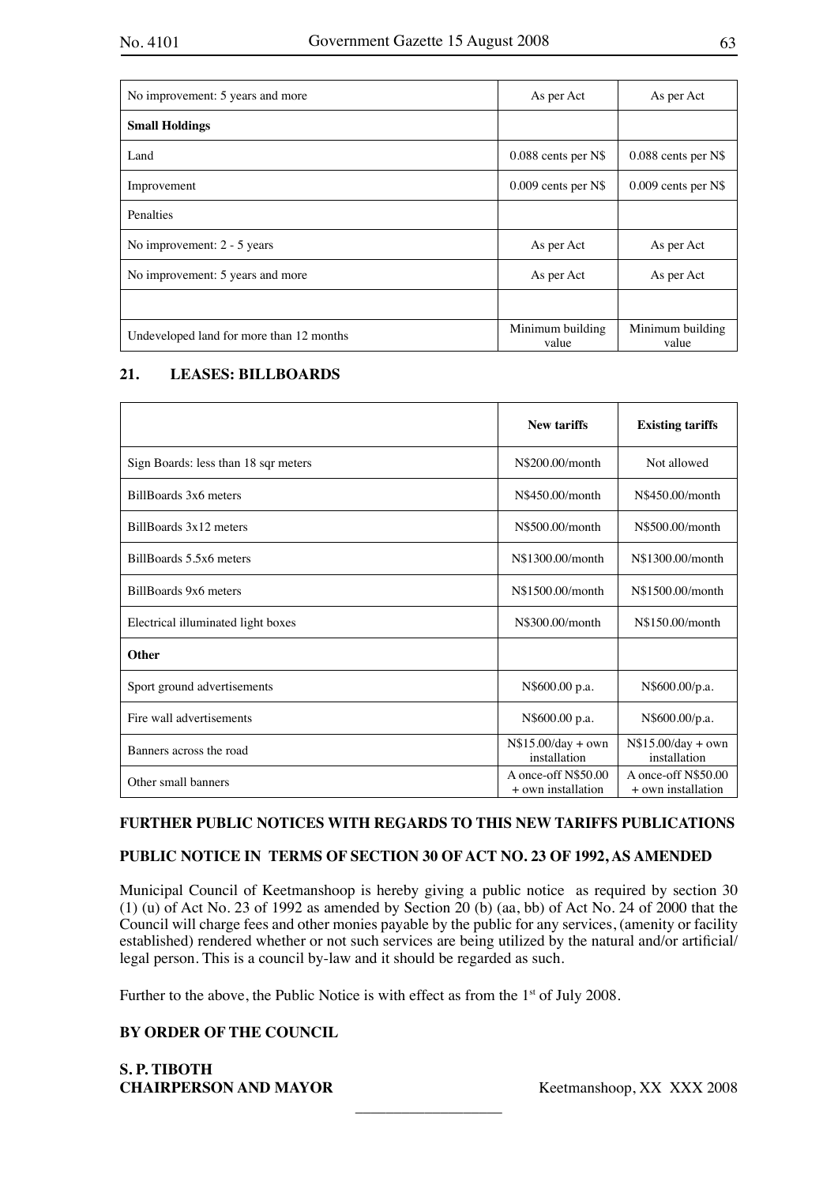| | | |
|---|---|---|
| No improvement: 5 years and more | As per Act | As per Act |
| **Small Holdings** | | |
| Land | 0.088 cents per N$ | 0.088 cents per N$ |
| Improvement | 0.009 cents per N$ | 0.009 cents per N$ |
| Penalties | | |
| No improvement: 2 - 5 years | As per Act | As per Act |
| No improvement: 5 years and more | As per Act | As per Act |
| | | |
| Undeveloped land for more than 12 months | Minimum building value | Minimum building value |

## 21. LEASES: BILLBOARDS

| | **New tariffs** | **Existing tariffs** |
|---|---|---|
| Sign Boards: less than 18 sqr meters | N$200.00/month | Not allowed |
| BillBoards 3x6 meters | N$450.00/month | N$450.00/month |
| BillBoards 3x12 meters | N$500.00/month | N$500.00/month |
| BillBoards 5.5x6 meters | N$1300.00/month | N$1300.00/month |
| BillBoards 9x6 meters | N$1500.00/month | N$1500.00/month |
| Electrical illuminated light boxes | N$300.00/month | N$150.00/month |
| **Other** | | |
| Sport ground advertisements | N$600.00 p.a. | N$600.00/p.a. |
| Fire wall advertisements | N$600.00 p.a. | N$600.00/p.a. |
| Banners across the road | N$15.00/day + own installation | N$15.00/day + own installation |
| Other small banners | A once-off N$50.00 + own installation | A once-off N$50.00 + own installation |

**FURTHER PUBLIC NOTICES WITH REGARDS TO THIS NEW TARIFFS PUBLICATIONS**

**PUBLIC NOTICE IN TERMS OF SECTION 30 OF ACT NO. 23 OF 1992, AS AMENDED**

Municipal Council of Keetmanshoop is hereby giving a public notice as required by section 30 (1) (u) of Act No. 23 of 1992 as amended by Section 20 (b) (aa, bb) of Act No. 24 of 2000 that the Council will charge fees and other monies payable by the public for any services, (amenity or facility established) rendered whether or not such services are being utilized by the natural and/or artificial/legal person. This is a council by-law and it should be regarded as such.

Further to the above, the Public Notice is with effect as from the 1st of July 2008.

**BY ORDER OF THE COUNCIL**

**S. P. TIBOTH**
**CHAIRPERSON AND MAYOR** Keetmanshoop, XX XXX 2008

________________